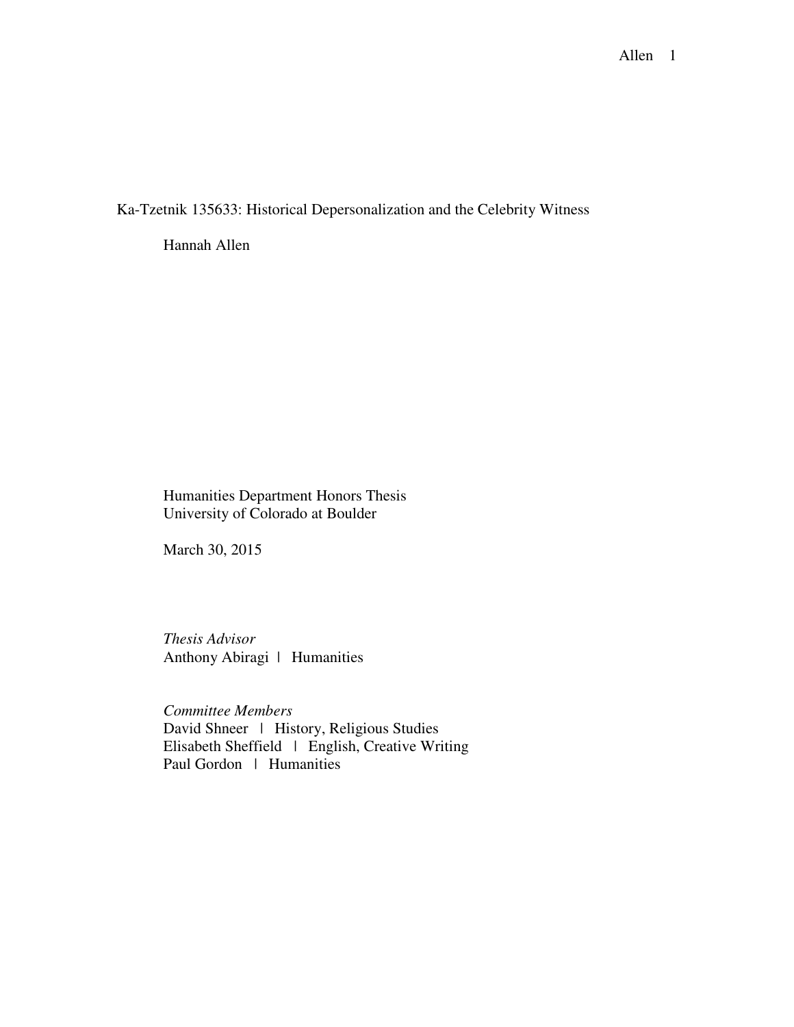# Ka-Tzetnik 135633: Historical Depersonalization and the Celebrity Witness

Hannah Allen

Humanities Department Honors Thesis
University of Colorado at Boulder

March 30, 2015

*Thesis Advisor*
Anthony Abiragi | Humanities

*Committee Members*
David Shneer | History, Religious Studies
Elisabeth Sheffield | English, Creative Writing
Paul Gordon | Humanities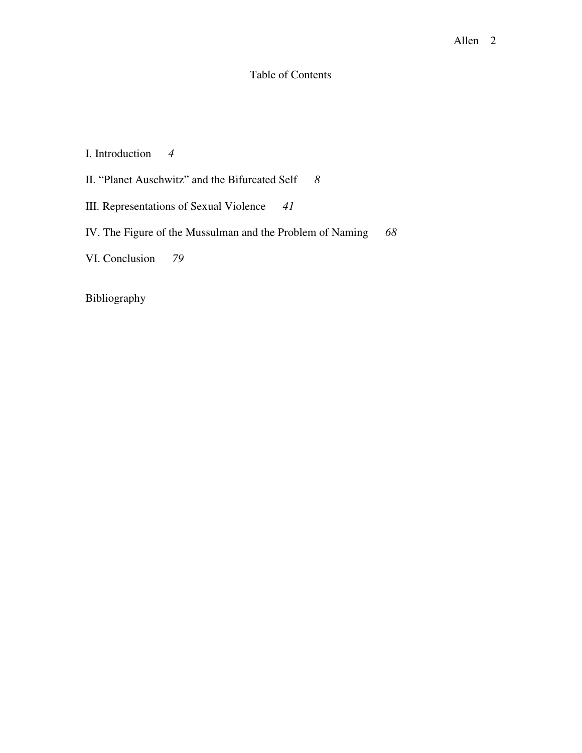# Table of Contents

I. Introduction *4*

II. "Planet Auschwitz" and the Bifurcated Self *8*

III. Representations of Sexual Violence *41*

IV. The Figure of the Mussulman and the Problem of Naming *68*

VI. Conclusion *79*

Bibliography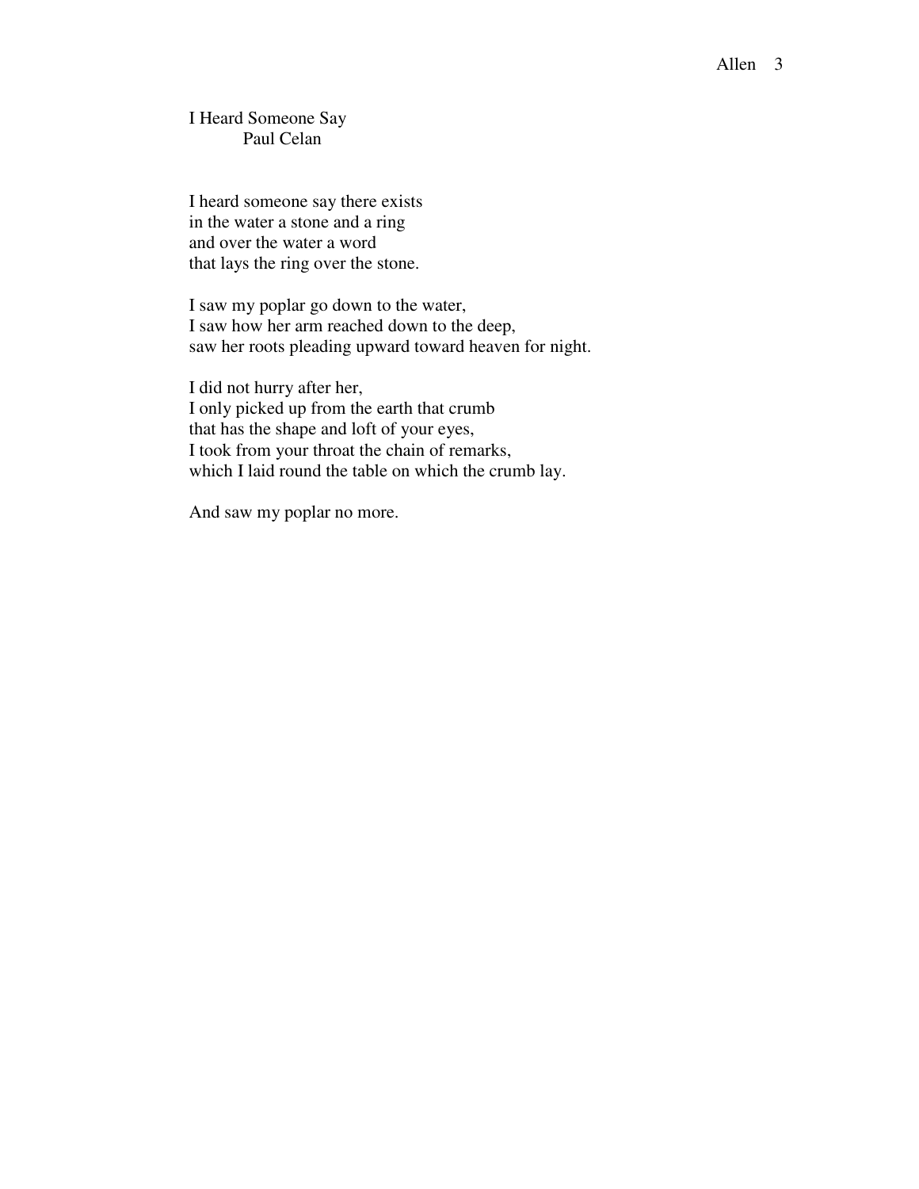I Heard Someone Say

Paul Celan

I heard someone say there exists  
in the water a stone and a ring  
and over the water a word  
that lays the ring over the stone.

I saw my poplar go down to the water,  
I saw how her arm reached down to the deep,  
saw her roots pleading upward toward heaven for night.

I did not hurry after her,  
I only picked up from the earth that crumb  
that has the shape and loft of your eyes,  
I took from your throat the chain of remarks,  
which I laid round the table on which the crumb lay.

And saw my poplar no more.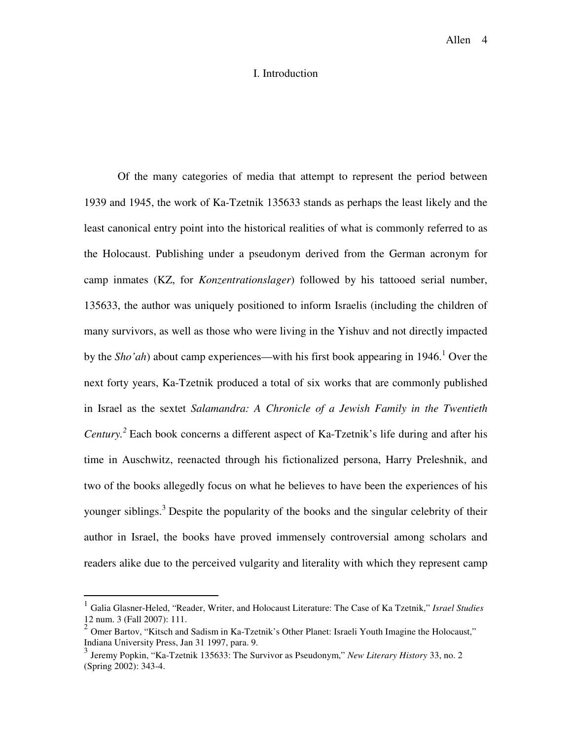# I. Introduction

Of the many categories of media that attempt to represent the period between 1939 and 1945, the work of Ka-Tzetnik 135633 stands as perhaps the least likely and the least canonical entry point into the historical realities of what is commonly referred to as the Holocaust. Publishing under a pseudonym derived from the German acronym for camp inmates (KZ, for *Konzentrationslager*) followed by his tattooed serial number, 135633, the author was uniquely positioned to inform Israelis (including the children of many survivors, as well as those who were living in the Yishuv and not directly impacted by the *Sho'ah*) about camp experiences—with his first book appearing in 1946.[1] Over the next forty years, Ka-Tzetnik produced a total of six works that are commonly published in Israel as the sextet *Salamandra: A Chronicle of a Jewish Family in the Twentieth Century.*[2] Each book concerns a different aspect of Ka-Tzetnik's life during and after his time in Auschwitz, reenacted through his fictionalized persona, Harry Preleshnik, and two of the books allegedly focus on what he believes to have been the experiences of his younger siblings.[3] Despite the popularity of the books and the singular celebrity of their author in Israel, the books have proved immensely controversial among scholars and readers alike due to the perceived vulgarity and literality with which they represent camp

---

[1] Galia Glasner-Heled, "Reader, Writer, and Holocaust Literature: The Case of Ka Tzetnik," *Israel Studies* 12 num. 3 (Fall 2007): 111.

[2] Omer Bartov, "Kitsch and Sadism in Ka-Tzetnik's Other Planet: Israeli Youth Imagine the Holocaust," Indiana University Press, Jan 31 1997, para. 9.

[3] Jeremy Popkin, "Ka-Tzetnik 135633: The Survivor as Pseudonym," *New Literary History* 33, no. 2 (Spring 2002): 343-4.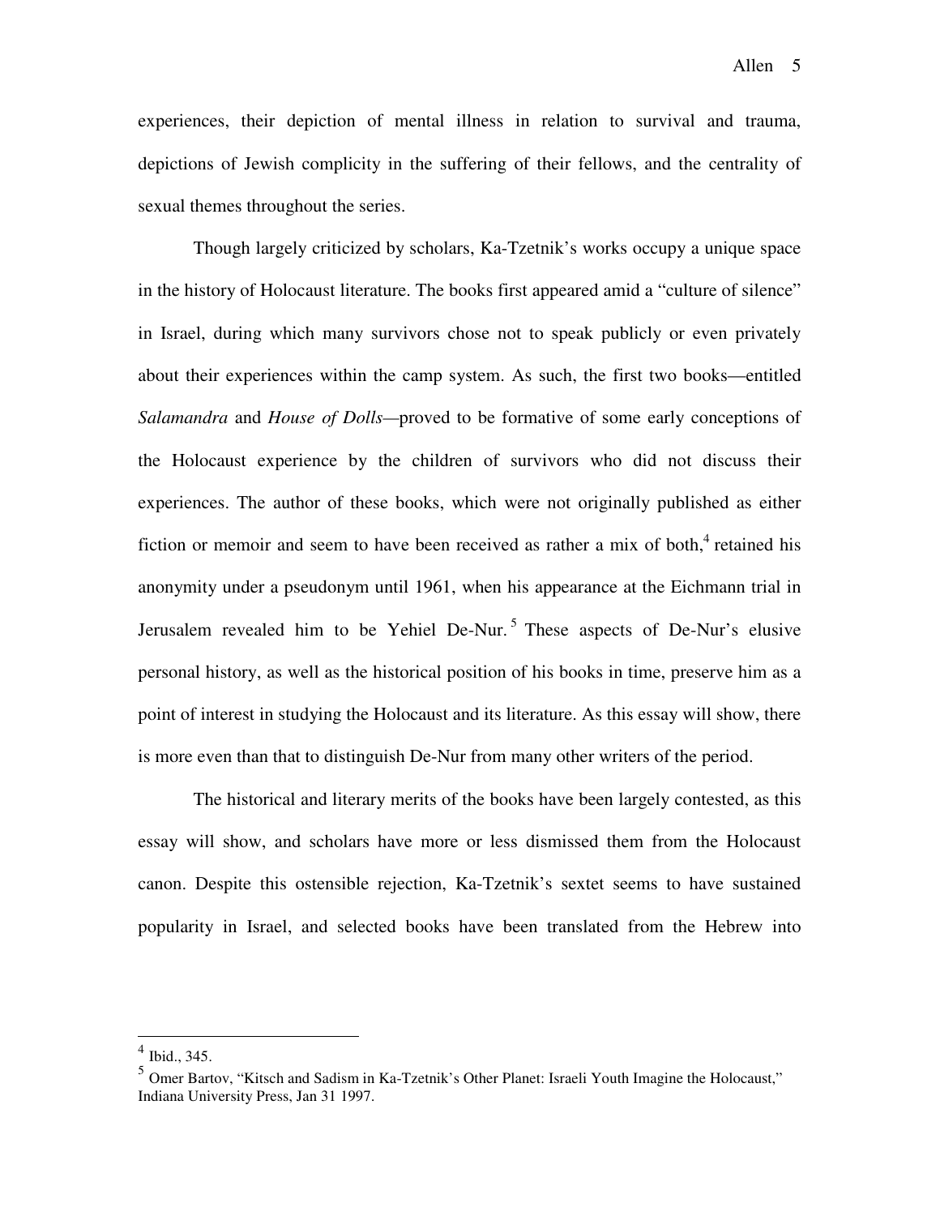experiences, their depiction of mental illness in relation to survival and trauma, depictions of Jewish complicity in the suffering of their fellows, and the centrality of sexual themes throughout the series.

Though largely criticized by scholars, Ka-Tzetnik's works occupy a unique space in the history of Holocaust literature. The books first appeared amid a "culture of silence" in Israel, during which many survivors chose not to speak publicly or even privately about their experiences within the camp system. As such, the first two books—entitled *Salamandra* and *House of Dolls*—proved to be formative of some early conceptions of the Holocaust experience by the children of survivors who did not discuss their experiences. The author of these books, which were not originally published as either fiction or memoir and seem to have been received as rather a mix of both,[4] retained his anonymity under a pseudonym until 1961, when his appearance at the Eichmann trial in Jerusalem revealed him to be Yehiel De-Nur.[5] These aspects of De-Nur's elusive personal history, as well as the historical position of his books in time, preserve him as a point of interest in studying the Holocaust and its literature. As this essay will show, there is more even than that to distinguish De-Nur from many other writers of the period.

The historical and literary merits of the books have been largely contested, as this essay will show, and scholars have more or less dismissed them from the Holocaust canon. Despite this ostensible rejection, Ka-Tzetnik's sextet seems to have sustained popularity in Israel, and selected books have been translated from the Hebrew into

---

[4] Ibid., 345.

[5] Omer Bartov, "Kitsch and Sadism in Ka-Tzetnik's Other Planet: Israeli Youth Imagine the Holocaust," Indiana University Press, Jan 31 1997.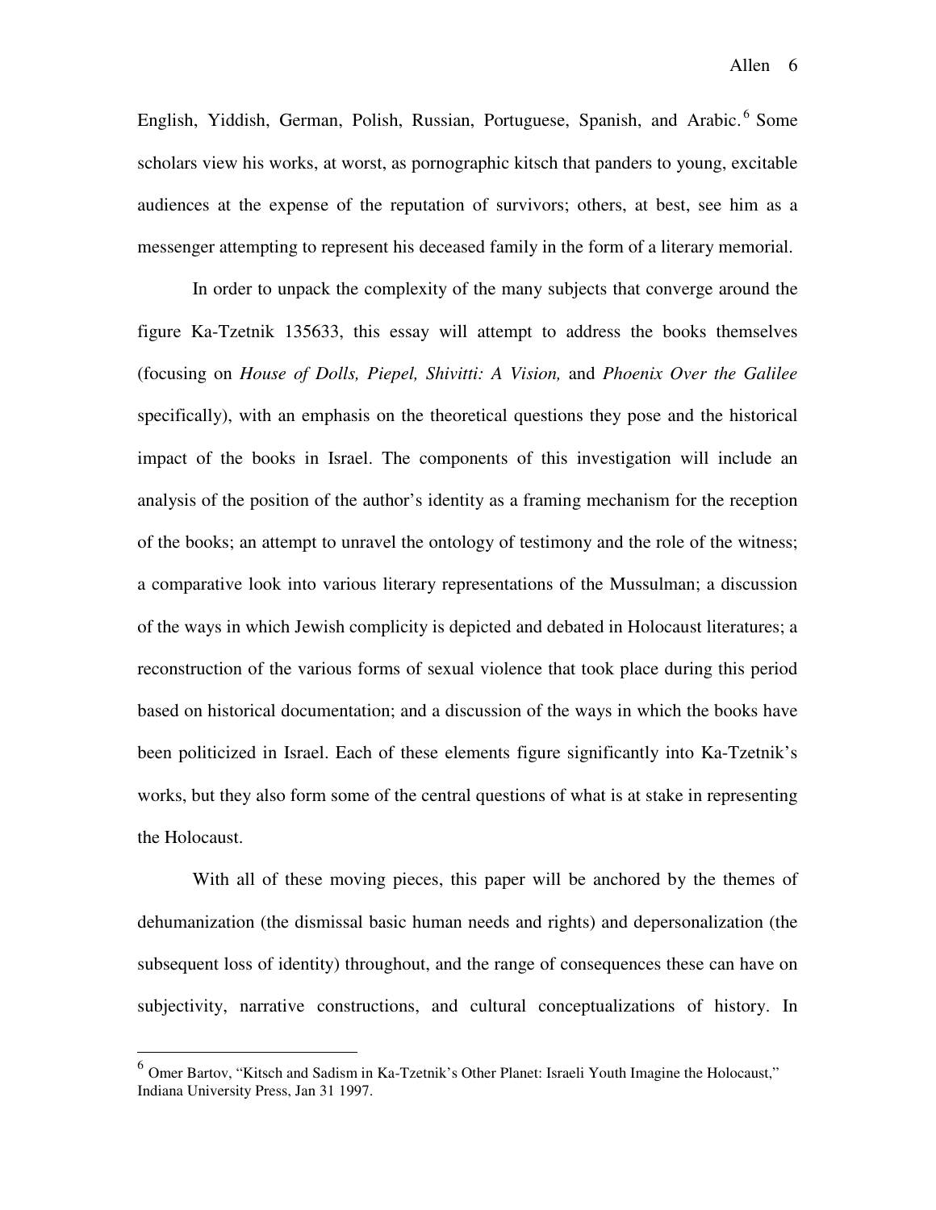English, Yiddish, German, Polish, Russian, Portuguese, Spanish, and Arabic.[6] Some scholars view his works, at worst, as pornographic kitsch that panders to young, excitable audiences at the expense of the reputation of survivors; others, at best, see him as a messenger attempting to represent his deceased family in the form of a literary memorial.

In order to unpack the complexity of the many subjects that converge around the figure Ka-Tzetnik 135633, this essay will attempt to address the books themselves (focusing on *House of Dolls, Piepel, Shivitti: A Vision,* and *Phoenix Over the Galilee* specifically), with an emphasis on the theoretical questions they pose and the historical impact of the books in Israel. The components of this investigation will include an analysis of the position of the author's identity as a framing mechanism for the reception of the books; an attempt to unravel the ontology of testimony and the role of the witness; a comparative look into various literary representations of the Mussulman; a discussion of the ways in which Jewish complicity is depicted and debated in Holocaust literatures; a reconstruction of the various forms of sexual violence that took place during this period based on historical documentation; and a discussion of the ways in which the books have been politicized in Israel. Each of these elements figure significantly into Ka-Tzetnik's works, but they also form some of the central questions of what is at stake in representing the Holocaust.

With all of these moving pieces, this paper will be anchored by the themes of dehumanization (the dismissal basic human needs and rights) and depersonalization (the subsequent loss of identity) throughout, and the range of consequences these can have on subjectivity, narrative constructions, and cultural conceptualizations of history. In

---

[6] Omer Bartov, "Kitsch and Sadism in Ka-Tzetnik's Other Planet: Israeli Youth Imagine the Holocaust," Indiana University Press, Jan 31 1997.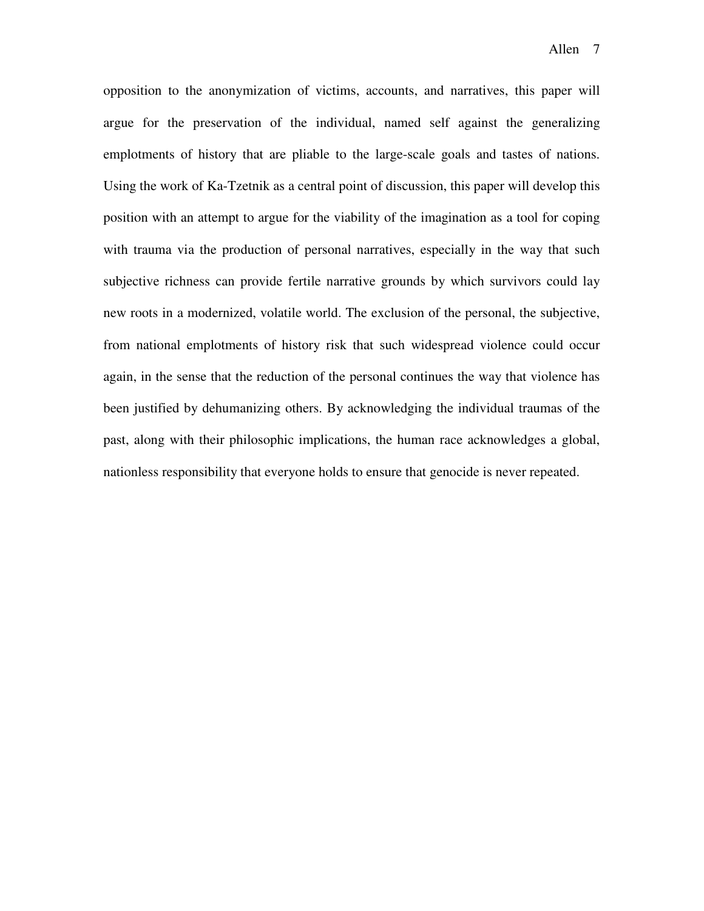opposition to the anonymization of victims, accounts, and narratives, this paper will argue for the preservation of the individual, named self against the generalizing emplotments of history that are pliable to the large-scale goals and tastes of nations. Using the work of Ka-Tzetnik as a central point of discussion, this paper will develop this position with an attempt to argue for the viability of the imagination as a tool for coping with trauma via the production of personal narratives, especially in the way that such subjective richness can provide fertile narrative grounds by which survivors could lay new roots in a modernized, volatile world. The exclusion of the personal, the subjective, from national emplotments of history risk that such widespread violence could occur again, in the sense that the reduction of the personal continues the way that violence has been justified by dehumanizing others. By acknowledging the individual traumas of the past, along with their philosophic implications, the human race acknowledges a global, nationless responsibility that everyone holds to ensure that genocide is never repeated.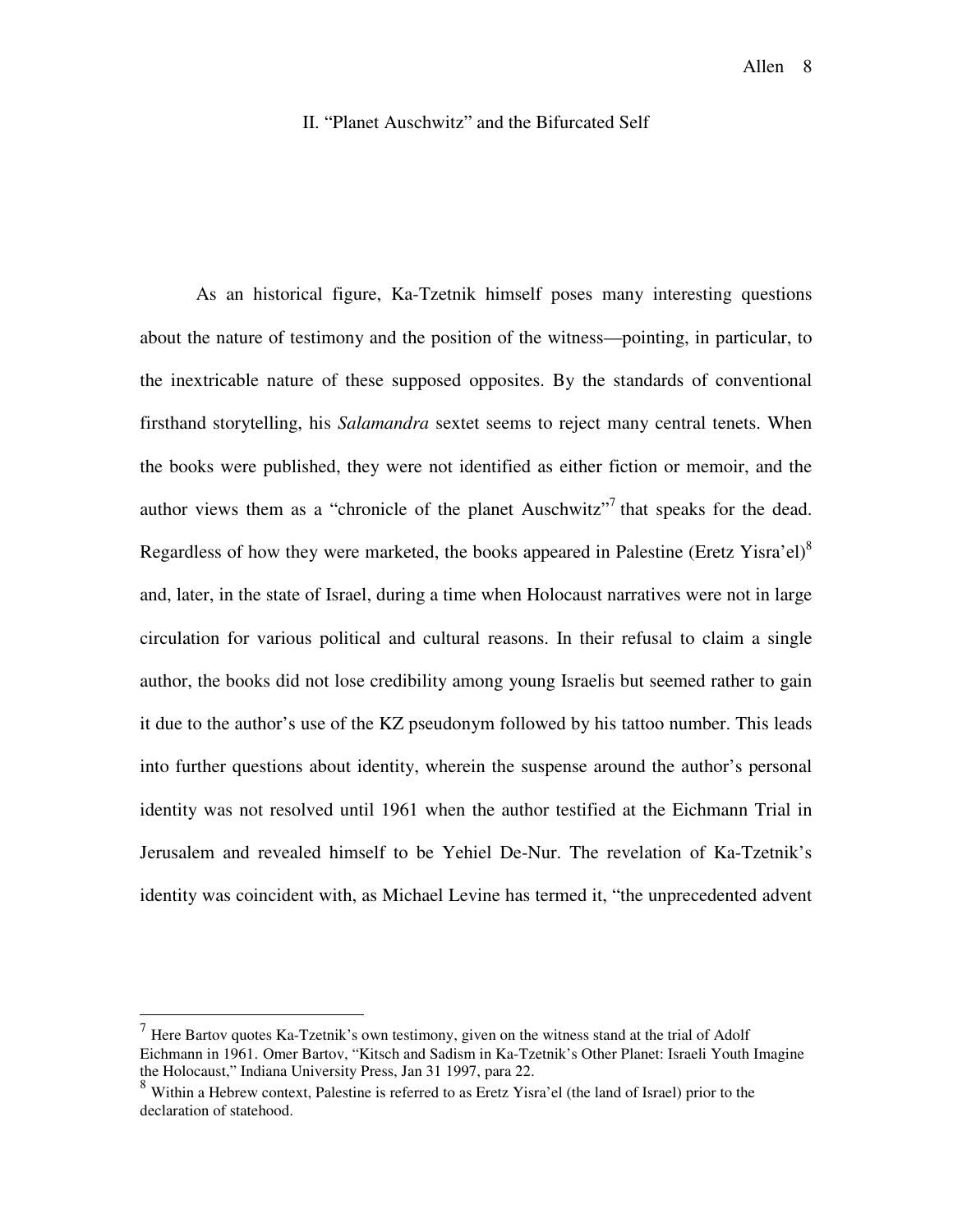## II. "Planet Auschwitz" and the Bifurcated Self

As an historical figure, Ka-Tzetnik himself poses many interesting questions about the nature of testimony and the position of the witness—pointing, in particular, to the inextricable nature of these supposed opposites. By the standards of conventional firsthand storytelling, his *Salamandra* sextet seems to reject many central tenets. When the books were published, they were not identified as either fiction or memoir, and the author views them as a "chronicle of the planet Auschwitz"[7] that speaks for the dead. Regardless of how they were marketed, the books appeared in Palestine (Eretz Yisra'el)[8] and, later, in the state of Israel, during a time when Holocaust narratives were not in large circulation for various political and cultural reasons. In their refusal to claim a single author, the books did not lose credibility among young Israelis but seemed rather to gain it due to the author's use of the KZ pseudonym followed by his tattoo number. This leads into further questions about identity, wherein the suspense around the author's personal identity was not resolved until 1961 when the author testified at the Eichmann Trial in Jerusalem and revealed himself to be Yehiel De-Nur. The revelation of Ka-Tzetnik's identity was coincident with, as Michael Levine has termed it, "the unprecedented advent

---

[7] Here Bartov quotes Ka-Tzetnik's own testimony, given on the witness stand at the trial of Adolf Eichmann in 1961. Omer Bartov, "Kitsch and Sadism in Ka-Tzetnik's Other Planet: Israeli Youth Imagine the Holocaust," Indiana University Press, Jan 31 1997, para 22.

[8] Within a Hebrew context, Palestine is referred to as Eretz Yisra'el (the land of Israel) prior to the declaration of statehood.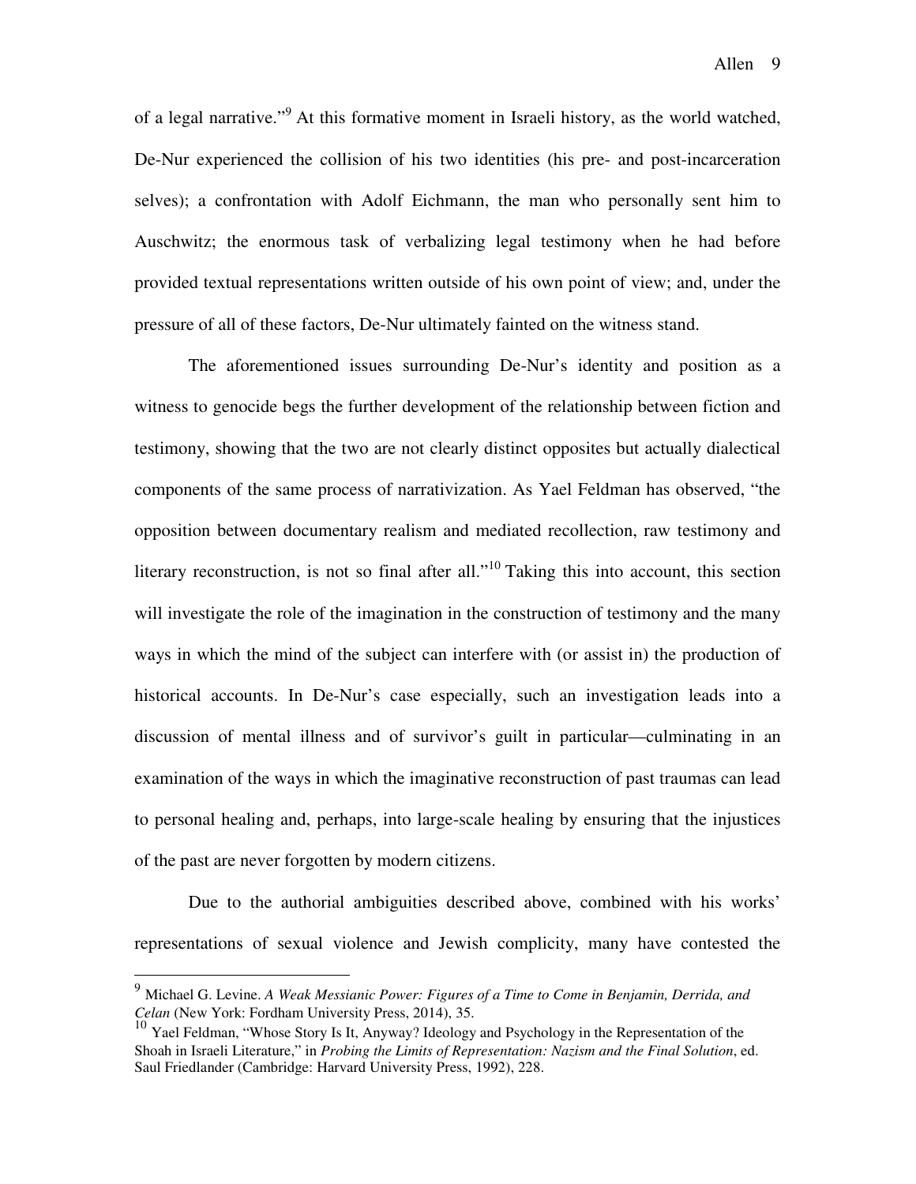of a legal narrative."[9] At this formative moment in Israeli history, as the world watched, De-Nur experienced the collision of his two identities (his pre- and post-incarceration selves); a confrontation with Adolf Eichmann, the man who personally sent him to Auschwitz; the enormous task of verbalizing legal testimony when he had before provided textual representations written outside of his own point of view; and, under the pressure of all of these factors, De-Nur ultimately fainted on the witness stand.

The aforementioned issues surrounding De-Nur's identity and position as a witness to genocide begs the further development of the relationship between fiction and testimony, showing that the two are not clearly distinct opposites but actually dialectical components of the same process of narrativization. As Yael Feldman has observed, "the opposition between documentary realism and mediated recollection, raw testimony and literary reconstruction, is not so final after all."[10] Taking this into account, this section will investigate the role of the imagination in the construction of testimony and the many ways in which the mind of the subject can interfere with (or assist in) the production of historical accounts. In De-Nur's case especially, such an investigation leads into a discussion of mental illness and of survivor's guilt in particular—culminating in an examination of the ways in which the imaginative reconstruction of past traumas can lead to personal healing and, perhaps, into large-scale healing by ensuring that the injustices of the past are never forgotten by modern citizens.

Due to the authorial ambiguities described above, combined with his works' representations of sexual violence and Jewish complicity, many have contested the

---

[9] Michael G. Levine. *A Weak Messianic Power: Figures of a Time to Come in Benjamin, Derrida, and Celan* (New York: Fordham University Press, 2014), 35.

[10] Yael Feldman, "Whose Story Is It, Anyway? Ideology and Psychology in the Representation of the Shoah in Israeli Literature," in *Probing the Limits of Representation: Nazism and the Final Solution*, ed. Saul Friedlander (Cambridge: Harvard University Press, 1992), 228.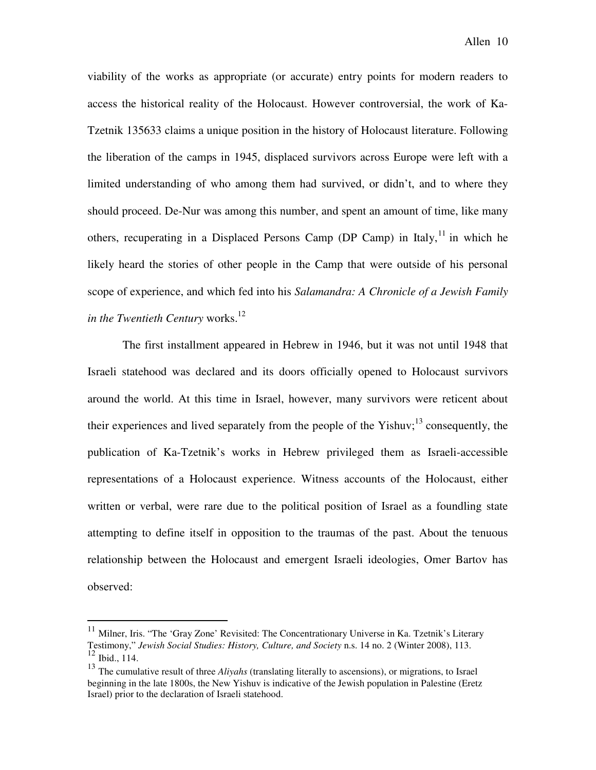viability of the works as appropriate (or accurate) entry points for modern readers to access the historical reality of the Holocaust. However controversial, the work of Ka-Tzetnik 135633 claims a unique position in the history of Holocaust literature. Following the liberation of the camps in 1945, displaced survivors across Europe were left with a limited understanding of who among them had survived, or didn't, and to where they should proceed. De-Nur was among this number, and spent an amount of time, like many others, recuperating in a Displaced Persons Camp (DP Camp) in Italy,[11] in which he likely heard the stories of other people in the Camp that were outside of his personal scope of experience, and which fed into his *Salamandra: A Chronicle of a Jewish Family in the Twentieth Century* works.[12]

The first installment appeared in Hebrew in 1946, but it was not until 1948 that Israeli statehood was declared and its doors officially opened to Holocaust survivors around the world. At this time in Israel, however, many survivors were reticent about their experiences and lived separately from the people of the Yishuv;[13] consequently, the publication of Ka-Tzetnik's works in Hebrew privileged them as Israeli-accessible representations of a Holocaust experience. Witness accounts of the Holocaust, either written or verbal, were rare due to the political position of Israel as a foundling state attempting to define itself in opposition to the traumas of the past. About the tenuous relationship between the Holocaust and emergent Israeli ideologies, Omer Bartov has observed:

---

[11] Milner, Iris. "The 'Gray Zone' Revisited: The Concentrationary Universe in Ka. Tzetnik's Literary Testimony," *Jewish Social Studies: History, Culture, and Society* n.s. 14 no. 2 (Winter 2008), 113.

[12] Ibid., 114.

[13] The cumulative result of three *Aliyahs* (translating literally to ascensions), or migrations, to Israel beginning in the late 1800s, the New Yishuv is indicative of the Jewish population in Palestine (Eretz Israel) prior to the declaration of Israeli statehood.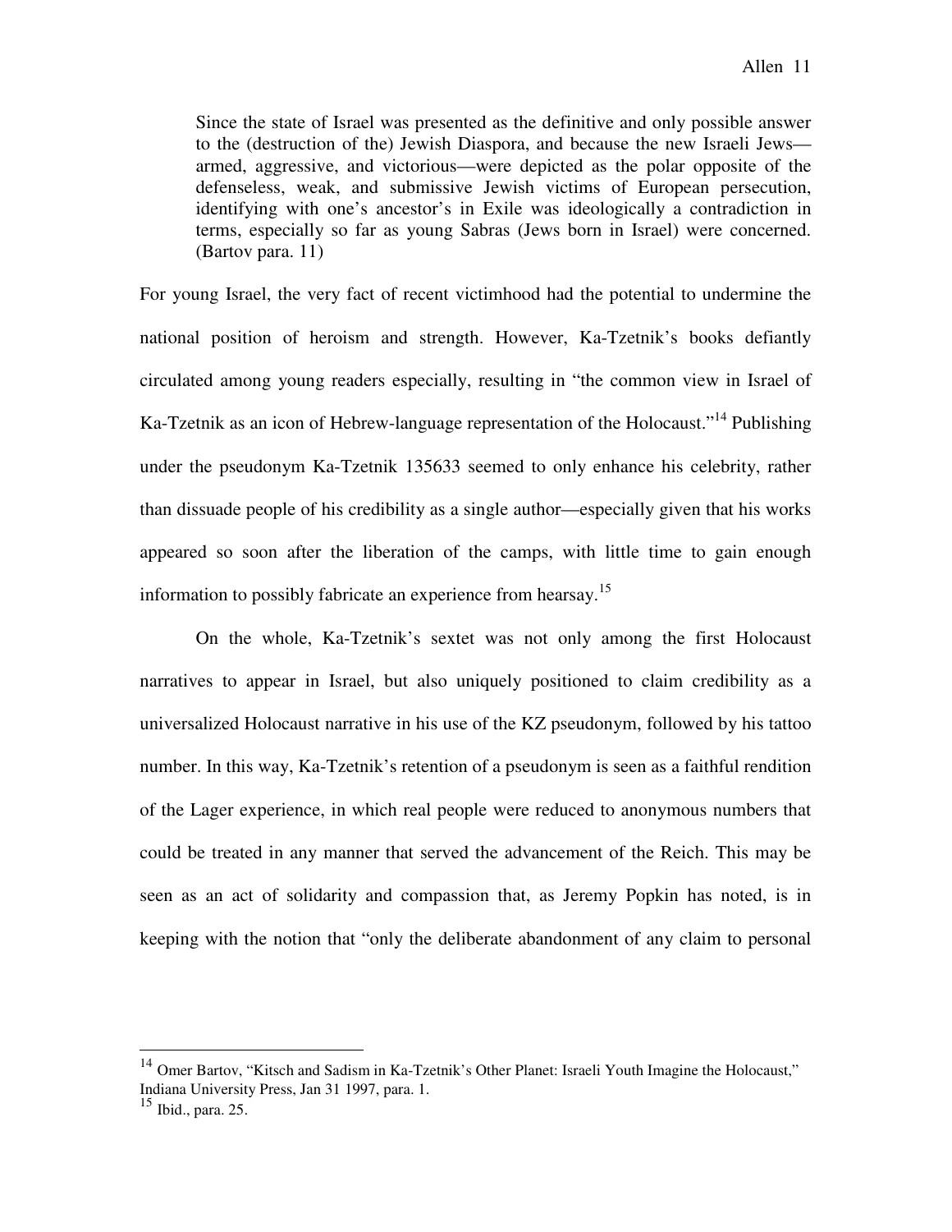> Since the state of Israel was presented as the definitive and only possible answer to the (destruction of the) Jewish Diaspora, and because the new Israeli Jews—armed, aggressive, and victorious—were depicted as the polar opposite of the defenseless, weak, and submissive Jewish victims of European persecution, identifying with one's ancestor's in Exile was ideologically a contradiction in terms, especially so far as young Sabras (Jews born in Israel) were concerned. (Bartov para. 11)

For young Israel, the very fact of recent victimhood had the potential to undermine the national position of heroism and strength. However, Ka-Tzetnik's books defiantly circulated among young readers especially, resulting in "the common view in Israel of Ka-Tzetnik as an icon of Hebrew-language representation of the Holocaust."[14] Publishing under the pseudonym Ka-Tzetnik 135633 seemed to only enhance his celebrity, rather than dissuade people of his credibility as a single author—especially given that his works appeared so soon after the liberation of the camps, with little time to gain enough information to possibly fabricate an experience from hearsay.[15]

On the whole, Ka-Tzetnik's sextet was not only among the first Holocaust narratives to appear in Israel, but also uniquely positioned to claim credibility as a universalized Holocaust narrative in his use of the KZ pseudonym, followed by his tattoo number. In this way, Ka-Tzetnik's retention of a pseudonym is seen as a faithful rendition of the Lager experience, in which real people were reduced to anonymous numbers that could be treated in any manner that served the advancement of the Reich. This may be seen as an act of solidarity and compassion that, as Jeremy Popkin has noted, is in keeping with the notion that "only the deliberate abandonment of any claim to personal

---

[14] Omer Bartov, "Kitsch and Sadism in Ka-Tzetnik's Other Planet: Israeli Youth Imagine the Holocaust," Indiana University Press, Jan 31 1997, para. 1.

[15] Ibid., para. 25.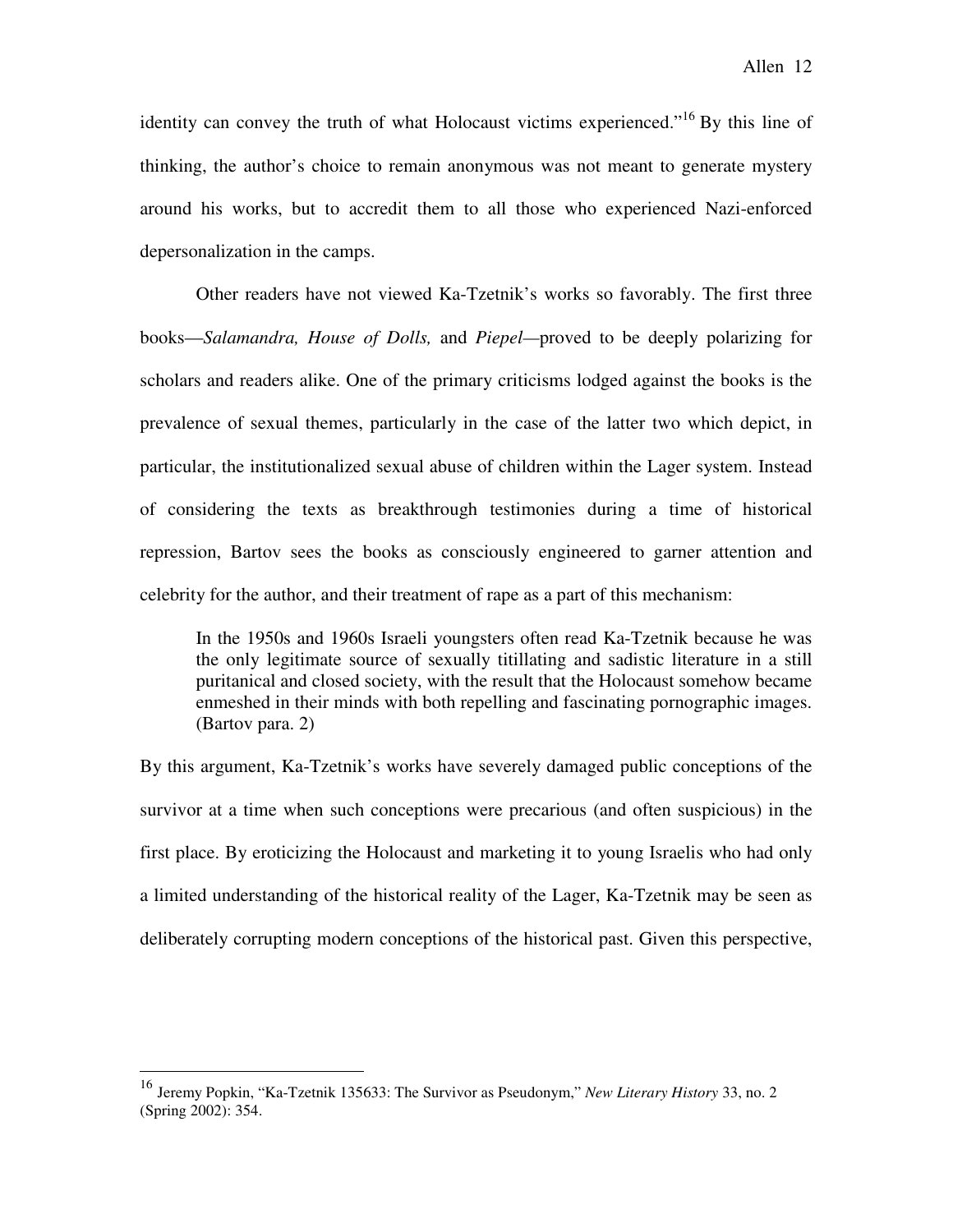identity can convey the truth of what Holocaust victims experienced."[16] By this line of thinking, the author's choice to remain anonymous was not meant to generate mystery around his works, but to accredit them to all those who experienced Nazi-enforced depersonalization in the camps.

Other readers have not viewed Ka-Tzetnik's works so favorably. The first three books—*Salamandra, House of Dolls,* and *Piepel*—proved to be deeply polarizing for scholars and readers alike. One of the primary criticisms lodged against the books is the prevalence of sexual themes, particularly in the case of the latter two which depict, in particular, the institutionalized sexual abuse of children within the Lager system. Instead of considering the texts as breakthrough testimonies during a time of historical repression, Bartov sees the books as consciously engineered to garner attention and celebrity for the author, and their treatment of rape as a part of this mechanism:

> In the 1950s and 1960s Israeli youngsters often read Ka-Tzetnik because he was the only legitimate source of sexually titillating and sadistic literature in a still puritanical and closed society, with the result that the Holocaust somehow became enmeshed in their minds with both repelling and fascinating pornographic images. (Bartov para. 2)

By this argument, Ka-Tzetnik's works have severely damaged public conceptions of the survivor at a time when such conceptions were precarious (and often suspicious) in the first place. By eroticizing the Holocaust and marketing it to young Israelis who had only a limited understanding of the historical reality of the Lager, Ka-Tzetnik may be seen as deliberately corrupting modern conceptions of the historical past. Given this perspective,

---

[16] Jeremy Popkin, "Ka-Tzetnik 135633: The Survivor as Pseudonym," *New Literary History* 33, no. 2 (Spring 2002): 354.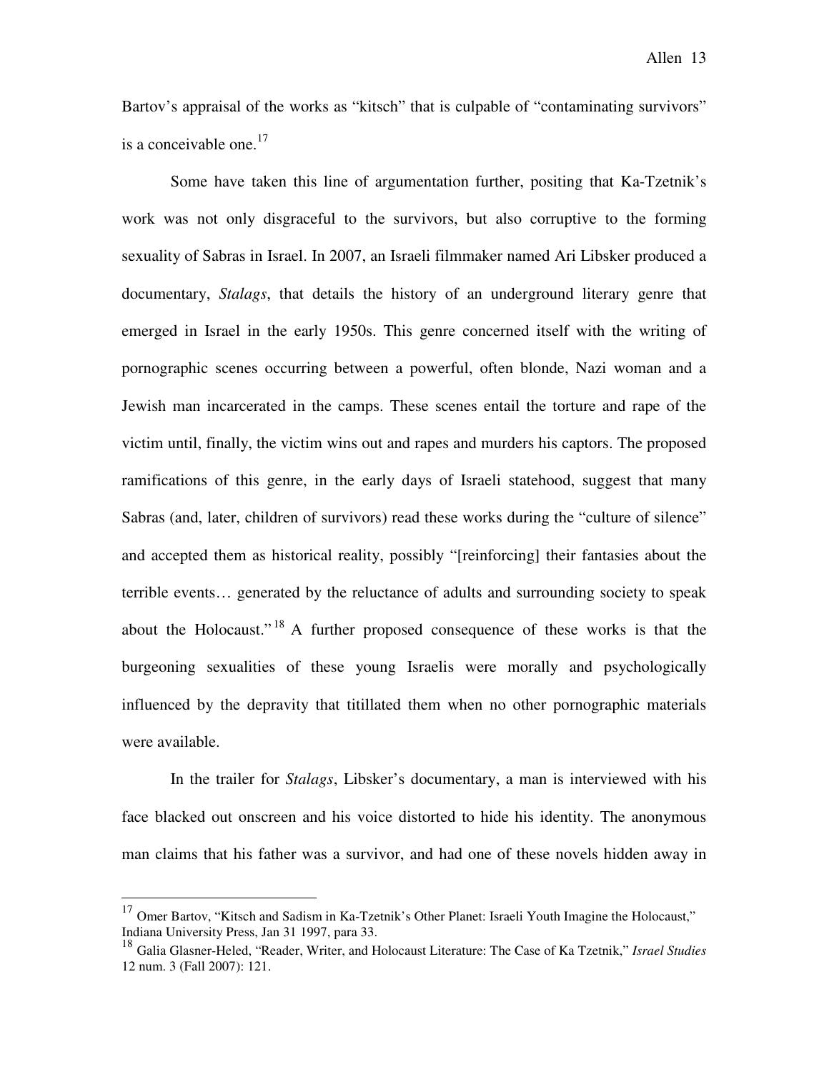Bartov's appraisal of the works as "kitsch" that is culpable of "contaminating survivors" is a conceivable one.[17]

Some have taken this line of argumentation further, positing that Ka-Tzetnik's work was not only disgraceful to the survivors, but also corruptive to the forming sexuality of Sabras in Israel. In 2007, an Israeli filmmaker named Ari Libsker produced a documentary, *Stalags*, that details the history of an underground literary genre that emerged in Israel in the early 1950s. This genre concerned itself with the writing of pornographic scenes occurring between a powerful, often blonde, Nazi woman and a Jewish man incarcerated in the camps. These scenes entail the torture and rape of the victim until, finally, the victim wins out and rapes and murders his captors. The proposed ramifications of this genre, in the early days of Israeli statehood, suggest that many Sabras (and, later, children of survivors) read these works during the "culture of silence" and accepted them as historical reality, possibly "[reinforcing] their fantasies about the terrible events… generated by the reluctance of adults and surrounding society to speak about the Holocaust."[18] A further proposed consequence of these works is that the burgeoning sexualities of these young Israelis were morally and psychologically influenced by the depravity that titillated them when no other pornographic materials were available.

In the trailer for *Stalags*, Libsker's documentary, a man is interviewed with his face blacked out onscreen and his voice distorted to hide his identity. The anonymous man claims that his father was a survivor, and had one of these novels hidden away in

---

[17] Omer Bartov, "Kitsch and Sadism in Ka-Tzetnik's Other Planet: Israeli Youth Imagine the Holocaust," Indiana University Press, Jan 31 1997, para 33.

[18] Galia Glasner-Heled, "Reader, Writer, and Holocaust Literature: The Case of Ka Tzetnik," *Israel Studies* 12 num. 3 (Fall 2007): 121.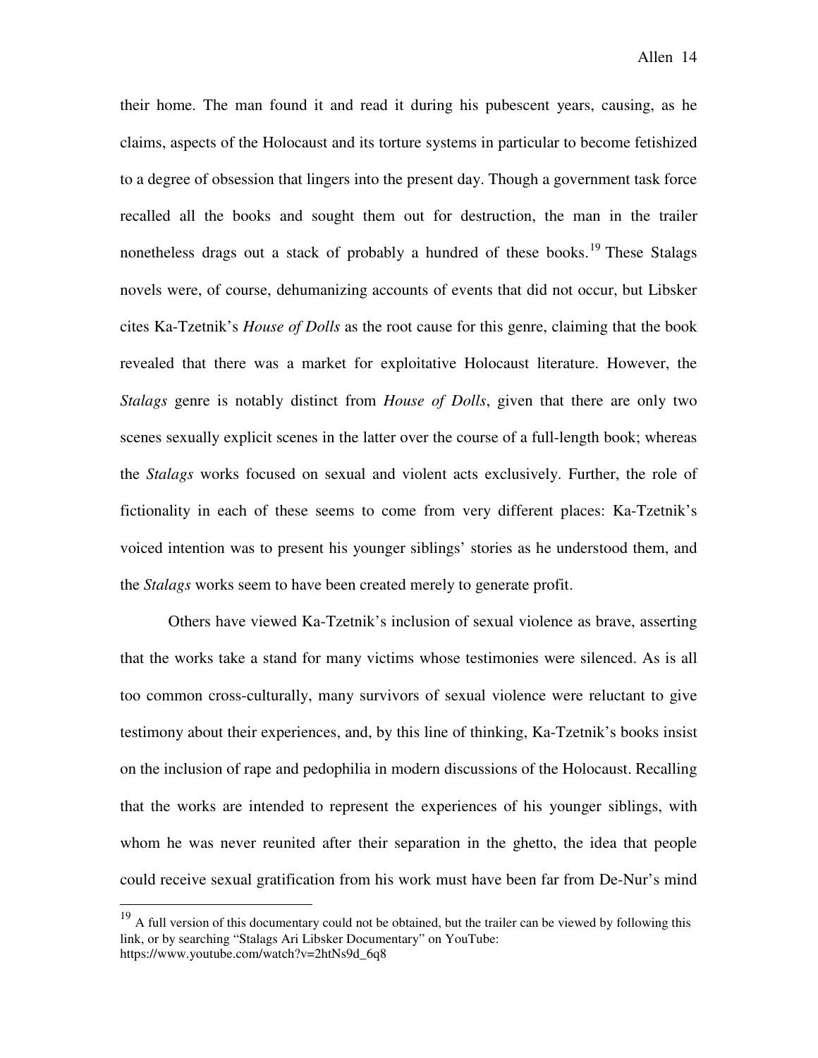their home. The man found it and read it during his pubescent years, causing, as he claims, aspects of the Holocaust and its torture systems in particular to become fetishized to a degree of obsession that lingers into the present day. Though a government task force recalled all the books and sought them out for destruction, the man in the trailer nonetheless drags out a stack of probably a hundred of these books.[19] These Stalags novels were, of course, dehumanizing accounts of events that did not occur, but Libsker cites Ka-Tzetnik's *House of Dolls* as the root cause for this genre, claiming that the book revealed that there was a market for exploitative Holocaust literature. However, the *Stalags* genre is notably distinct from *House of Dolls*, given that there are only two scenes sexually explicit scenes in the latter over the course of a full-length book; whereas the *Stalags* works focused on sexual and violent acts exclusively. Further, the role of fictionality in each of these seems to come from very different places: Ka-Tzetnik's voiced intention was to present his younger siblings' stories as he understood them, and the *Stalags* works seem to have been created merely to generate profit.

Others have viewed Ka-Tzetnik's inclusion of sexual violence as brave, asserting that the works take a stand for many victims whose testimonies were silenced. As is all too common cross-culturally, many survivors of sexual violence were reluctant to give testimony about their experiences, and, by this line of thinking, Ka-Tzetnik's books insist on the inclusion of rape and pedophilia in modern discussions of the Holocaust. Recalling that the works are intended to represent the experiences of his younger siblings, with whom he was never reunited after their separation in the ghetto, the idea that people could receive sexual gratification from his work must have been far from De-Nur's mind

---

[19] A full version of this documentary could not be obtained, but the trailer can be viewed by following this link, or by searching "Stalags Ari Libsker Documentary" on YouTube: https://www.youtube.com/watch?v=2htNs9d_6q8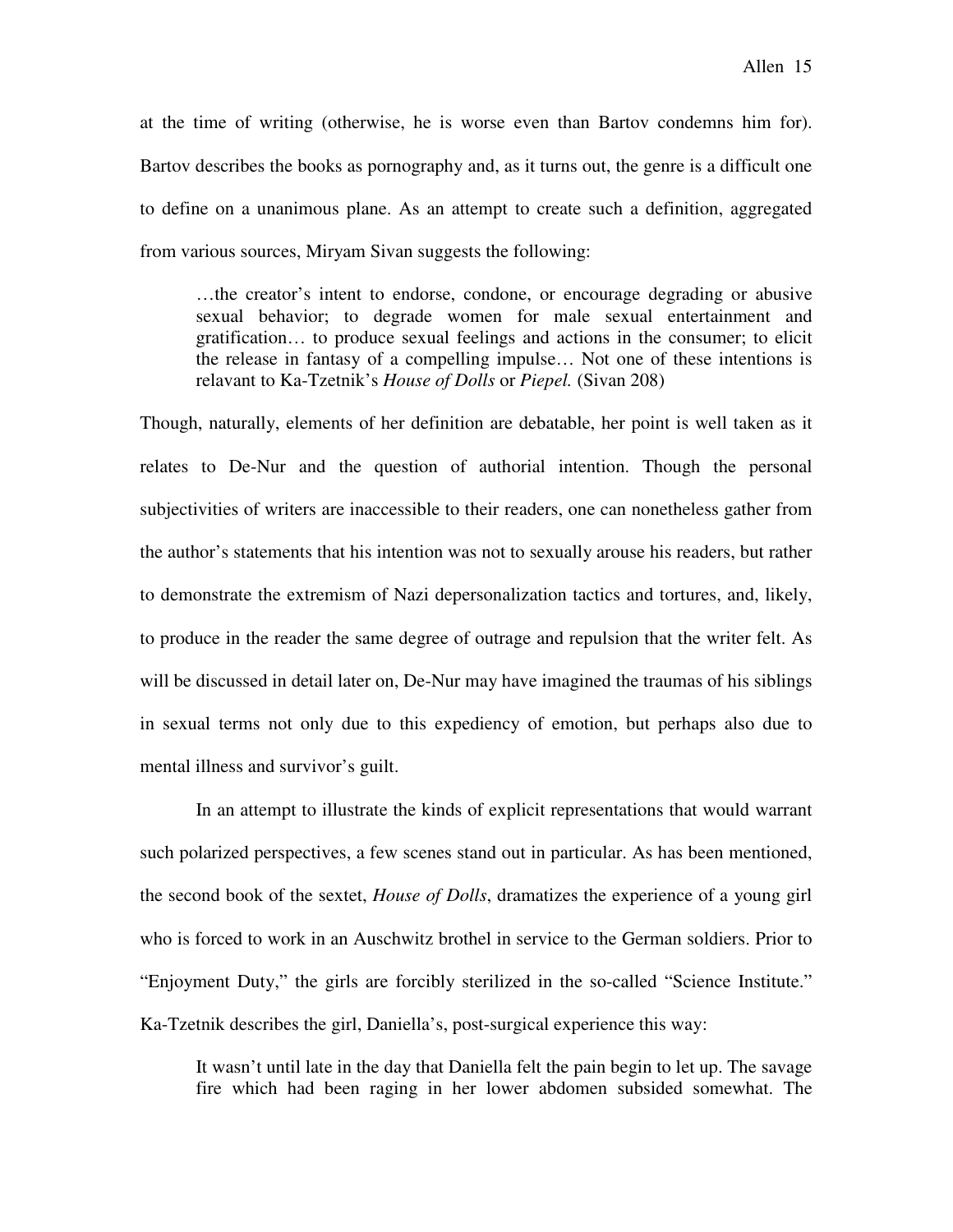at the time of writing (otherwise, he is worse even than Bartov condemns him for). Bartov describes the books as pornography and, as it turns out, the genre is a difficult one to define on a unanimous plane. As an attempt to create such a definition, aggregated from various sources, Miryam Sivan suggests the following:

> …the creator's intent to endorse, condone, or encourage degrading or abusive sexual behavior; to degrade women for male sexual entertainment and gratification… to produce sexual feelings and actions in the consumer; to elicit the release in fantasy of a compelling impulse… Not one of these intentions is relavant to Ka-Tzetnik's *House of Dolls* or *Piepel.* (Sivan 208)

Though, naturally, elements of her definition are debatable, her point is well taken as it relates to De-Nur and the question of authorial intention. Though the personal subjectivities of writers are inaccessible to their readers, one can nonetheless gather from the author's statements that his intention was not to sexually arouse his readers, but rather to demonstrate the extremism of Nazi depersonalization tactics and tortures, and, likely, to produce in the reader the same degree of outrage and repulsion that the writer felt. As will be discussed in detail later on, De-Nur may have imagined the traumas of his siblings in sexual terms not only due to this expediency of emotion, but perhaps also due to mental illness and survivor's guilt.

In an attempt to illustrate the kinds of explicit representations that would warrant such polarized perspectives, a few scenes stand out in particular. As has been mentioned, the second book of the sextet, *House of Dolls*, dramatizes the experience of a young girl who is forced to work in an Auschwitz brothel in service to the German soldiers. Prior to "Enjoyment Duty," the girls are forcibly sterilized in the so-called "Science Institute." Ka-Tzetnik describes the girl, Daniella's, post-surgical experience this way:

> It wasn't until late in the day that Daniella felt the pain begin to let up. The savage fire which had been raging in her lower abdomen subsided somewhat. The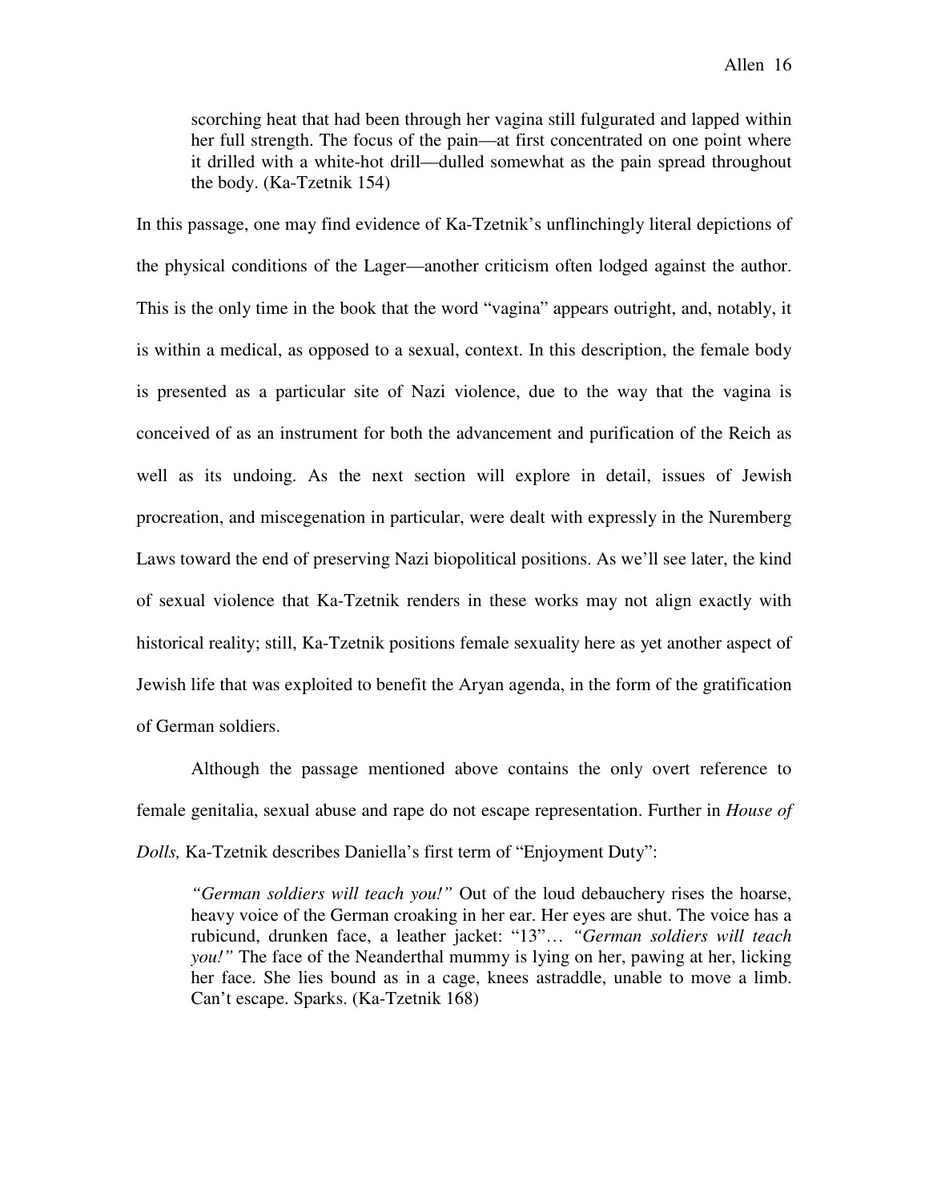> scorching heat that had been through her vagina still fulgurated and lapped within her full strength. The focus of the pain—at first concentrated on one point where it drilled with a white-hot drill—dulled somewhat as the pain spread throughout the body. (Ka-Tzetnik 154)

In this passage, one may find evidence of Ka-Tzetnik's unflinchingly literal depictions of the physical conditions of the Lager—another criticism often lodged against the author. This is the only time in the book that the word "vagina" appears outright, and, notably, it is within a medical, as opposed to a sexual, context. In this description, the female body is presented as a particular site of Nazi violence, due to the way that the vagina is conceived of as an instrument for both the advancement and purification of the Reich as well as its undoing. As the next section will explore in detail, issues of Jewish procreation, and miscegenation in particular, were dealt with expressly in the Nuremberg Laws toward the end of preserving Nazi biopolitical positions. As we'll see later, the kind of sexual violence that Ka-Tzetnik renders in these works may not align exactly with historical reality; still, Ka-Tzetnik positions female sexuality here as yet another aspect of Jewish life that was exploited to benefit the Aryan agenda, in the form of the gratification of German soldiers.

Although the passage mentioned above contains the only overt reference to female genitalia, sexual abuse and rape do not escape representation. Further in *House of Dolls,* Ka-Tzetnik describes Daniella's first term of "Enjoyment Duty":

> *"German soldiers will teach you!"* Out of the loud debauchery rises the hoarse, heavy voice of the German croaking in her ear. Her eyes are shut. The voice has a rubicund, drunken face, a leather jacket: "13"… *"German soldiers will teach you!"* The face of the Neanderthal mummy is lying on her, pawing at her, licking her face. She lies bound as in a cage, knees astraddle, unable to move a limb. Can't escape. Sparks. (Ka-Tzetnik 168)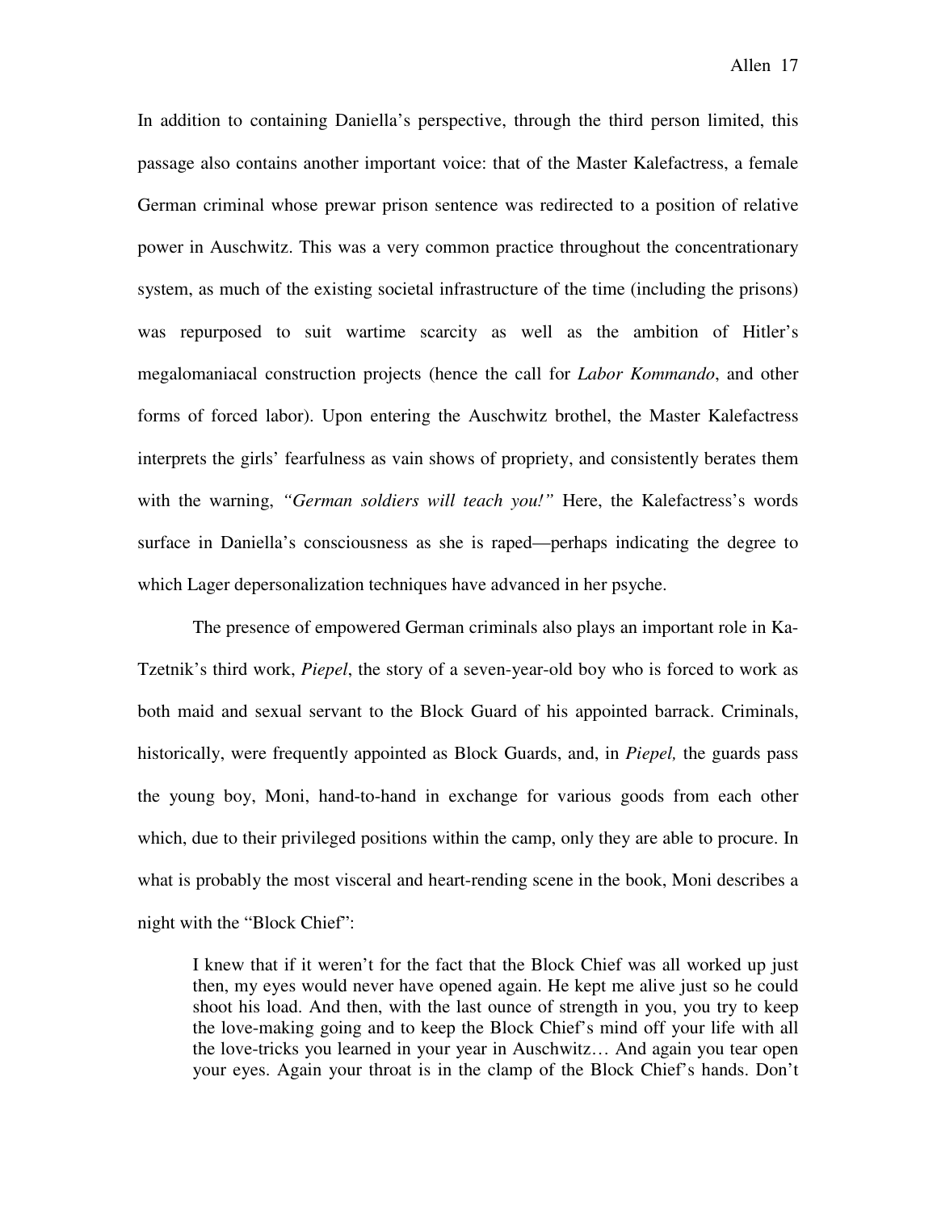In addition to containing Daniella's perspective, through the third person limited, this passage also contains another important voice: that of the Master Kalefactress, a female German criminal whose prewar prison sentence was redirected to a position of relative power in Auschwitz. This was a very common practice throughout the concentrationary system, as much of the existing societal infrastructure of the time (including the prisons) was repurposed to suit wartime scarcity as well as the ambition of Hitler's megalomaniacal construction projects (hence the call for *Labor Kommando*, and other forms of forced labor). Upon entering the Auschwitz brothel, the Master Kalefactress interprets the girls' fearfulness as vain shows of propriety, and consistently berates them with the warning, *"German soldiers will teach you!"* Here, the Kalefactress's words surface in Daniella's consciousness as she is raped—perhaps indicating the degree to which Lager depersonalization techniques have advanced in her psyche.

The presence of empowered German criminals also plays an important role in Ka-Tzetnik's third work, *Piepel*, the story of a seven-year-old boy who is forced to work as both maid and sexual servant to the Block Guard of his appointed barrack. Criminals, historically, were frequently appointed as Block Guards, and, in *Piepel,* the guards pass the young boy, Moni, hand-to-hand in exchange for various goods from each other which, due to their privileged positions within the camp, only they are able to procure. In what is probably the most visceral and heart-rending scene in the book, Moni describes a night with the "Block Chief":

> I knew that if it weren't for the fact that the Block Chief was all worked up just then, my eyes would never have opened again. He kept me alive just so he could shoot his load. And then, with the last ounce of strength in you, you try to keep the love-making going and to keep the Block Chief's mind off your life with all the love-tricks you learned in your year in Auschwitz… And again you tear open your eyes. Again your throat is in the clamp of the Block Chief's hands. Don't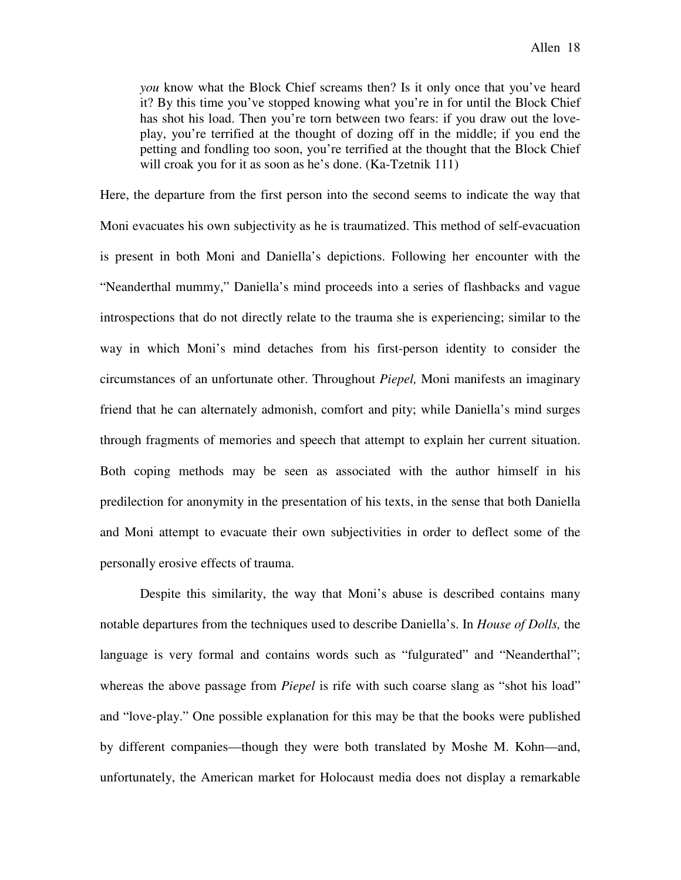> *you* know what the Block Chief screams then? Is it only once that you've heard it? By this time you've stopped knowing what you're in for until the Block Chief has shot his load. Then you're torn between two fears: if you draw out the love-play, you're terrified at the thought of dozing off in the middle; if you end the petting and fondling too soon, you're terrified at the thought that the Block Chief will croak you for it as soon as he's done. (Ka-Tzetnik 111)

Here, the departure from the first person into the second seems to indicate the way that Moni evacuates his own subjectivity as he is traumatized. This method of self-evacuation is present in both Moni and Daniella's depictions. Following her encounter with the "Neanderthal mummy," Daniella's mind proceeds into a series of flashbacks and vague introspections that do not directly relate to the trauma she is experiencing; similar to the way in which Moni's mind detaches from his first-person identity to consider the circumstances of an unfortunate other. Throughout *Piepel,* Moni manifests an imaginary friend that he can alternately admonish, comfort and pity; while Daniella's mind surges through fragments of memories and speech that attempt to explain her current situation. Both coping methods may be seen as associated with the author himself in his predilection for anonymity in the presentation of his texts, in the sense that both Daniella and Moni attempt to evacuate their own subjectivities in order to deflect some of the personally erosive effects of trauma.

Despite this similarity, the way that Moni's abuse is described contains many notable departures from the techniques used to describe Daniella's. In *House of Dolls,* the language is very formal and contains words such as "fulgurated" and "Neanderthal"; whereas the above passage from *Piepel* is rife with such coarse slang as "shot his load" and "love-play." One possible explanation for this may be that the books were published by different companies—though they were both translated by Moshe M. Kohn—and, unfortunately, the American market for Holocaust media does not display a remarkable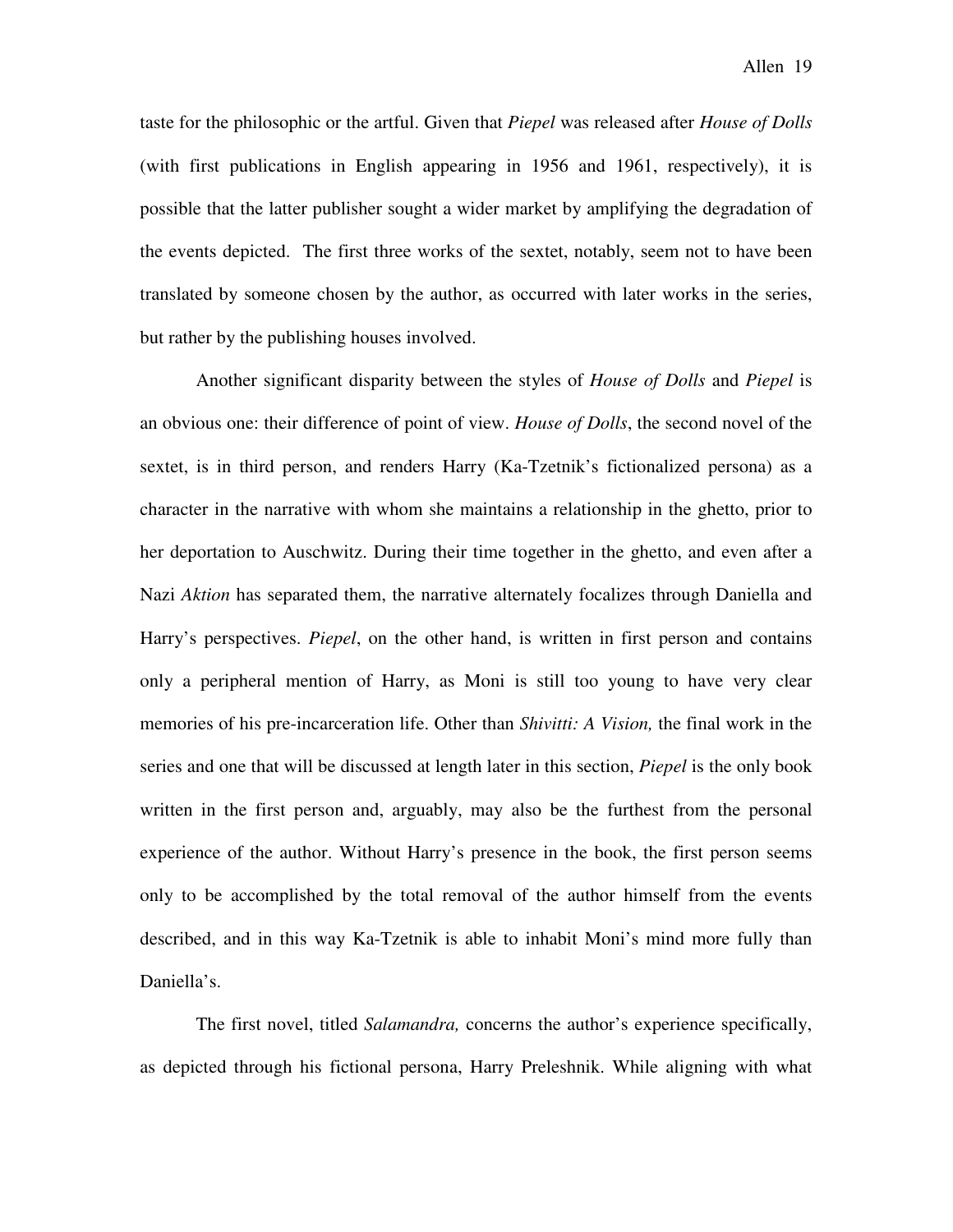taste for the philosophic or the artful. Given that *Piepel* was released after *House of Dolls* (with first publications in English appearing in 1956 and 1961, respectively), it is possible that the latter publisher sought a wider market by amplifying the degradation of the events depicted. The first three works of the sextet, notably, seem not to have been translated by someone chosen by the author, as occurred with later works in the series, but rather by the publishing houses involved.

Another significant disparity between the styles of *House of Dolls* and *Piepel* is an obvious one: their difference of point of view. *House of Dolls*, the second novel of the sextet, is in third person, and renders Harry (Ka-Tzetnik's fictionalized persona) as a character in the narrative with whom she maintains a relationship in the ghetto, prior to her deportation to Auschwitz. During their time together in the ghetto, and even after a Nazi *Aktion* has separated them, the narrative alternately focalizes through Daniella and Harry's perspectives. *Piepel*, on the other hand, is written in first person and contains only a peripheral mention of Harry, as Moni is still too young to have very clear memories of his pre-incarceration life. Other than *Shivitti: A Vision,* the final work in the series and one that will be discussed at length later in this section, *Piepel* is the only book written in the first person and, arguably, may also be the furthest from the personal experience of the author. Without Harry's presence in the book, the first person seems only to be accomplished by the total removal of the author himself from the events described, and in this way Ka-Tzetnik is able to inhabit Moni's mind more fully than Daniella's.

The first novel, titled *Salamandra,* concerns the author's experience specifically, as depicted through his fictional persona, Harry Preleshnik. While aligning with what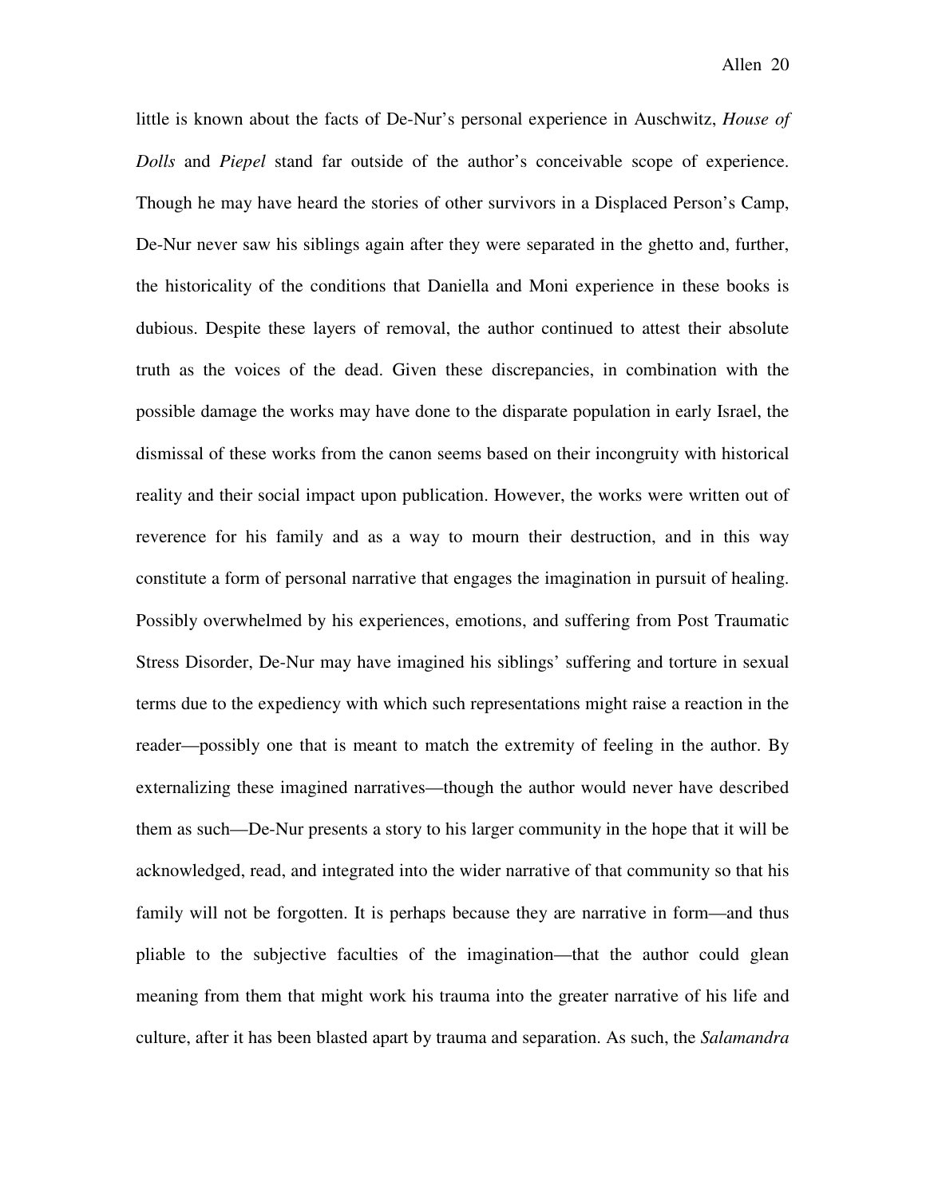little is known about the facts of De-Nur's personal experience in Auschwitz, *House of Dolls* and *Piepel* stand far outside of the author's conceivable scope of experience. Though he may have heard the stories of other survivors in a Displaced Person's Camp, De-Nur never saw his siblings again after they were separated in the ghetto and, further, the historicality of the conditions that Daniella and Moni experience in these books is dubious. Despite these layers of removal, the author continued to attest their absolute truth as the voices of the dead. Given these discrepancies, in combination with the possible damage the works may have done to the disparate population in early Israel, the dismissal of these works from the canon seems based on their incongruity with historical reality and their social impact upon publication. However, the works were written out of reverence for his family and as a way to mourn their destruction, and in this way constitute a form of personal narrative that engages the imagination in pursuit of healing. Possibly overwhelmed by his experiences, emotions, and suffering from Post Traumatic Stress Disorder, De-Nur may have imagined his siblings' suffering and torture in sexual terms due to the expediency with which such representations might raise a reaction in the reader—possibly one that is meant to match the extremity of feeling in the author. By externalizing these imagined narratives—though the author would never have described them as such—De-Nur presents a story to his larger community in the hope that it will be acknowledged, read, and integrated into the wider narrative of that community so that his family will not be forgotten. It is perhaps because they are narrative in form—and thus pliable to the subjective faculties of the imagination—that the author could glean meaning from them that might work his trauma into the greater narrative of his life and culture, after it has been blasted apart by trauma and separation. As such, the *Salamandra*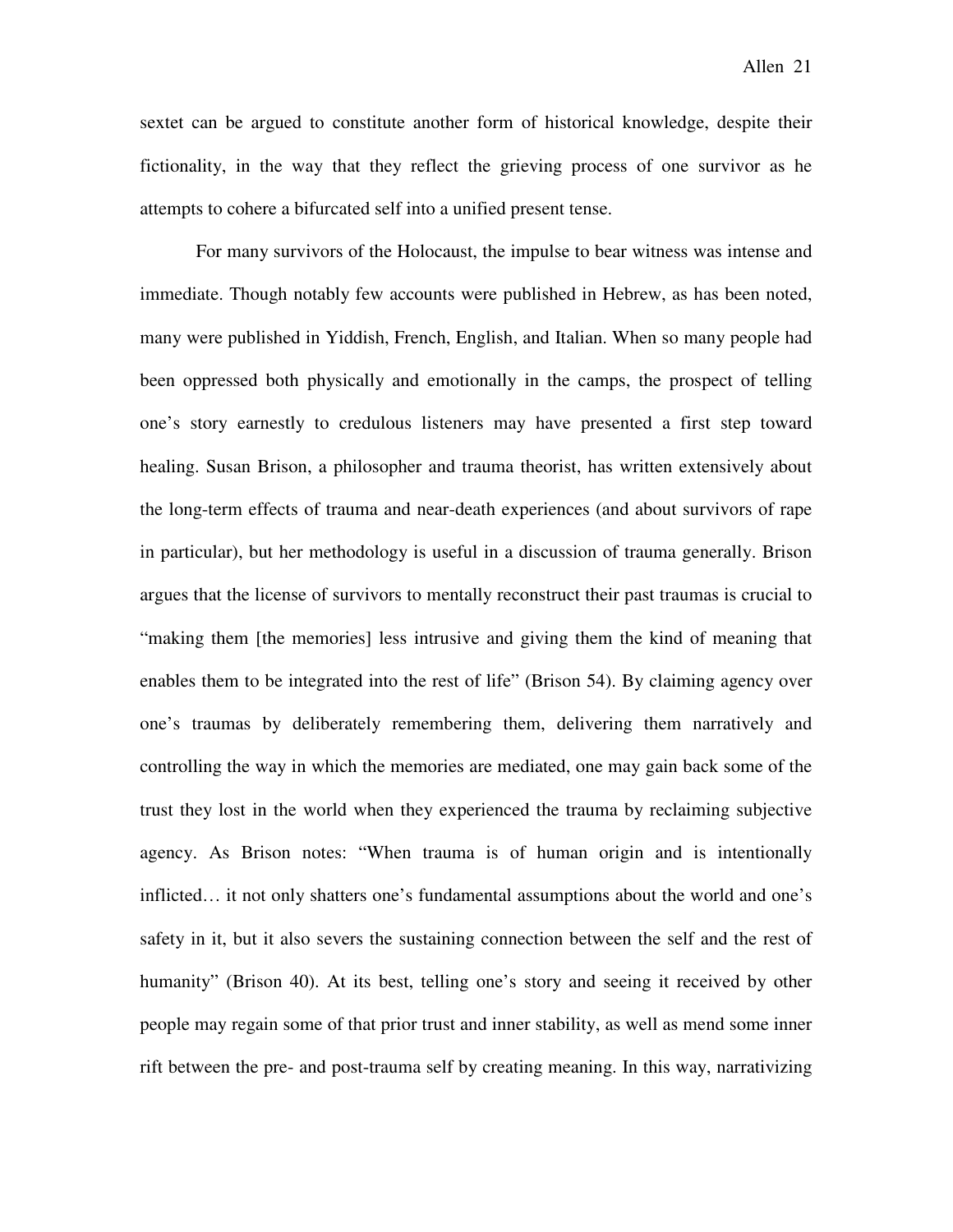sextet can be argued to constitute another form of historical knowledge, despite their fictionality, in the way that they reflect the grieving process of one survivor as he attempts to cohere a bifurcated self into a unified present tense.

For many survivors of the Holocaust, the impulse to bear witness was intense and immediate. Though notably few accounts were published in Hebrew, as has been noted, many were published in Yiddish, French, English, and Italian. When so many people had been oppressed both physically and emotionally in the camps, the prospect of telling one's story earnestly to credulous listeners may have presented a first step toward healing. Susan Brison, a philosopher and trauma theorist, has written extensively about the long-term effects of trauma and near-death experiences (and about survivors of rape in particular), but her methodology is useful in a discussion of trauma generally. Brison argues that the license of survivors to mentally reconstruct their past traumas is crucial to "making them [the memories] less intrusive and giving them the kind of meaning that enables them to be integrated into the rest of life" (Brison 54). By claiming agency over one's traumas by deliberately remembering them, delivering them narratively and controlling the way in which the memories are mediated, one may gain back some of the trust they lost in the world when they experienced the trauma by reclaiming subjective agency. As Brison notes: "When trauma is of human origin and is intentionally inflicted… it not only shatters one's fundamental assumptions about the world and one's safety in it, but it also severs the sustaining connection between the self and the rest of humanity" (Brison 40). At its best, telling one's story and seeing it received by other people may regain some of that prior trust and inner stability, as well as mend some inner rift between the pre- and post-trauma self by creating meaning. In this way, narrativizing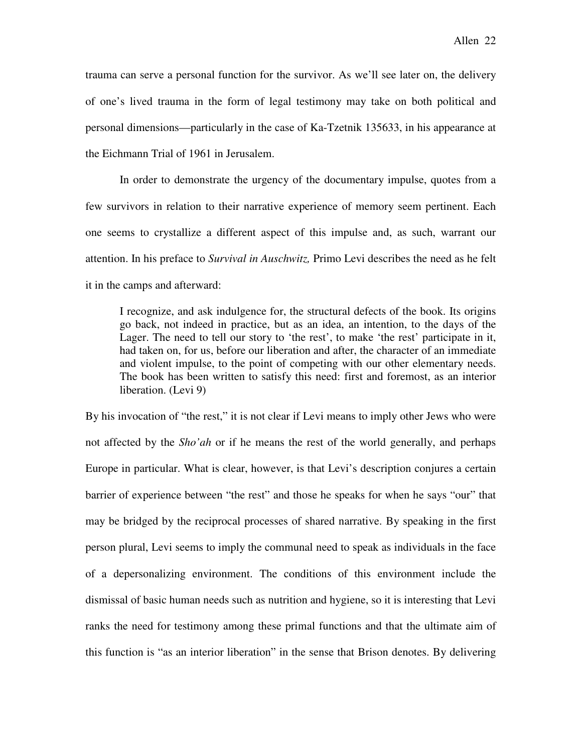trauma can serve a personal function for the survivor. As we'll see later on, the delivery of one's lived trauma in the form of legal testimony may take on both political and personal dimensions—particularly in the case of Ka-Tzetnik 135633, in his appearance at the Eichmann Trial of 1961 in Jerusalem.

In order to demonstrate the urgency of the documentary impulse, quotes from a few survivors in relation to their narrative experience of memory seem pertinent. Each one seems to crystallize a different aspect of this impulse and, as such, warrant our attention. In his preface to *Survival in Auschwitz,* Primo Levi describes the need as he felt it in the camps and afterward:

> I recognize, and ask indulgence for, the structural defects of the book. Its origins go back, not indeed in practice, but as an idea, an intention, to the days of the Lager. The need to tell our story to 'the rest', to make 'the rest' participate in it, had taken on, for us, before our liberation and after, the character of an immediate and violent impulse, to the point of competing with our other elementary needs. The book has been written to satisfy this need: first and foremost, as an interior liberation. (Levi 9)

By his invocation of "the rest," it is not clear if Levi means to imply other Jews who were not affected by the *Sho'ah* or if he means the rest of the world generally, and perhaps Europe in particular. What is clear, however, is that Levi's description conjures a certain barrier of experience between "the rest" and those he speaks for when he says "our" that may be bridged by the reciprocal processes of shared narrative. By speaking in the first person plural, Levi seems to imply the communal need to speak as individuals in the face of a depersonalizing environment. The conditions of this environment include the dismissal of basic human needs such as nutrition and hygiene, so it is interesting that Levi ranks the need for testimony among these primal functions and that the ultimate aim of this function is "as an interior liberation" in the sense that Brison denotes. By delivering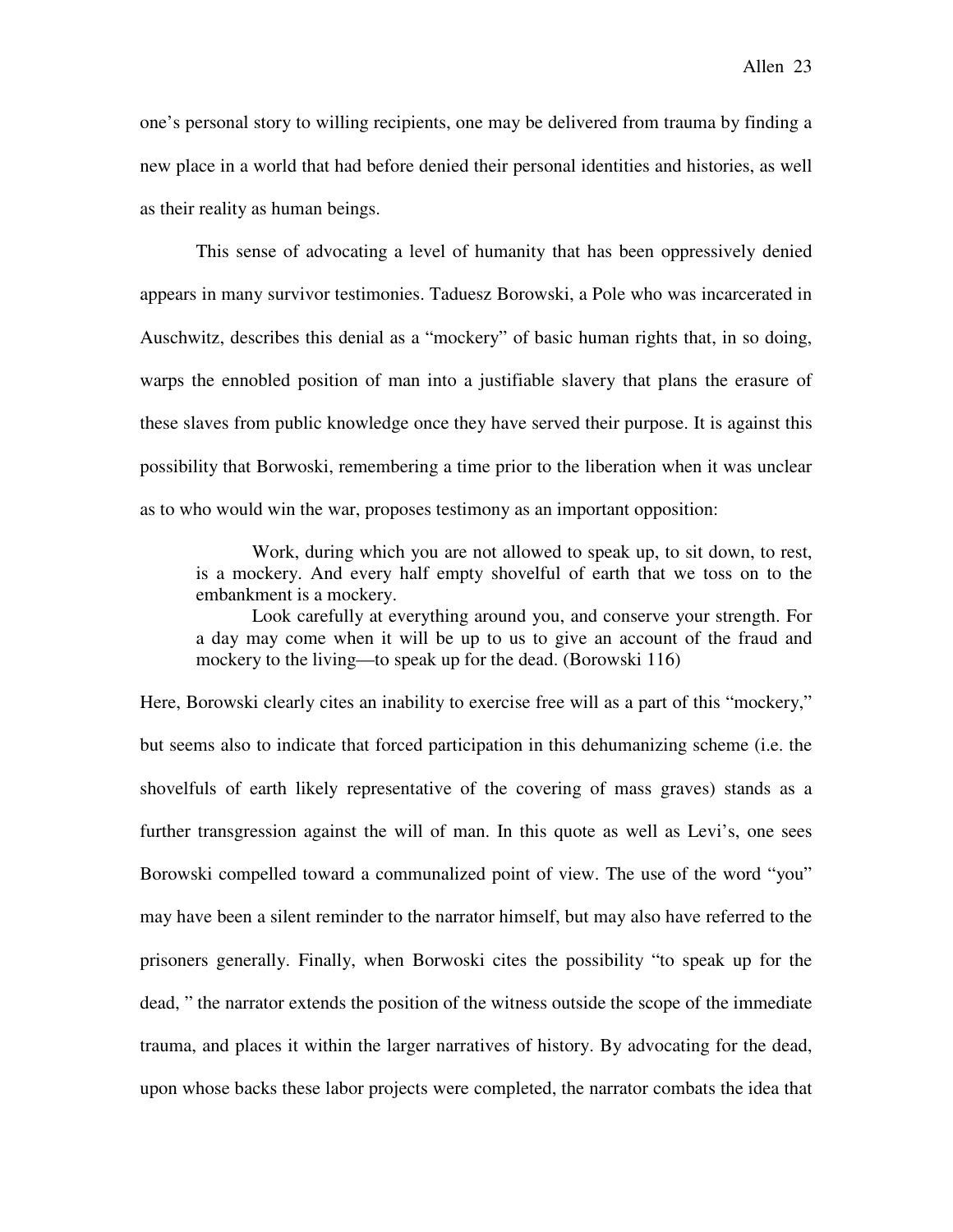one's personal story to willing recipients, one may be delivered from trauma by finding a new place in a world that had before denied their personal identities and histories, as well as their reality as human beings.

This sense of advocating a level of humanity that has been oppressively denied appears in many survivor testimonies. Taduesz Borowski, a Pole who was incarcerated in Auschwitz, describes this denial as a "mockery" of basic human rights that, in so doing, warps the ennobled position of man into a justifiable slavery that plans the erasure of these slaves from public knowledge once they have served their purpose. It is against this possibility that Borwoski, remembering a time prior to the liberation when it was unclear as to who would win the war, proposes testimony as an important opposition:

> Work, during which you are not allowed to speak up, to sit down, to rest, is a mockery. And every half empty shovelful of earth that we toss on to the embankment is a mockery.
>
> Look carefully at everything around you, and conserve your strength. For a day may come when it will be up to us to give an account of the fraud and mockery to the living—to speak up for the dead. (Borowski 116)

Here, Borowski clearly cites an inability to exercise free will as a part of this "mockery," but seems also to indicate that forced participation in this dehumanizing scheme (i.e. the shovelfuls of earth likely representative of the covering of mass graves) stands as a further transgression against the will of man. In this quote as well as Levi's, one sees Borowski compelled toward a communalized point of view. The use of the word "you" may have been a silent reminder to the narrator himself, but may also have referred to the prisoners generally. Finally, when Borwoski cites the possibility "to speak up for the dead, " the narrator extends the position of the witness outside the scope of the immediate trauma, and places it within the larger narratives of history. By advocating for the dead, upon whose backs these labor projects were completed, the narrator combats the idea that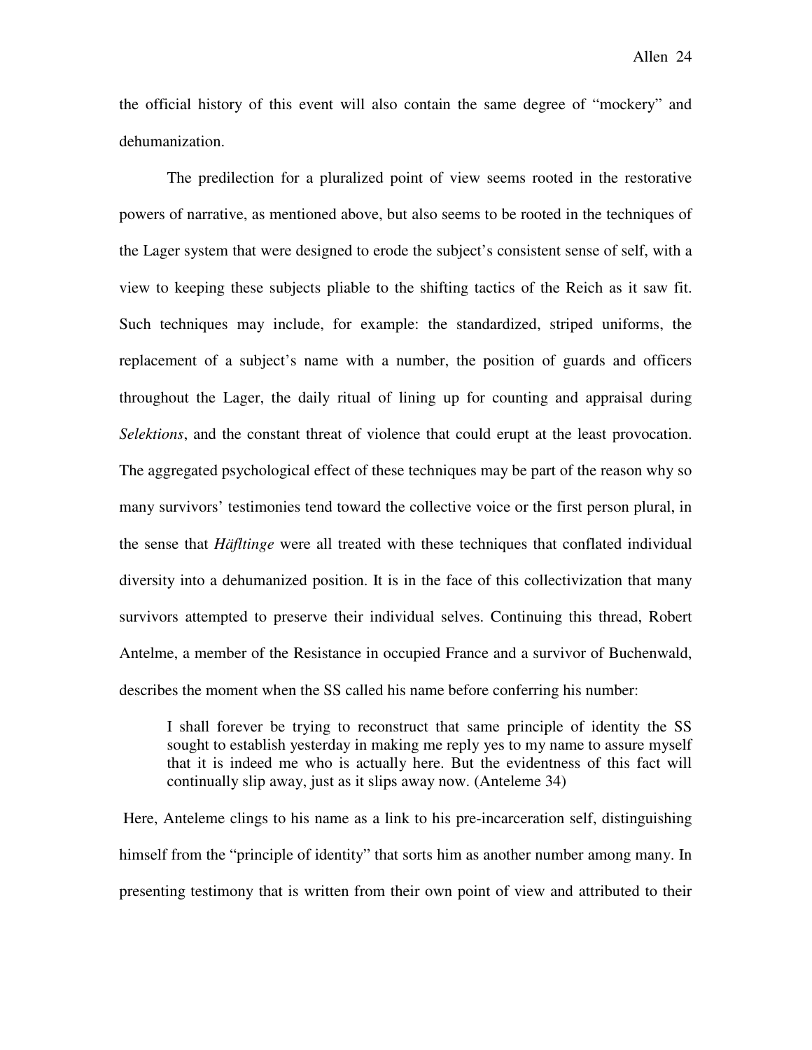the official history of this event will also contain the same degree of "mockery" and dehumanization.

The predilection for a pluralized point of view seems rooted in the restorative powers of narrative, as mentioned above, but also seems to be rooted in the techniques of the Lager system that were designed to erode the subject's consistent sense of self, with a view to keeping these subjects pliable to the shifting tactics of the Reich as it saw fit. Such techniques may include, for example: the standardized, striped uniforms, the replacement of a subject's name with a number, the position of guards and officers throughout the Lager, the daily ritual of lining up for counting and appraisal during *Selektions*, and the constant threat of violence that could erupt at the least provocation. The aggregated psychological effect of these techniques may be part of the reason why so many survivors' testimonies tend toward the collective voice or the first person plural, in the sense that *Häfltinge* were all treated with these techniques that conflated individual diversity into a dehumanized position. It is in the face of this collectivization that many survivors attempted to preserve their individual selves. Continuing this thread, Robert Antelme, a member of the Resistance in occupied France and a survivor of Buchenwald, describes the moment when the SS called his name before conferring his number:

> I shall forever be trying to reconstruct that same principle of identity the SS sought to establish yesterday in making me reply yes to my name to assure myself that it is indeed me who is actually here. But the evidentness of this fact will continually slip away, just as it slips away now. (Anteleme 34)

Here, Anteleme clings to his name as a link to his pre-incarceration self, distinguishing himself from the "principle of identity" that sorts him as another number among many. In presenting testimony that is written from their own point of view and attributed to their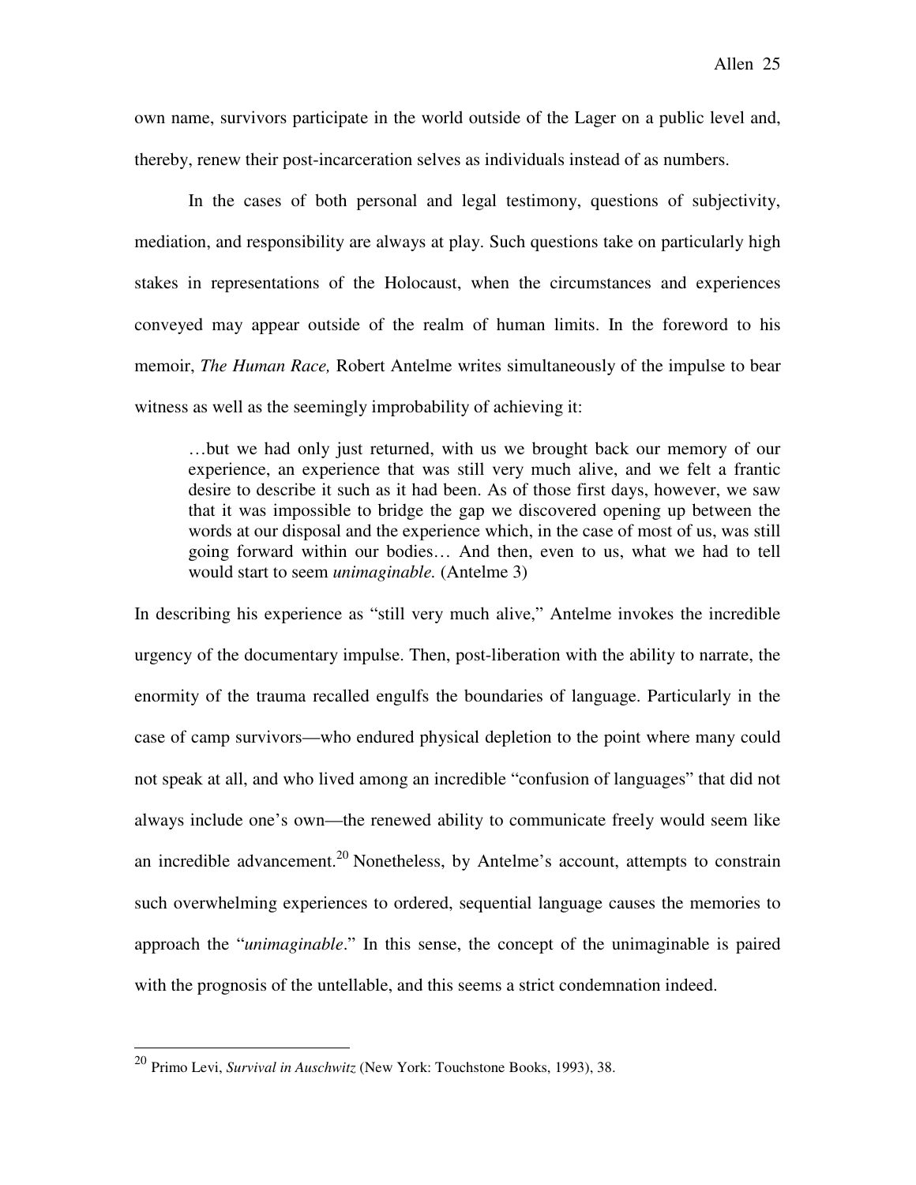own name, survivors participate in the world outside of the Lager on a public level and, thereby, renew their post-incarceration selves as individuals instead of as numbers.

In the cases of both personal and legal testimony, questions of subjectivity, mediation, and responsibility are always at play. Such questions take on particularly high stakes in representations of the Holocaust, when the circumstances and experiences conveyed may appear outside of the realm of human limits. In the foreword to his memoir, *The Human Race,* Robert Antelme writes simultaneously of the impulse to bear witness as well as the seemingly improbability of achieving it:

> …but we had only just returned, with us we brought back our memory of our experience, an experience that was still very much alive, and we felt a frantic desire to describe it such as it had been. As of those first days, however, we saw that it was impossible to bridge the gap we discovered opening up between the words at our disposal and the experience which, in the case of most of us, was still going forward within our bodies… And then, even to us, what we had to tell would start to seem *unimaginable.* (Antelme 3)

In describing his experience as "still very much alive," Antelme invokes the incredible urgency of the documentary impulse. Then, post-liberation with the ability to narrate, the enormity of the trauma recalled engulfs the boundaries of language. Particularly in the case of camp survivors—who endured physical depletion to the point where many could not speak at all, and who lived among an incredible "confusion of languages" that did not always include one's own—the renewed ability to communicate freely would seem like an incredible advancement.[20] Nonetheless, by Antelme's account, attempts to constrain such overwhelming experiences to ordered, sequential language causes the memories to approach the "*unimaginable*." In this sense, the concept of the unimaginable is paired with the prognosis of the untellable, and this seems a strict condemnation indeed.

[20] Primo Levi, *Survival in Auschwitz* (New York: Touchstone Books, 1993), 38.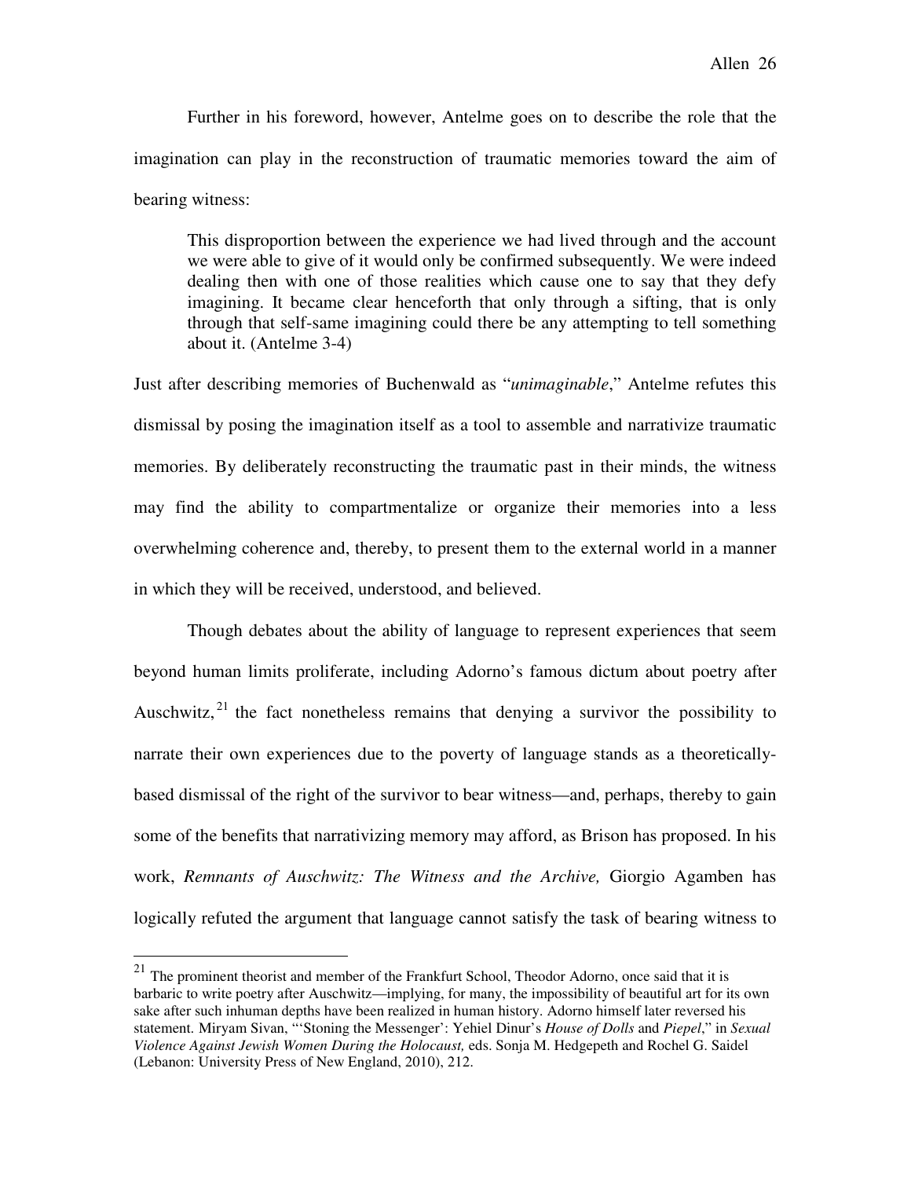Further in his foreword, however, Antelme goes on to describe the role that the imagination can play in the reconstruction of traumatic memories toward the aim of bearing witness:

> This disproportion between the experience we had lived through and the account we were able to give of it would only be confirmed subsequently. We were indeed dealing then with one of those realities which cause one to say that they defy imagining. It became clear henceforth that only through a sifting, that is only through that self-same imagining could there be any attempting to tell something about it. (Antelme 3-4)

Just after describing memories of Buchenwald as "*unimaginable*," Antelme refutes this dismissal by posing the imagination itself as a tool to assemble and narrativize traumatic memories. By deliberately reconstructing the traumatic past in their minds, the witness may find the ability to compartmentalize or organize their memories into a less overwhelming coherence and, thereby, to present them to the external world in a manner in which they will be received, understood, and believed.

Though debates about the ability of language to represent experiences that seem beyond human limits proliferate, including Adorno's famous dictum about poetry after Auschwitz,[21] the fact nonetheless remains that denying a survivor the possibility to narrate their own experiences due to the poverty of language stands as a theoretically-based dismissal of the right of the survivor to bear witness—and, perhaps, thereby to gain some of the benefits that narrativizing memory may afford, as Brison has proposed. In his work, *Remnants of Auschwitz: The Witness and the Archive,* Giorgio Agamben has logically refuted the argument that language cannot satisfy the task of bearing witness to

---

[21] The prominent theorist and member of the Frankfurt School, Theodor Adorno, once said that it is barbaric to write poetry after Auschwitz—implying, for many, the impossibility of beautiful art for its own sake after such inhuman depths have been realized in human history. Adorno himself later reversed his statement. Miryam Sivan, "'Stoning the Messenger': Yehiel Dinur's *House of Dolls* and *Piepel*," in *Sexual Violence Against Jewish Women During the Holocaust,* eds. Sonja M. Hedgepeth and Rochel G. Saidel (Lebanon: University Press of New England, 2010), 212.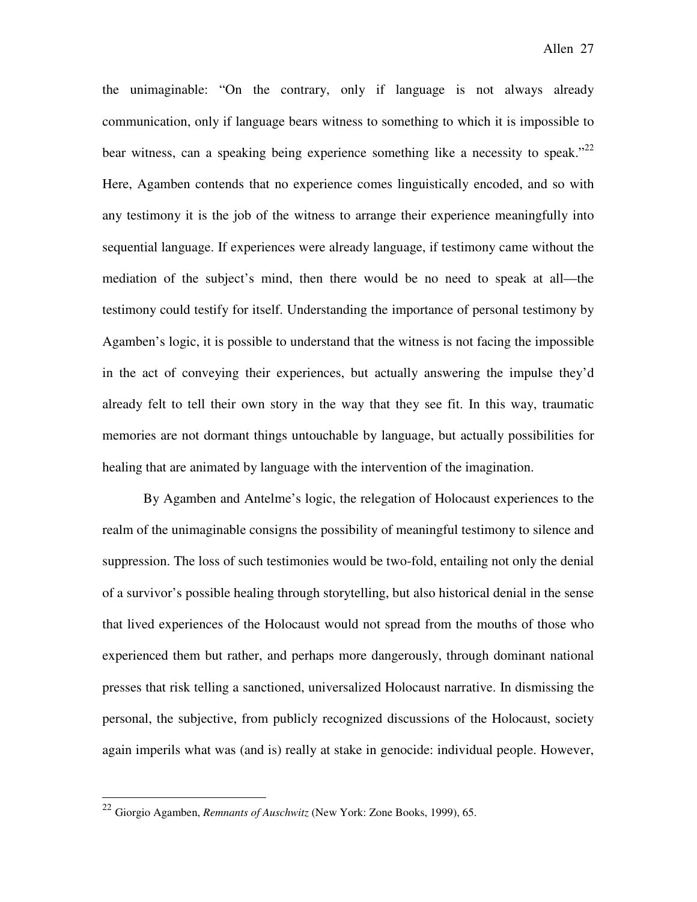the unimaginable: "On the contrary, only if language is not always already communication, only if language bears witness to something to which it is impossible to bear witness, can a speaking being experience something like a necessity to speak."[22] Here, Agamben contends that no experience comes linguistically encoded, and so with any testimony it is the job of the witness to arrange their experience meaningfully into sequential language. If experiences were already language, if testimony came without the mediation of the subject's mind, then there would be no need to speak at all—the testimony could testify for itself. Understanding the importance of personal testimony by Agamben's logic, it is possible to understand that the witness is not facing the impossible in the act of conveying their experiences, but actually answering the impulse they'd already felt to tell their own story in the way that they see fit. In this way, traumatic memories are not dormant things untouchable by language, but actually possibilities for healing that are animated by language with the intervention of the imagination.

By Agamben and Antelme's logic, the relegation of Holocaust experiences to the realm of the unimaginable consigns the possibility of meaningful testimony to silence and suppression. The loss of such testimonies would be two-fold, entailing not only the denial of a survivor's possible healing through storytelling, but also historical denial in the sense that lived experiences of the Holocaust would not spread from the mouths of those who experienced them but rather, and perhaps more dangerously, through dominant national presses that risk telling a sanctioned, universalized Holocaust narrative. In dismissing the personal, the subjective, from publicly recognized discussions of the Holocaust, society again imperils what was (and is) really at stake in genocide: individual people. However,

---

[22] Giorgio Agamben, *Remnants of Auschwitz* (New York: Zone Books, 1999), 65.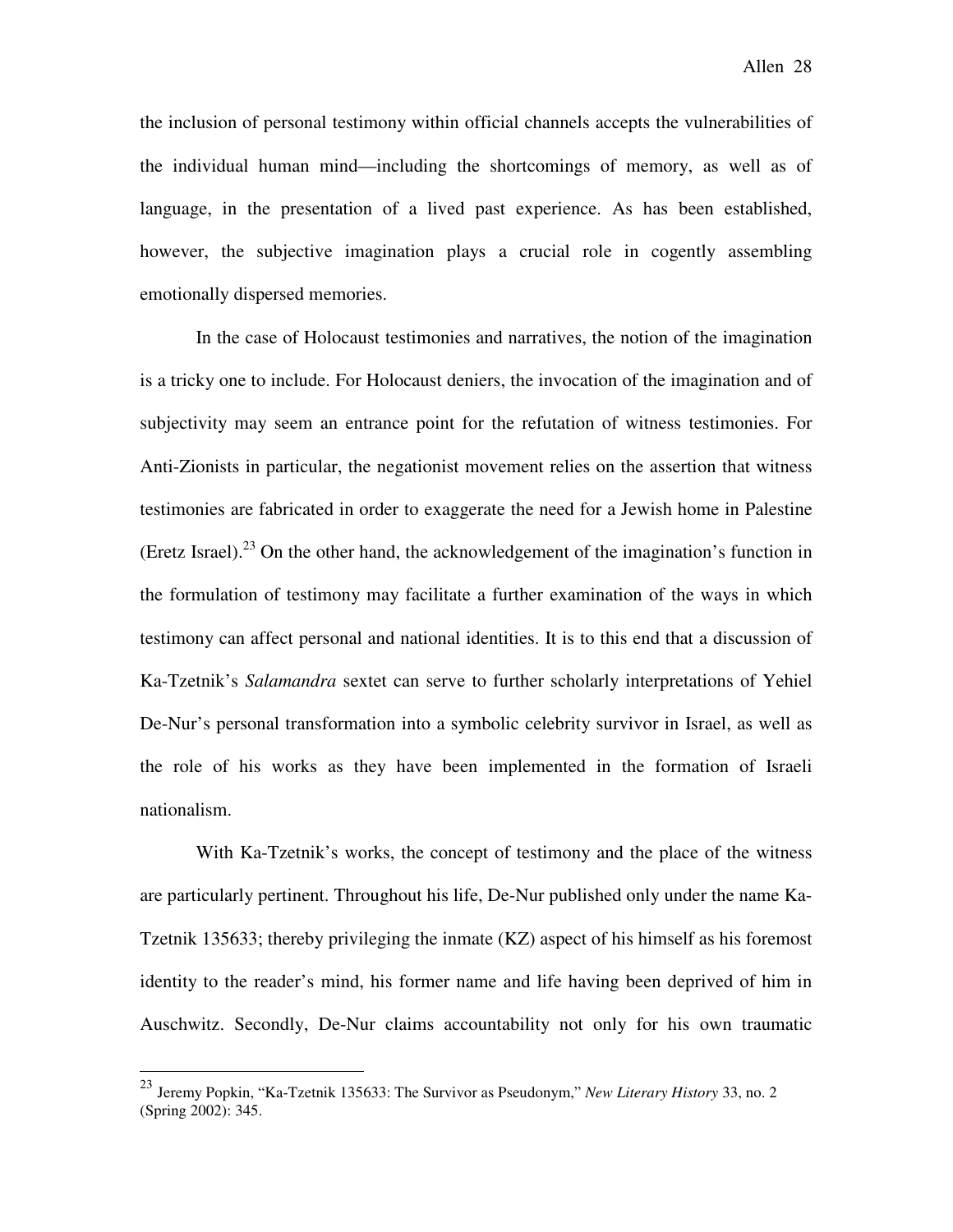the inclusion of personal testimony within official channels accepts the vulnerabilities of the individual human mind—including the shortcomings of memory, as well as of language, in the presentation of a lived past experience. As has been established, however, the subjective imagination plays a crucial role in cogently assembling emotionally dispersed memories.

In the case of Holocaust testimonies and narratives, the notion of the imagination is a tricky one to include. For Holocaust deniers, the invocation of the imagination and of subjectivity may seem an entrance point for the refutation of witness testimonies. For Anti-Zionists in particular, the negationist movement relies on the assertion that witness testimonies are fabricated in order to exaggerate the need for a Jewish home in Palestine (Eretz Israel).[23] On the other hand, the acknowledgement of the imagination's function in the formulation of testimony may facilitate a further examination of the ways in which testimony can affect personal and national identities. It is to this end that a discussion of Ka-Tzetnik's *Salamandra* sextet can serve to further scholarly interpretations of Yehiel De-Nur's personal transformation into a symbolic celebrity survivor in Israel, as well as the role of his works as they have been implemented in the formation of Israeli nationalism.

With Ka-Tzetnik's works, the concept of testimony and the place of the witness are particularly pertinent. Throughout his life, De-Nur published only under the name Ka-Tzetnik 135633; thereby privileging the inmate (KZ) aspect of his himself as his foremost identity to the reader's mind, his former name and life having been deprived of him in Auschwitz. Secondly, De-Nur claims accountability not only for his own traumatic

---

[23] Jeremy Popkin, "Ka-Tzetnik 135633: The Survivor as Pseudonym," *New Literary History* 33, no. 2 (Spring 2002): 345.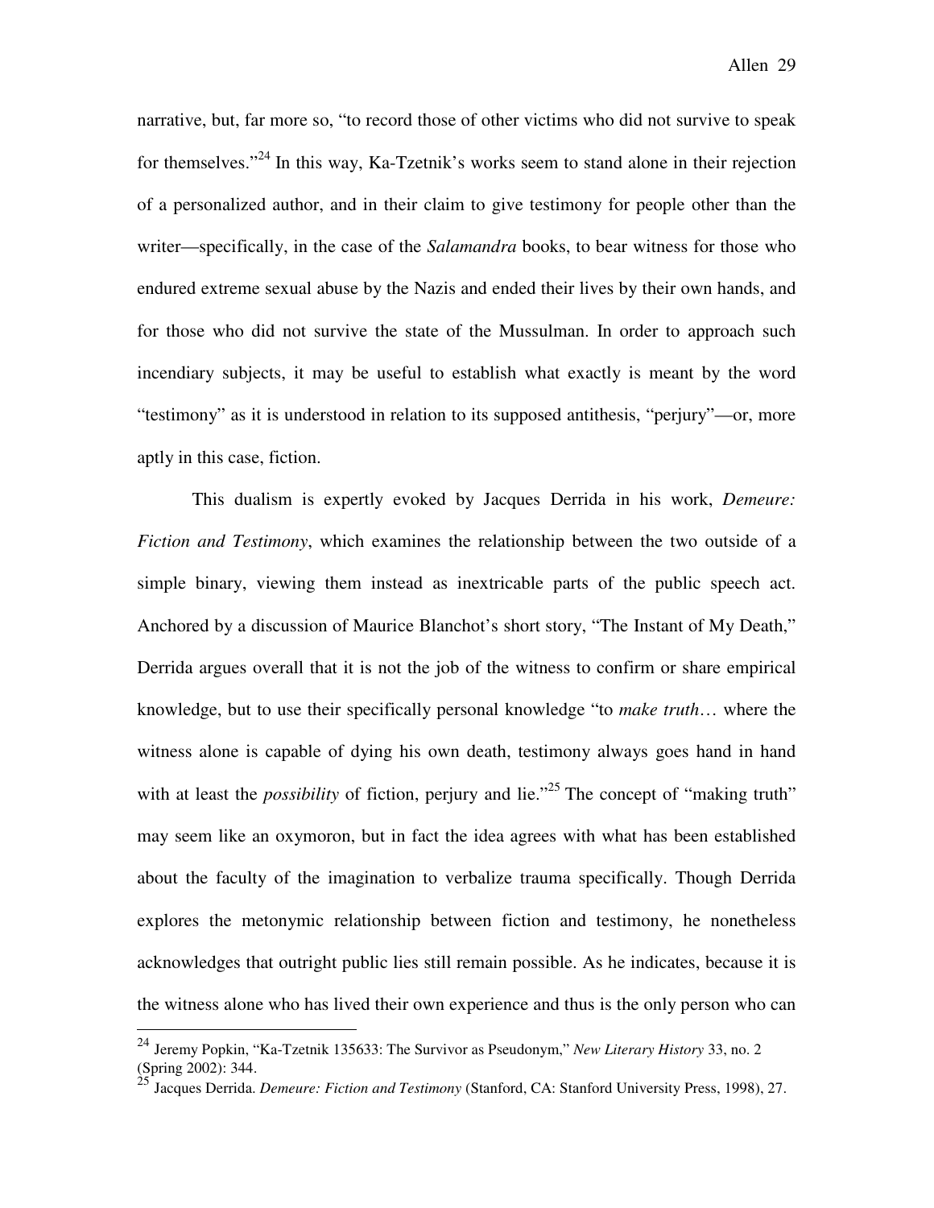narrative, but, far more so, "to record those of other victims who did not survive to speak for themselves."[24] In this way, Ka-Tzetnik's works seem to stand alone in their rejection of a personalized author, and in their claim to give testimony for people other than the writer—specifically, in the case of the *Salamandra* books, to bear witness for those who endured extreme sexual abuse by the Nazis and ended their lives by their own hands, and for those who did not survive the state of the Mussulman. In order to approach such incendiary subjects, it may be useful to establish what exactly is meant by the word "testimony" as it is understood in relation to its supposed antithesis, "perjury"—or, more aptly in this case, fiction.

This dualism is expertly evoked by Jacques Derrida in his work, *Demeure: Fiction and Testimony*, which examines the relationship between the two outside of a simple binary, viewing them instead as inextricable parts of the public speech act. Anchored by a discussion of Maurice Blanchot's short story, "The Instant of My Death," Derrida argues overall that it is not the job of the witness to confirm or share empirical knowledge, but to use their specifically personal knowledge "to *make truth*… where the witness alone is capable of dying his own death, testimony always goes hand in hand with at least the *possibility* of fiction, perjury and lie."[25] The concept of "making truth" may seem like an oxymoron, but in fact the idea agrees with what has been established about the faculty of the imagination to verbalize trauma specifically. Though Derrida explores the metonymic relationship between fiction and testimony, he nonetheless acknowledges that outright public lies still remain possible. As he indicates, because it is the witness alone who has lived their own experience and thus is the only person who can

---

[24] Jeremy Popkin, "Ka-Tzetnik 135633: The Survivor as Pseudonym," *New Literary History* 33, no. 2 (Spring 2002): 344.

[25] Jacques Derrida. *Demeure: Fiction and Testimony* (Stanford, CA: Stanford University Press, 1998), 27.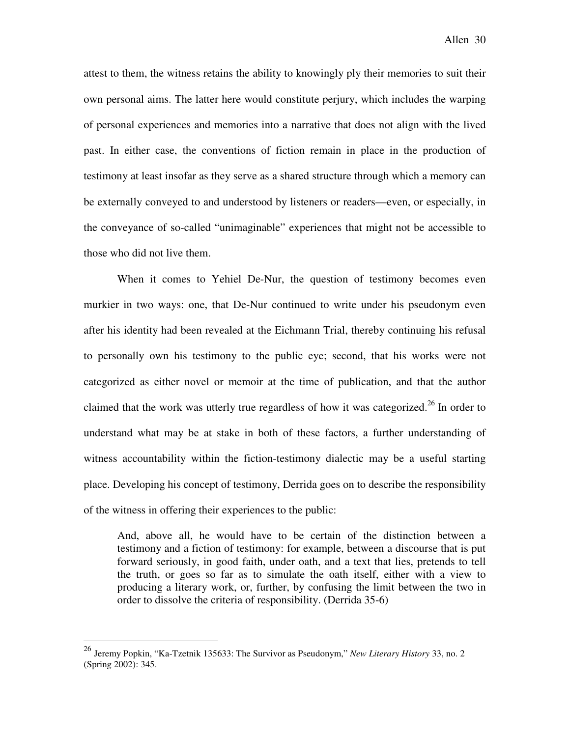attest to them, the witness retains the ability to knowingly ply their memories to suit their own personal aims. The latter here would constitute perjury, which includes the warping of personal experiences and memories into a narrative that does not align with the lived past. In either case, the conventions of fiction remain in place in the production of testimony at least insofar as they serve as a shared structure through which a memory can be externally conveyed to and understood by listeners or readers—even, or especially, in the conveyance of so-called "unimaginable" experiences that might not be accessible to those who did not live them.

When it comes to Yehiel De-Nur, the question of testimony becomes even murkier in two ways: one, that De-Nur continued to write under his pseudonym even after his identity had been revealed at the Eichmann Trial, thereby continuing his refusal to personally own his testimony to the public eye; second, that his works were not categorized as either novel or memoir at the time of publication, and that the author claimed that the work was utterly true regardless of how it was categorized.[26] In order to understand what may be at stake in both of these factors, a further understanding of witness accountability within the fiction-testimony dialectic may be a useful starting place. Developing his concept of testimony, Derrida goes on to describe the responsibility of the witness in offering their experiences to the public:

> And, above all, he would have to be certain of the distinction between a testimony and a fiction of testimony: for example, between a discourse that is put forward seriously, in good faith, under oath, and a text that lies, pretends to tell the truth, or goes so far as to simulate the oath itself, either with a view to producing a literary work, or, further, by confusing the limit between the two in order to dissolve the criteria of responsibility. (Derrida 35-6)

---

[26] Jeremy Popkin, "Ka-Tzetnik 135633: The Survivor as Pseudonym," *New Literary History* 33, no. 2 (Spring 2002): 345.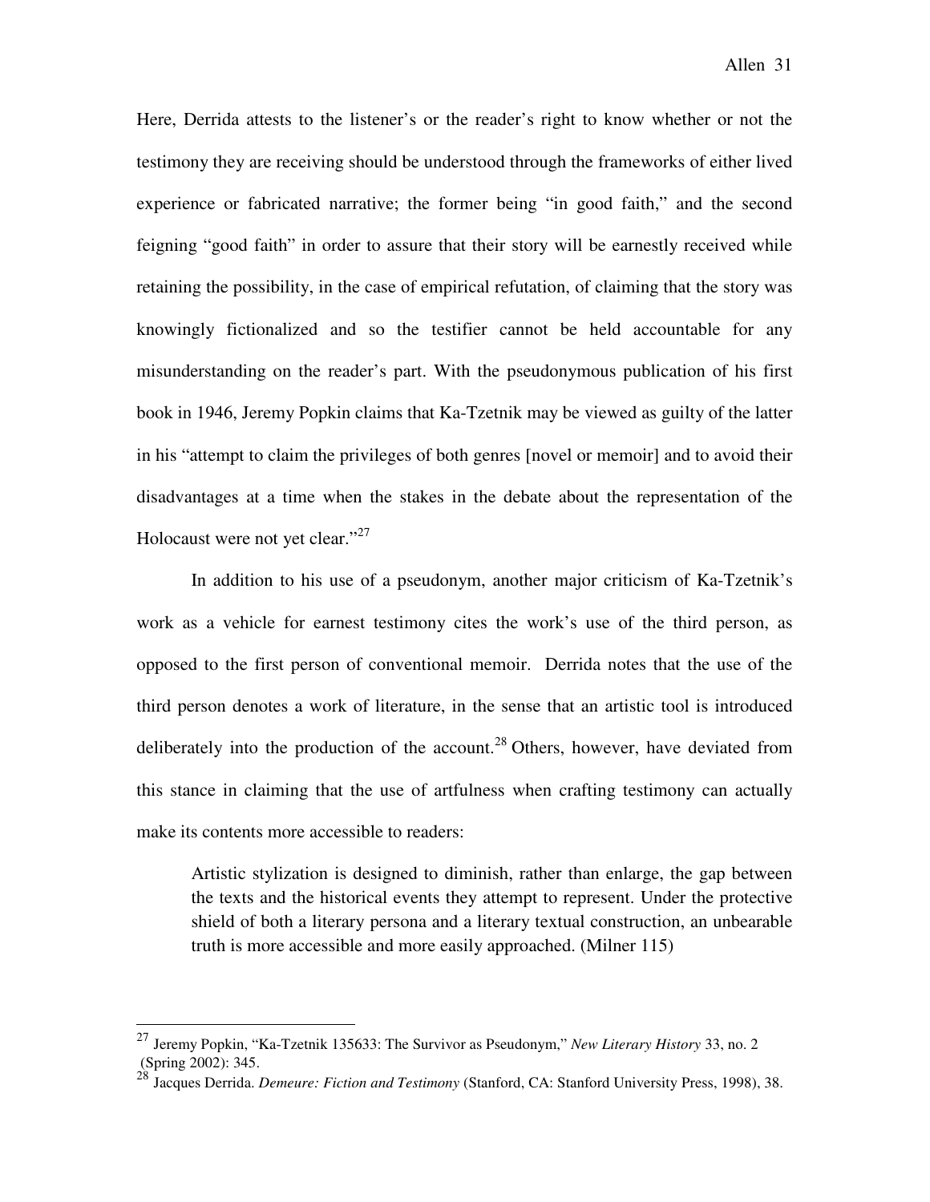Here, Derrida attests to the listener's or the reader's right to know whether or not the testimony they are receiving should be understood through the frameworks of either lived experience or fabricated narrative; the former being "in good faith," and the second feigning "good faith" in order to assure that their story will be earnestly received while retaining the possibility, in the case of empirical refutation, of claiming that the story was knowingly fictionalized and so the testifier cannot be held accountable for any misunderstanding on the reader's part. With the pseudonymous publication of his first book in 1946, Jeremy Popkin claims that Ka-Tzetnik may be viewed as guilty of the latter in his "attempt to claim the privileges of both genres [novel or memoir] and to avoid their disadvantages at a time when the stakes in the debate about the representation of the Holocaust were not yet clear."[27]

In addition to his use of a pseudonym, another major criticism of Ka-Tzetnik's work as a vehicle for earnest testimony cites the work's use of the third person, as opposed to the first person of conventional memoir. Derrida notes that the use of the third person denotes a work of literature, in the sense that an artistic tool is introduced deliberately into the production of the account.[28] Others, however, have deviated from this stance in claiming that the use of artfulness when crafting testimony can actually make its contents more accessible to readers:

> Artistic stylization is designed to diminish, rather than enlarge, the gap between the texts and the historical events they attempt to represent. Under the protective shield of both a literary persona and a literary textual construction, an unbearable truth is more accessible and more easily approached. (Milner 115)

---

[27] Jeremy Popkin, "Ka-Tzetnik 135633: The Survivor as Pseudonym," *New Literary History* 33, no. 2 (Spring 2002): 345.

[28] Jacques Derrida. *Demeure: Fiction and Testimony* (Stanford, CA: Stanford University Press, 1998), 38.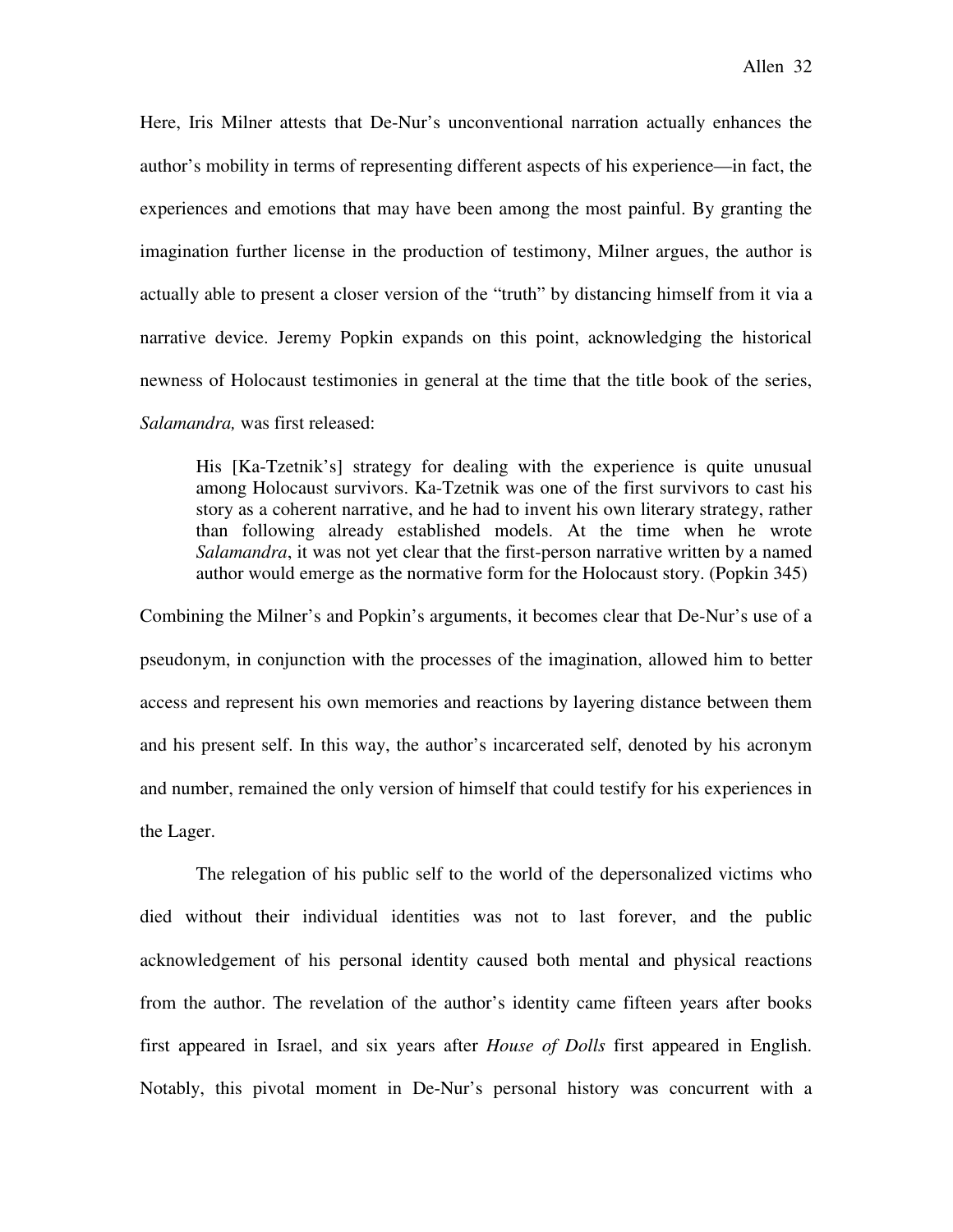Here, Iris Milner attests that De-Nur's unconventional narration actually enhances the author's mobility in terms of representing different aspects of his experience—in fact, the experiences and emotions that may have been among the most painful. By granting the imagination further license in the production of testimony, Milner argues, the author is actually able to present a closer version of the "truth" by distancing himself from it via a narrative device. Jeremy Popkin expands on this point, acknowledging the historical newness of Holocaust testimonies in general at the time that the title book of the series, *Salamandra,* was first released:

> His [Ka-Tzetnik's] strategy for dealing with the experience is quite unusual among Holocaust survivors. Ka-Tzetnik was one of the first survivors to cast his story as a coherent narrative, and he had to invent his own literary strategy, rather than following already established models. At the time when he wrote *Salamandra*, it was not yet clear that the first-person narrative written by a named author would emerge as the normative form for the Holocaust story. (Popkin 345)

Combining the Milner's and Popkin's arguments, it becomes clear that De-Nur's use of a pseudonym, in conjunction with the processes of the imagination, allowed him to better access and represent his own memories and reactions by layering distance between them and his present self. In this way, the author's incarcerated self, denoted by his acronym and number, remained the only version of himself that could testify for his experiences in the Lager.

The relegation of his public self to the world of the depersonalized victims who died without their individual identities was not to last forever, and the public acknowledgement of his personal identity caused both mental and physical reactions from the author. The revelation of the author's identity came fifteen years after books first appeared in Israel, and six years after *House of Dolls* first appeared in English. Notably, this pivotal moment in De-Nur's personal history was concurrent with a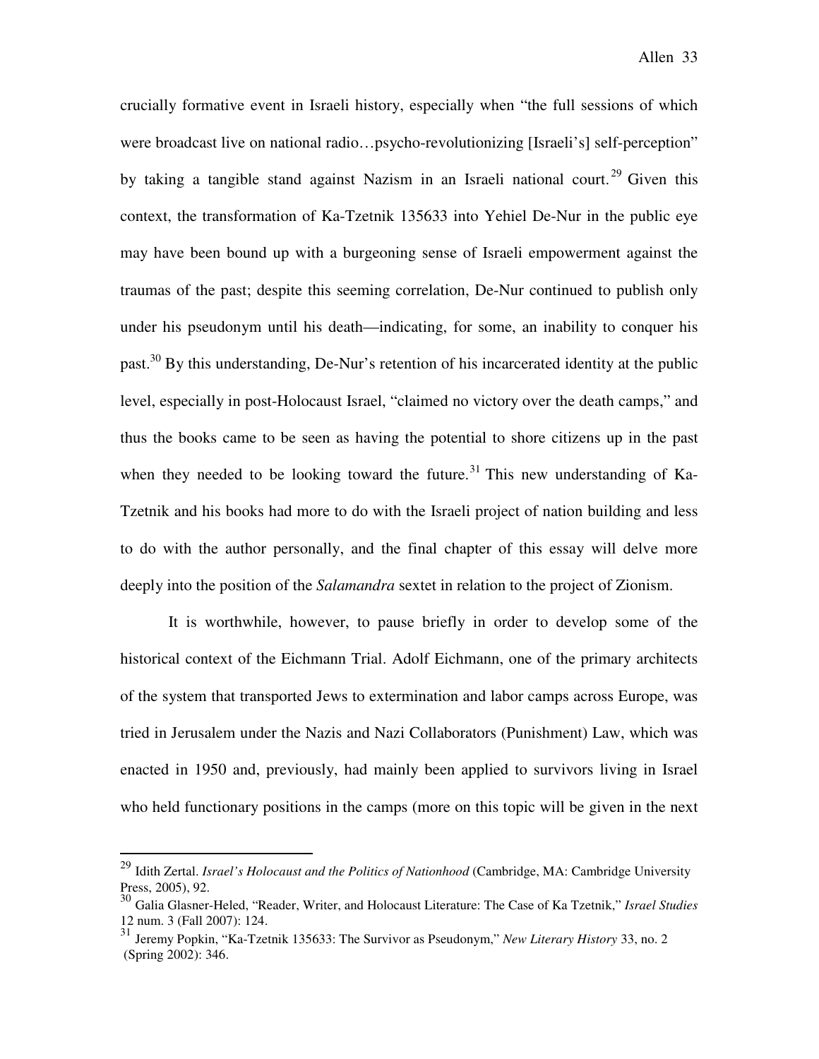crucially formative event in Israeli history, especially when "the full sessions of which were broadcast live on national radio…psycho-revolutionizing [Israeli's] self-perception" by taking a tangible stand against Nazism in an Israeli national court.[29] Given this context, the transformation of Ka-Tzetnik 135633 into Yehiel De-Nur in the public eye may have been bound up with a burgeoning sense of Israeli empowerment against the traumas of the past; despite this seeming correlation, De-Nur continued to publish only under his pseudonym until his death—indicating, for some, an inability to conquer his past.[30] By this understanding, De-Nur's retention of his incarcerated identity at the public level, especially in post-Holocaust Israel, "claimed no victory over the death camps," and thus the books came to be seen as having the potential to shore citizens up in the past when they needed to be looking toward the future.[31] This new understanding of Ka-Tzetnik and his books had more to do with the Israeli project of nation building and less to do with the author personally, and the final chapter of this essay will delve more deeply into the position of the *Salamandra* sextet in relation to the project of Zionism.

It is worthwhile, however, to pause briefly in order to develop some of the historical context of the Eichmann Trial. Adolf Eichmann, one of the primary architects of the system that transported Jews to extermination and labor camps across Europe, was tried in Jerusalem under the Nazis and Nazi Collaborators (Punishment) Law, which was enacted in 1950 and, previously, had mainly been applied to survivors living in Israel who held functionary positions in the camps (more on this topic will be given in the next

---

[29] Idith Zertal. *Israel's Holocaust and the Politics of Nationhood* (Cambridge, MA: Cambridge University Press, 2005), 92.

[30] Galia Glasner-Heled, "Reader, Writer, and Holocaust Literature: The Case of Ka Tzetnik," *Israel Studies* 12 num. 3 (Fall 2007): 124.

[31] Jeremy Popkin, "Ka-Tzetnik 135633: The Survivor as Pseudonym," *New Literary History* 33, no. 2 (Spring 2002): 346.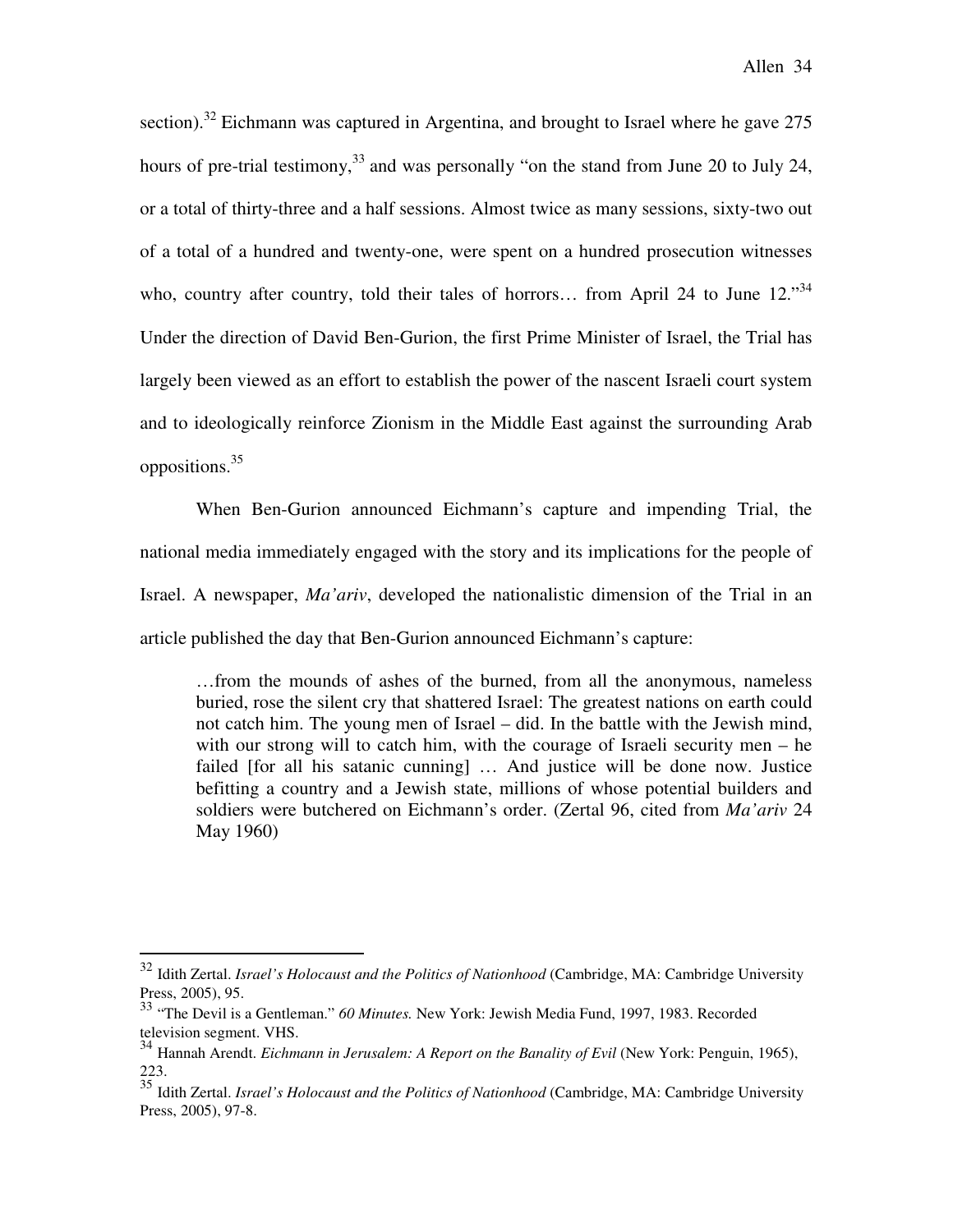section).[32] Eichmann was captured in Argentina, and brought to Israel where he gave 275 hours of pre-trial testimony,[33] and was personally "on the stand from June 20 to July 24, or a total of thirty-three and a half sessions. Almost twice as many sessions, sixty-two out of a total of a hundred and twenty-one, were spent on a hundred prosecution witnesses who, country after country, told their tales of horrors… from April 24 to June 12."[34] Under the direction of David Ben-Gurion, the first Prime Minister of Israel, the Trial has largely been viewed as an effort to establish the power of the nascent Israeli court system and to ideologically reinforce Zionism in the Middle East against the surrounding Arab oppositions.[35]

When Ben-Gurion announced Eichmann's capture and impending Trial, the national media immediately engaged with the story and its implications for the people of Israel. A newspaper, *Ma'ariv*, developed the nationalistic dimension of the Trial in an article published the day that Ben-Gurion announced Eichmann's capture:

> …from the mounds of ashes of the burned, from all the anonymous, nameless buried, rose the silent cry that shattered Israel: The greatest nations on earth could not catch him. The young men of Israel – did. In the battle with the Jewish mind, with our strong will to catch him, with the courage of Israeli security men – he failed [for all his satanic cunning] … And justice will be done now. Justice befitting a country and a Jewish state, millions of whose potential builders and soldiers were butchered on Eichmann's order. (Zertal 96, cited from *Ma'ariv* 24 May 1960)

---

[32] Idith Zertal. *Israel's Holocaust and the Politics of Nationhood* (Cambridge, MA: Cambridge University Press, 2005), 95.

[33] "The Devil is a Gentleman." *60 Minutes.* New York: Jewish Media Fund, 1997, 1983. Recorded television segment. VHS.

[34] Hannah Arendt. *Eichmann in Jerusalem: A Report on the Banality of Evil* (New York: Penguin, 1965), 223.

[35] Idith Zertal. *Israel's Holocaust and the Politics of Nationhood* (Cambridge, MA: Cambridge University Press, 2005), 97-8.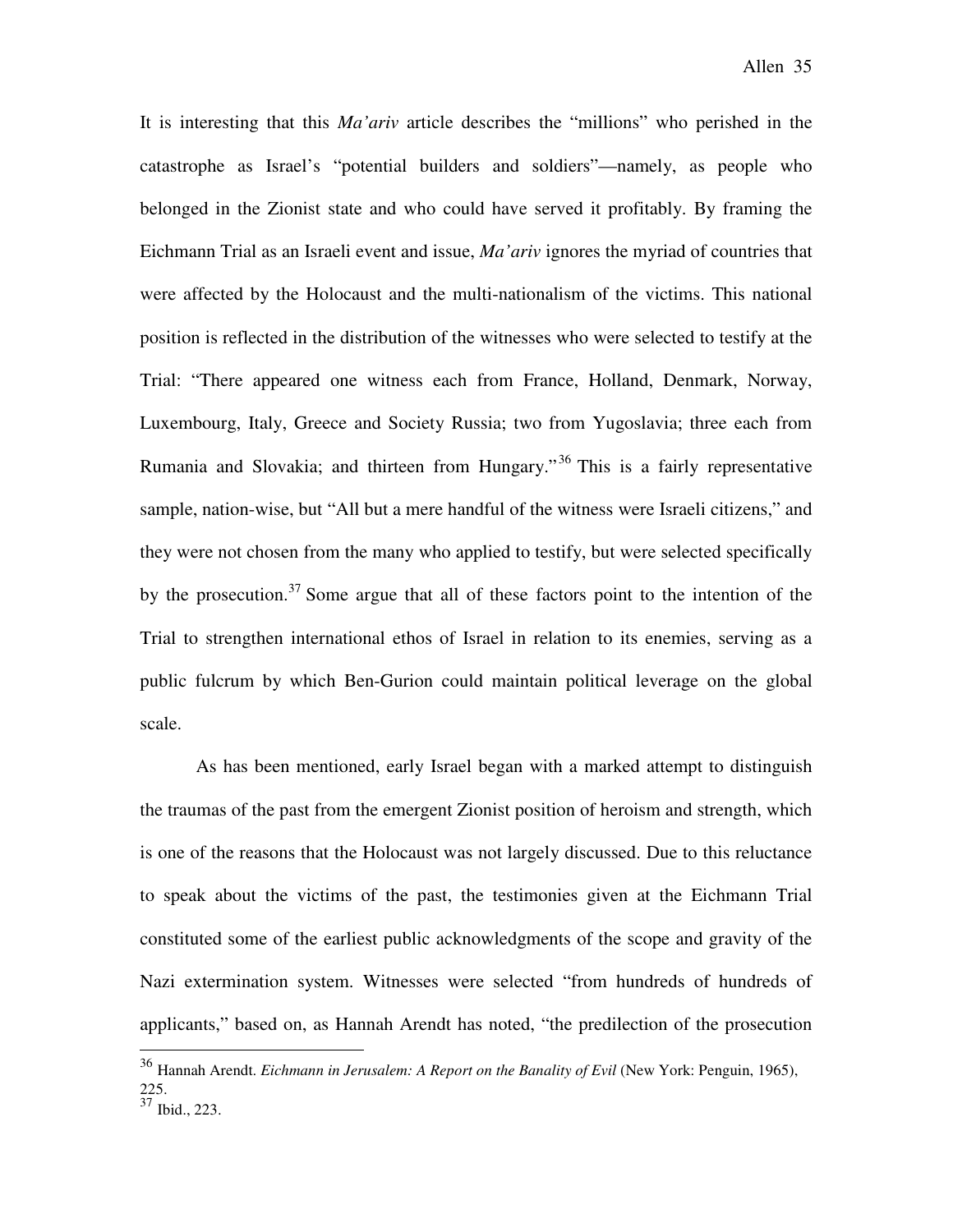It is interesting that this *Ma'ariv* article describes the "millions" who perished in the catastrophe as Israel's "potential builders and soldiers"—namely, as people who belonged in the Zionist state and who could have served it profitably. By framing the Eichmann Trial as an Israeli event and issue, *Ma'ariv* ignores the myriad of countries that were affected by the Holocaust and the multi-nationalism of the victims. This national position is reflected in the distribution of the witnesses who were selected to testify at the Trial: "There appeared one witness each from France, Holland, Denmark, Norway, Luxembourg, Italy, Greece and Society Russia; two from Yugoslavia; three each from Rumania and Slovakia; and thirteen from Hungary."[36] This is a fairly representative sample, nation-wise, but "All but a mere handful of the witness were Israeli citizens," and they were not chosen from the many who applied to testify, but were selected specifically by the prosecution.[37] Some argue that all of these factors point to the intention of the Trial to strengthen international ethos of Israel in relation to its enemies, serving as a public fulcrum by which Ben-Gurion could maintain political leverage on the global scale.

As has been mentioned, early Israel began with a marked attempt to distinguish the traumas of the past from the emergent Zionist position of heroism and strength, which is one of the reasons that the Holocaust was not largely discussed. Due to this reluctance to speak about the victims of the past, the testimonies given at the Eichmann Trial constituted some of the earliest public acknowledgments of the scope and gravity of the Nazi extermination system. Witnesses were selected "from hundreds of hundreds of applicants," based on, as Hannah Arendt has noted, "the predilection of the prosecution

---

[36] Hannah Arendt. *Eichmann in Jerusalem: A Report on the Banality of Evil* (New York: Penguin, 1965), 225.

[37] Ibid., 223.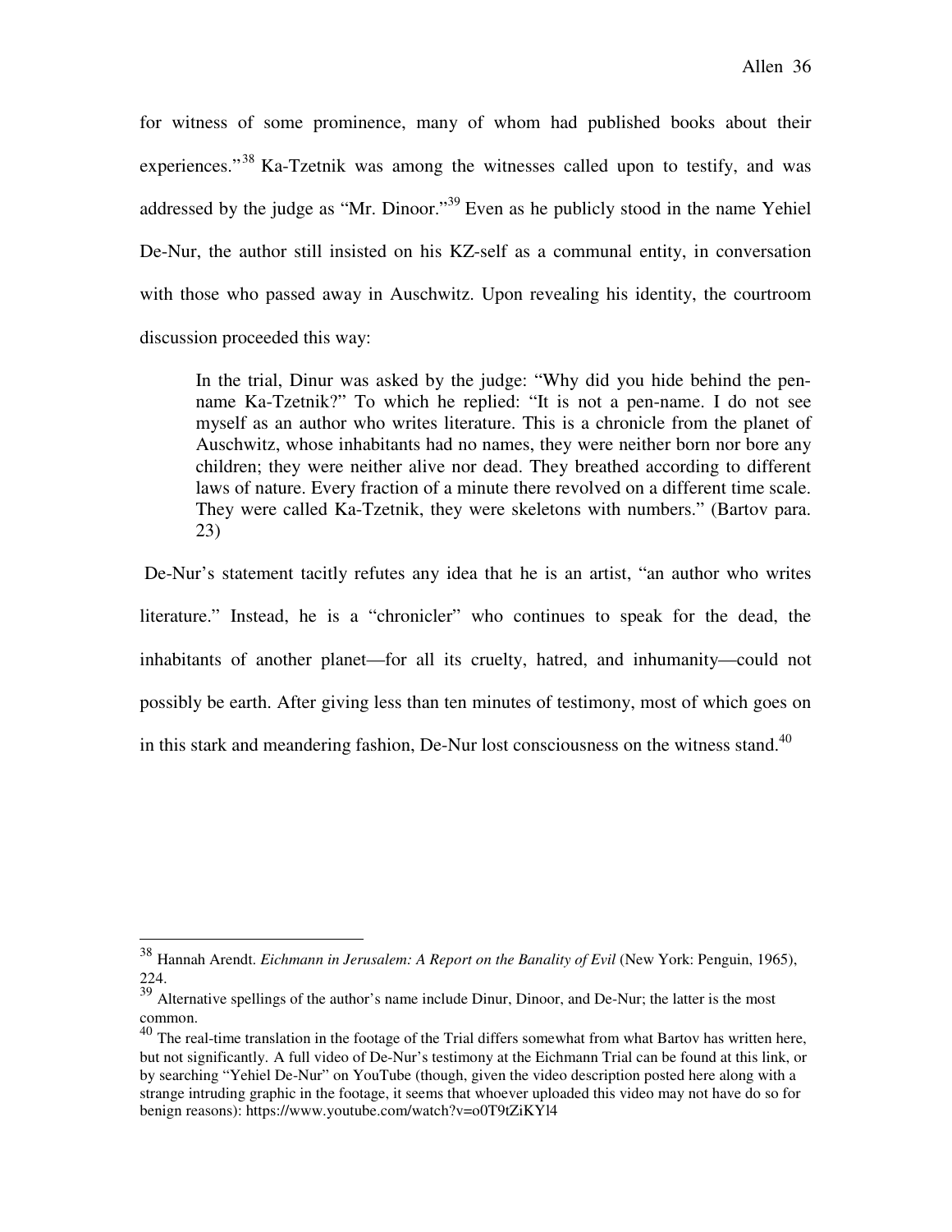for witness of some prominence, many of whom had published books about their experiences."[38] Ka-Tzetnik was among the witnesses called upon to testify, and was addressed by the judge as "Mr. Dinoor."[39] Even as he publicly stood in the name Yehiel De-Nur, the author still insisted on his KZ-self as a communal entity, in conversation with those who passed away in Auschwitz. Upon revealing his identity, the courtroom discussion proceeded this way:

> In the trial, Dinur was asked by the judge: "Why did you hide behind the pen-name Ka-Tzetnik?" To which he replied: "It is not a pen-name. I do not see myself as an author who writes literature. This is a chronicle from the planet of Auschwitz, whose inhabitants had no names, they were neither born nor bore any children; they were neither alive nor dead. They breathed according to different laws of nature. Every fraction of a minute there revolved on a different time scale. They were called Ka-Tzetnik, they were skeletons with numbers." (Bartov para. 23)

De-Nur's statement tacitly refutes any idea that he is an artist, "an author who writes literature." Instead, he is a "chronicler" who continues to speak for the dead, the inhabitants of another planet—for all its cruelty, hatred, and inhumanity—could not possibly be earth. After giving less than ten minutes of testimony, most of which goes on in this stark and meandering fashion, De-Nur lost consciousness on the witness stand.[40]

---

[38] Hannah Arendt. *Eichmann in Jerusalem: A Report on the Banality of Evil* (New York: Penguin, 1965), 224.

[39] Alternative spellings of the author's name include Dinur, Dinoor, and De-Nur; the latter is the most common.

[40] The real-time translation in the footage of the Trial differs somewhat from what Bartov has written here, but not significantly. A full video of De-Nur's testimony at the Eichmann Trial can be found at this link, or by searching "Yehiel De-Nur" on YouTube (though, given the video description posted here along with a strange intruding graphic in the footage, it seems that whoever uploaded this video may not have do so for benign reasons): https://www.youtube.com/watch?v=o0T9tZiKYl4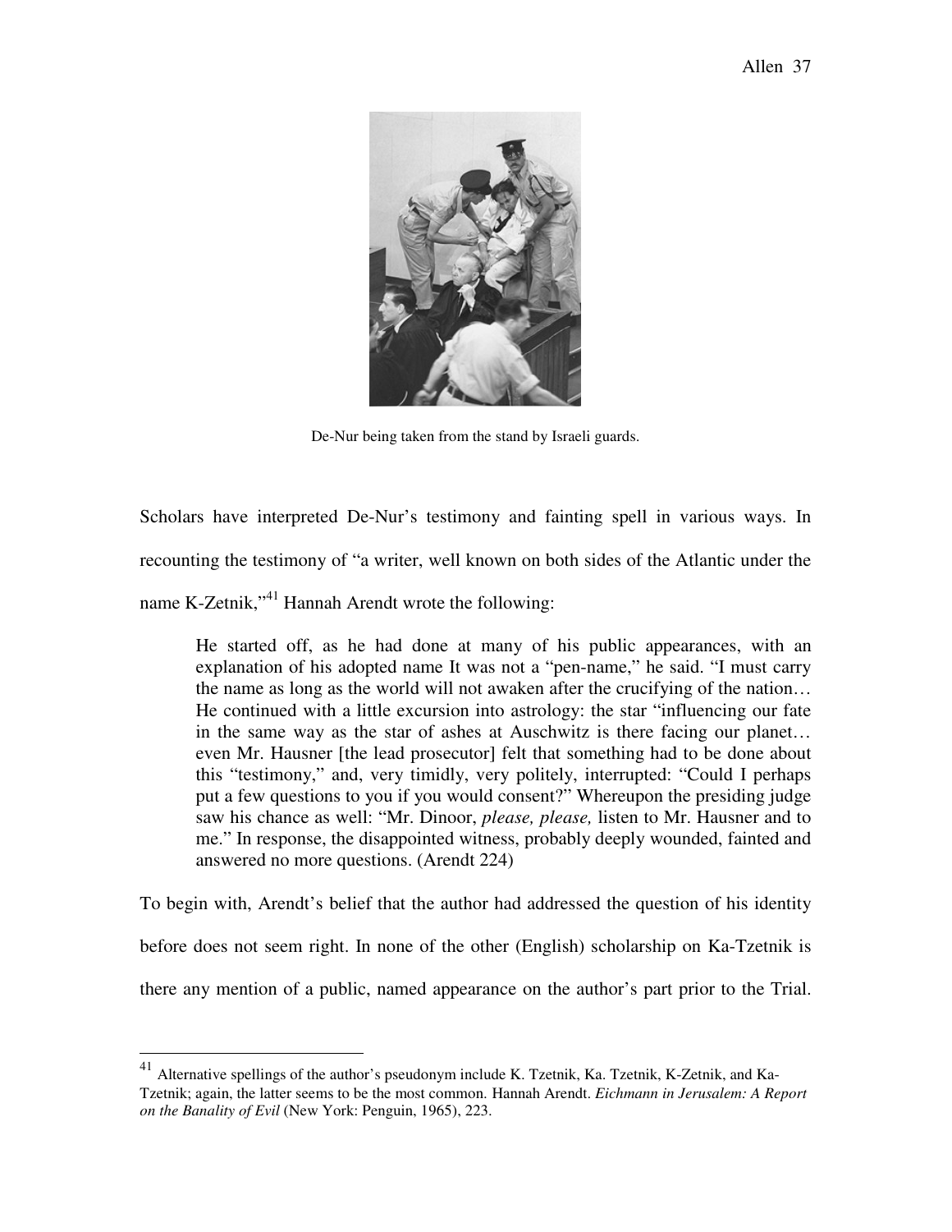De-Nur being taken from the stand by Israeli guards.

Scholars have interpreted De-Nur's testimony and fainting spell in various ways. In recounting the testimony of "a writer, well known on both sides of the Atlantic under the name K-Zetnik,"[41] Hannah Arendt wrote the following:

> He started off, as he had done at many of his public appearances, with an explanation of his adopted name It was not a "pen-name," he said. "I must carry the name as long as the world will not awaken after the crucifying of the nation… He continued with a little excursion into astrology: the star "influencing our fate in the same way as the star of ashes at Auschwitz is there facing our planet… even Mr. Hausner [the lead prosecutor] felt that something had to be done about this "testimony," and, very timidly, very politely, interrupted: "Could I perhaps put a few questions to you if you would consent?" Whereupon the presiding judge saw his chance as well: "Mr. Dinoor, *please, please,* listen to Mr. Hausner and to me." In response, the disappointed witness, probably deeply wounded, fainted and answered no more questions. (Arendt 224)

To begin with, Arendt's belief that the author had addressed the question of his identity before does not seem right. In none of the other (English) scholarship on Ka-Tzetnik is there any mention of a public, named appearance on the author's part prior to the Trial.

---

[41] Alternative spellings of the author's pseudonym include K. Tzetnik, Ka. Tzetnik, K-Zetnik, and Ka-Tzetnik; again, the latter seems to be the most common. Hannah Arendt. *Eichmann in Jerusalem: A Report on the Banality of Evil* (New York: Penguin, 1965), 223.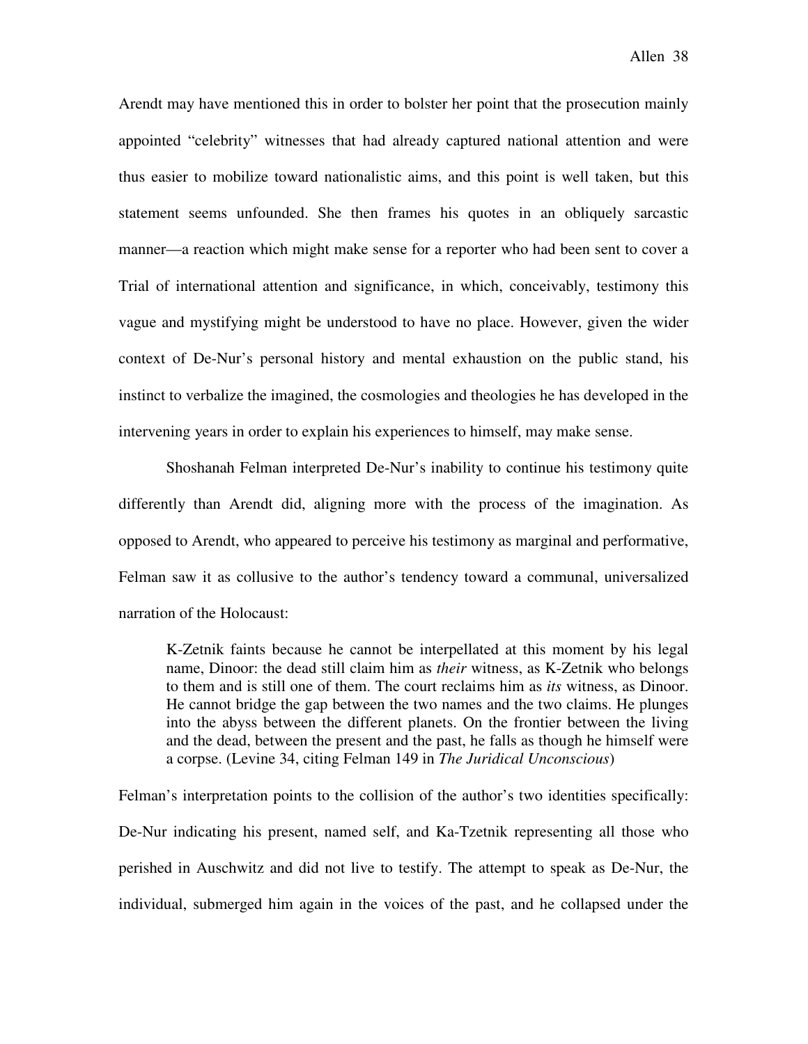Arendt may have mentioned this in order to bolster her point that the prosecution mainly appointed "celebrity" witnesses that had already captured national attention and were thus easier to mobilize toward nationalistic aims, and this point is well taken, but this statement seems unfounded. She then frames his quotes in an obliquely sarcastic manner—a reaction which might make sense for a reporter who had been sent to cover a Trial of international attention and significance, in which, conceivably, testimony this vague and mystifying might be understood to have no place. However, given the wider context of De-Nur's personal history and mental exhaustion on the public stand, his instinct to verbalize the imagined, the cosmologies and theologies he has developed in the intervening years in order to explain his experiences to himself, may make sense.

Shoshanah Felman interpreted De-Nur's inability to continue his testimony quite differently than Arendt did, aligning more with the process of the imagination. As opposed to Arendt, who appeared to perceive his testimony as marginal and performative, Felman saw it as collusive to the author's tendency toward a communal, universalized narration of the Holocaust:

> K-Zetnik faints because he cannot be interpellated at this moment by his legal name, Dinoor: the dead still claim him as *their* witness, as K-Zetnik who belongs to them and is still one of them. The court reclaims him as *its* witness, as Dinoor. He cannot bridge the gap between the two names and the two claims. He plunges into the abyss between the different planets. On the frontier between the living and the dead, between the present and the past, he falls as though he himself were a corpse. (Levine 34, citing Felman 149 in *The Juridical Unconscious*)

Felman's interpretation points to the collision of the author's two identities specifically: De-Nur indicating his present, named self, and Ka-Tzetnik representing all those who perished in Auschwitz and did not live to testify. The attempt to speak as De-Nur, the individual, submerged him again in the voices of the past, and he collapsed under the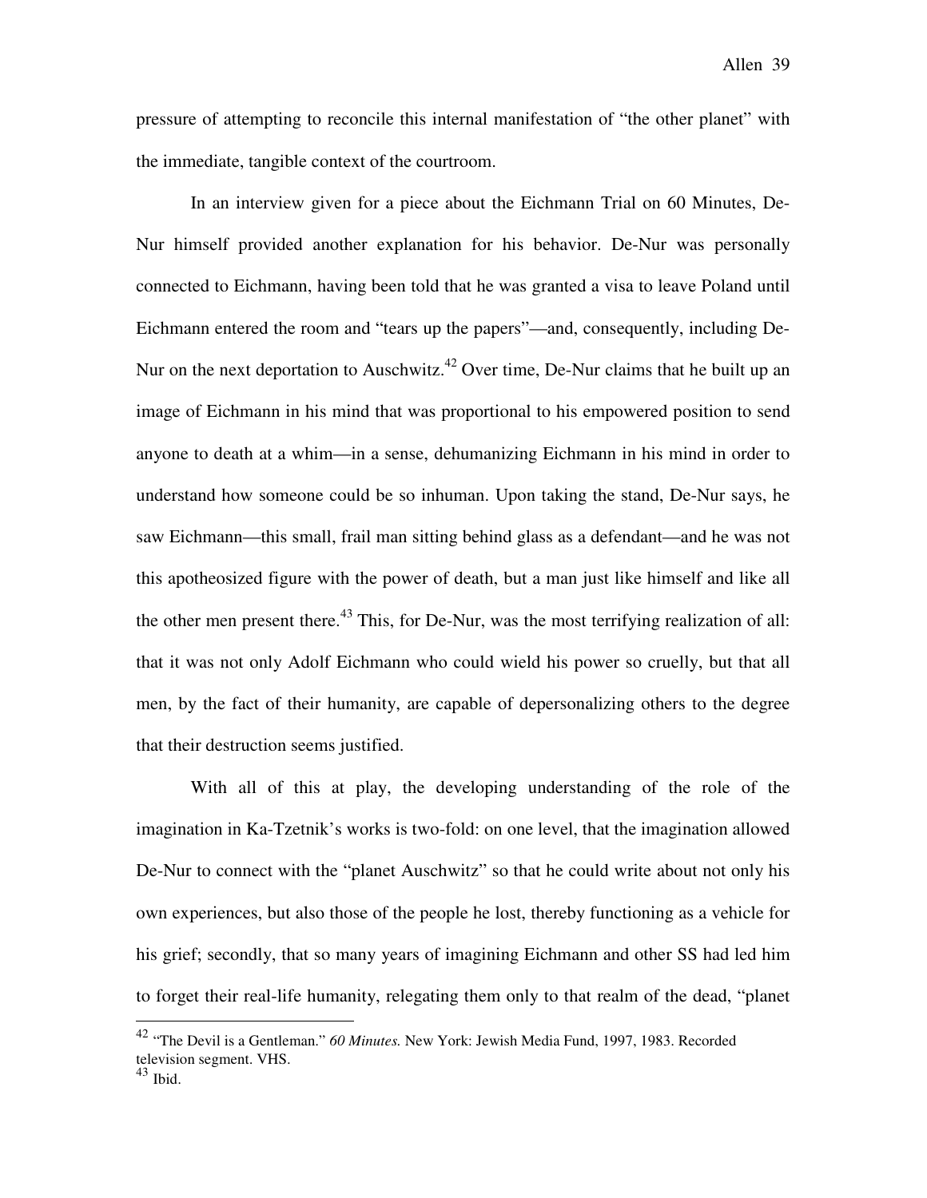pressure of attempting to reconcile this internal manifestation of "the other planet" with the immediate, tangible context of the courtroom.

In an interview given for a piece about the Eichmann Trial on 60 Minutes, De-Nur himself provided another explanation for his behavior. De-Nur was personally connected to Eichmann, having been told that he was granted a visa to leave Poland until Eichmann entered the room and "tears up the papers"—and, consequently, including De-Nur on the next deportation to Auschwitz.[42] Over time, De-Nur claims that he built up an image of Eichmann in his mind that was proportional to his empowered position to send anyone to death at a whim—in a sense, dehumanizing Eichmann in his mind in order to understand how someone could be so inhuman. Upon taking the stand, De-Nur says, he saw Eichmann—this small, frail man sitting behind glass as a defendant—and he was not this apotheosized figure with the power of death, but a man just like himself and like all the other men present there.[43] This, for De-Nur, was the most terrifying realization of all: that it was not only Adolf Eichmann who could wield his power so cruelly, but that all men, by the fact of their humanity, are capable of depersonalizing others to the degree that their destruction seems justified.

With all of this at play, the developing understanding of the role of the imagination in Ka-Tzetnik's works is two-fold: on one level, that the imagination allowed De-Nur to connect with the "planet Auschwitz" so that he could write about not only his own experiences, but also those of the people he lost, thereby functioning as a vehicle for his grief; secondly, that so many years of imagining Eichmann and other SS had led him to forget their real-life humanity, relegating them only to that realm of the dead, "planet

---

[42] "The Devil is a Gentleman." *60 Minutes.* New York: Jewish Media Fund, 1997, 1983. Recorded television segment. VHS.

[43] Ibid.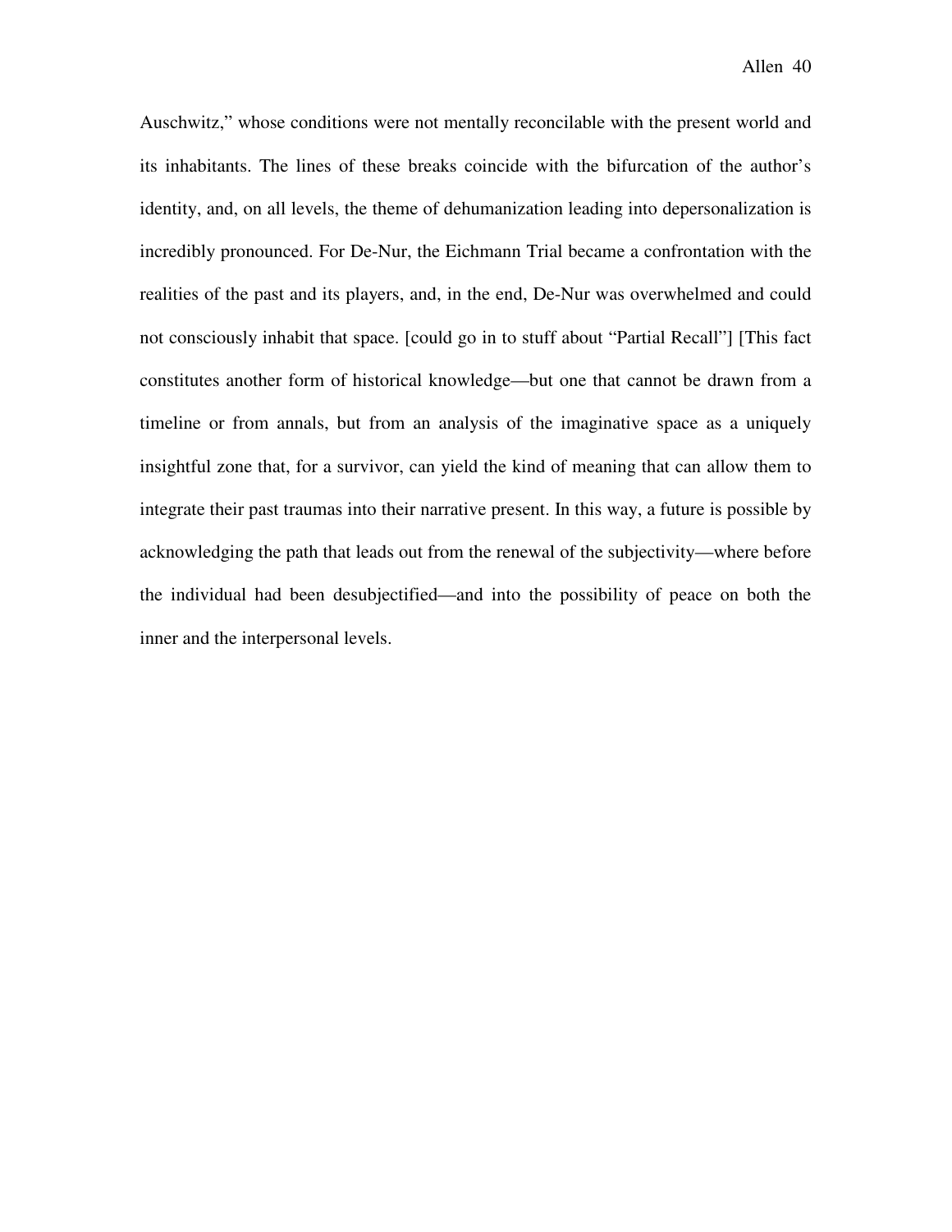Auschwitz," whose conditions were not mentally reconcilable with the present world and its inhabitants. The lines of these breaks coincide with the bifurcation of the author's identity, and, on all levels, the theme of dehumanization leading into depersonalization is incredibly pronounced. For De-Nur, the Eichmann Trial became a confrontation with the realities of the past and its players, and, in the end, De-Nur was overwhelmed and could not consciously inhabit that space. [could go in to stuff about "Partial Recall"] [This fact constitutes another form of historical knowledge—but one that cannot be drawn from a timeline or from annals, but from an analysis of the imaginative space as a uniquely insightful zone that, for a survivor, can yield the kind of meaning that can allow them to integrate their past traumas into their narrative present. In this way, a future is possible by acknowledging the path that leads out from the renewal of the subjectivity—where before the individual had been desubjectified—and into the possibility of peace on both the inner and the interpersonal levels.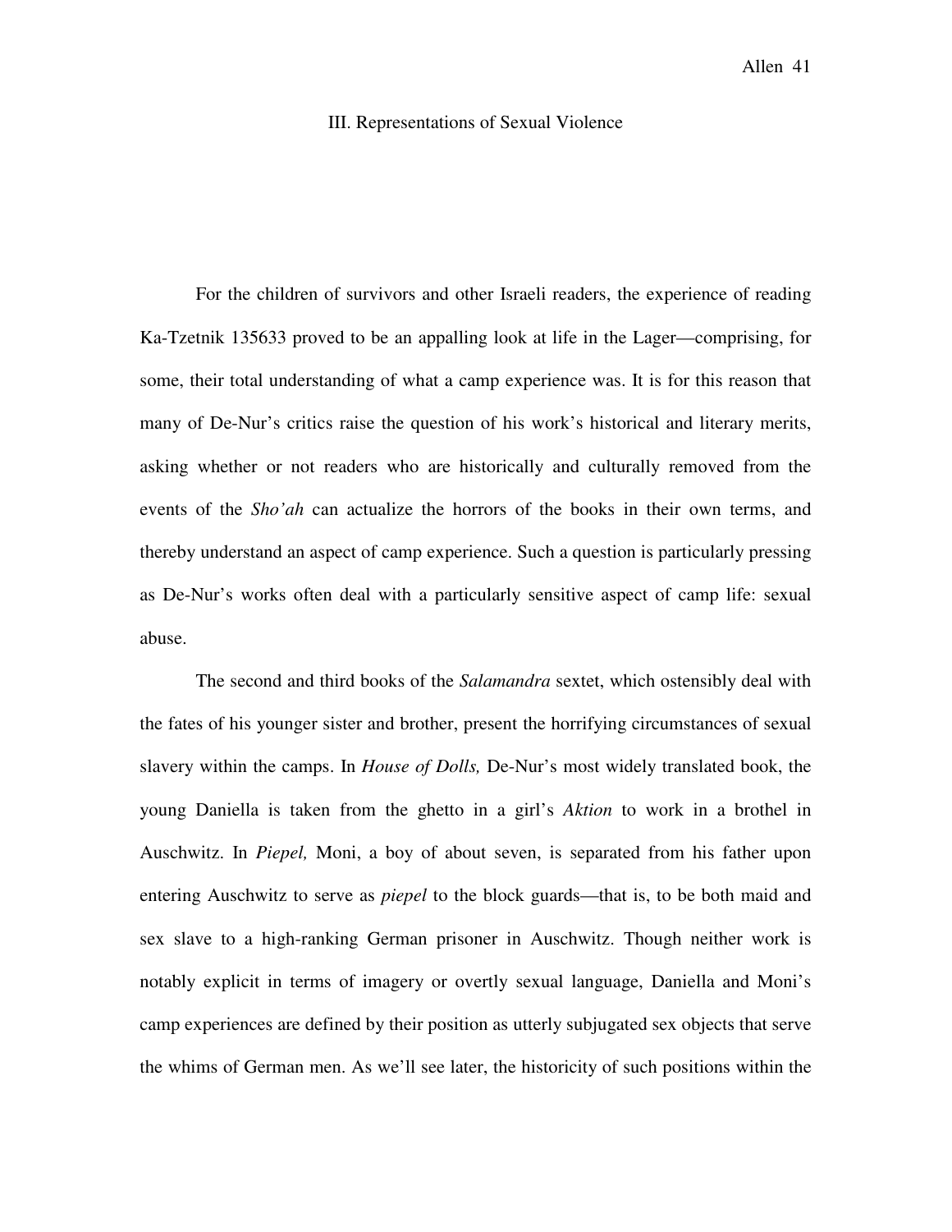## III. Representations of Sexual Violence

For the children of survivors and other Israeli readers, the experience of reading Ka-Tzetnik 135633 proved to be an appalling look at life in the Lager—comprising, for some, their total understanding of what a camp experience was. It is for this reason that many of De-Nur's critics raise the question of his work's historical and literary merits, asking whether or not readers who are historically and culturally removed from the events of the *Sho'ah* can actualize the horrors of the books in their own terms, and thereby understand an aspect of camp experience. Such a question is particularly pressing as De-Nur's works often deal with a particularly sensitive aspect of camp life: sexual abuse.

The second and third books of the *Salamandra* sextet, which ostensibly deal with the fates of his younger sister and brother, present the horrifying circumstances of sexual slavery within the camps. In *House of Dolls,* De-Nur's most widely translated book, the young Daniella is taken from the ghetto in a girl's *Aktion* to work in a brothel in Auschwitz. In *Piepel,* Moni, a boy of about seven, is separated from his father upon entering Auschwitz to serve as *piepel* to the block guards—that is, to be both maid and sex slave to a high-ranking German prisoner in Auschwitz. Though neither work is notably explicit in terms of imagery or overtly sexual language, Daniella and Moni's camp experiences are defined by their position as utterly subjugated sex objects that serve the whims of German men. As we'll see later, the historicity of such positions within the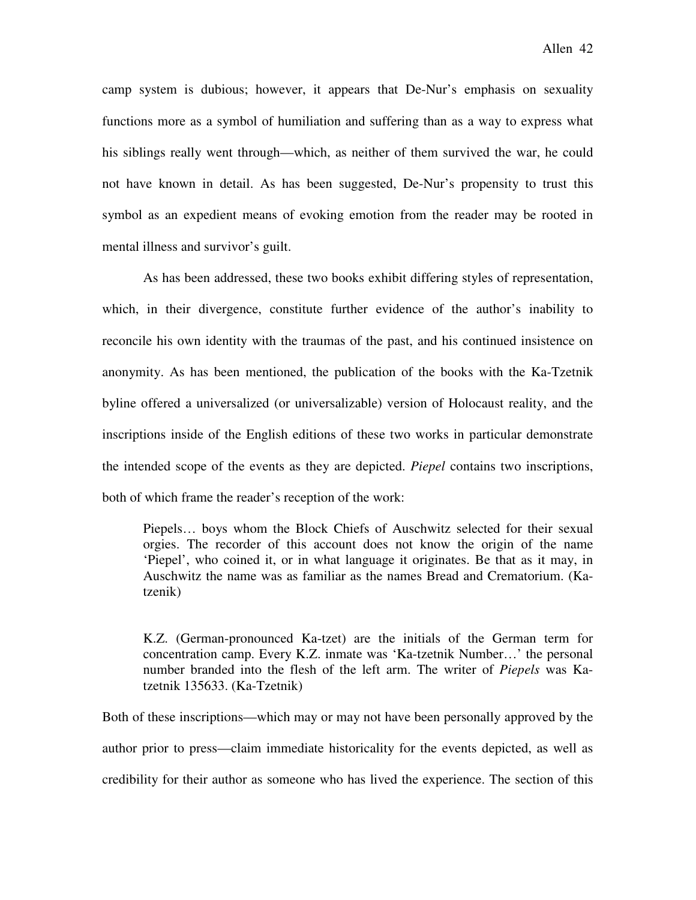camp system is dubious; however, it appears that De-Nur's emphasis on sexuality functions more as a symbol of humiliation and suffering than as a way to express what his siblings really went through—which, as neither of them survived the war, he could not have known in detail. As has been suggested, De-Nur's propensity to trust this symbol as an expedient means of evoking emotion from the reader may be rooted in mental illness and survivor's guilt.

As has been addressed, these two books exhibit differing styles of representation, which, in their divergence, constitute further evidence of the author's inability to reconcile his own identity with the traumas of the past, and his continued insistence on anonymity. As has been mentioned, the publication of the books with the Ka-Tzetnik byline offered a universalized (or universalizable) version of Holocaust reality, and the inscriptions inside of the English editions of these two works in particular demonstrate the intended scope of the events as they are depicted. *Piepel* contains two inscriptions, both of which frame the reader's reception of the work:

> Piepels… boys whom the Block Chiefs of Auschwitz selected for their sexual orgies. The recorder of this account does not know the origin of the name 'Piepel', who coined it, or in what language it originates. Be that as it may, in Auschwitz the name was as familiar as the names Bread and Crematorium. (Ka-tzenik)

> K.Z. (German-pronounced Ka-tzet) are the initials of the German term for concentration camp. Every K.Z. inmate was 'Ka-tzetnik Number…' the personal number branded into the flesh of the left arm. The writer of *Piepels* was Ka-tzetnik 135633. (Ka-Tzetnik)

Both of these inscriptions—which may or may not have been personally approved by the author prior to press—claim immediate historicality for the events depicted, as well as credibility for their author as someone who has lived the experience. The section of this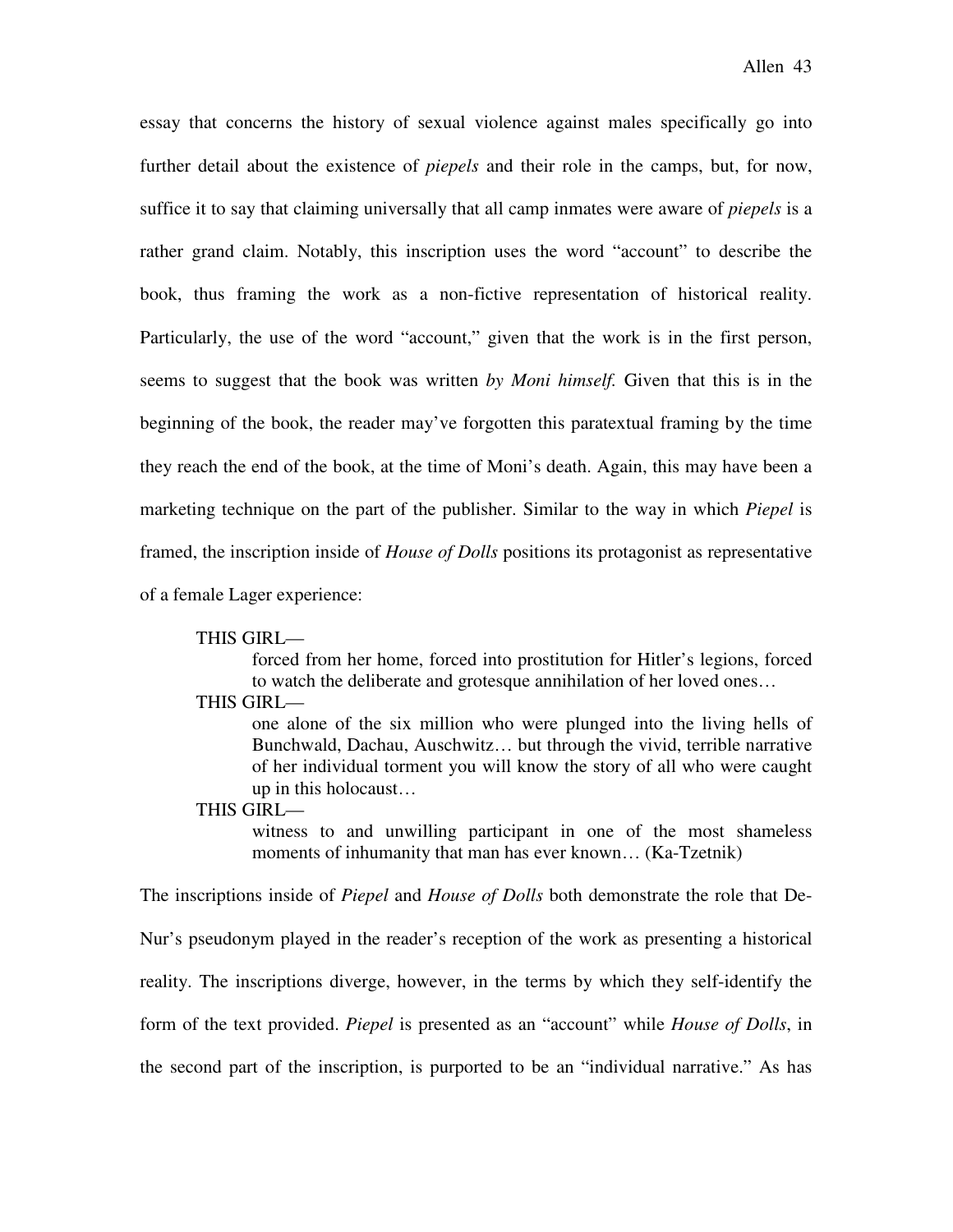essay that concerns the history of sexual violence against males specifically go into further detail about the existence of *piepels* and their role in the camps, but, for now, suffice it to say that claiming universally that all camp inmates were aware of *piepels* is a rather grand claim. Notably, this inscription uses the word "account" to describe the book, thus framing the work as a non-fictive representation of historical reality. Particularly, the use of the word "account," given that the work is in the first person, seems to suggest that the book was written *by Moni himself.* Given that this is in the beginning of the book, the reader may've forgotten this paratextual framing by the time they reach the end of the book, at the time of Moni's death. Again, this may have been a marketing technique on the part of the publisher. Similar to the way in which *Piepel* is framed, the inscription inside of *House of Dolls* positions its protagonist as representative of a female Lager experience:

> THIS GIRL—
>
> forced from her home, forced into prostitution for Hitler's legions, forced to watch the deliberate and grotesque annihilation of her loved ones…
>
> THIS GIRL—
>
> one alone of the six million who were plunged into the living hells of Bunchwald, Dachau, Auschwitz… but through the vivid, terrible narrative of her individual torment you will know the story of all who were caught up in this holocaust…
>
> THIS GIRL—
>
> witness to and unwilling participant in one of the most shameless moments of inhumanity that man has ever known… (Ka-Tzetnik)

The inscriptions inside of *Piepel* and *House of Dolls* both demonstrate the role that De-Nur's pseudonym played in the reader's reception of the work as presenting a historical reality. The inscriptions diverge, however, in the terms by which they self-identify the form of the text provided. *Piepel* is presented as an "account" while *House of Dolls*, in the second part of the inscription, is purported to be an "individual narrative." As has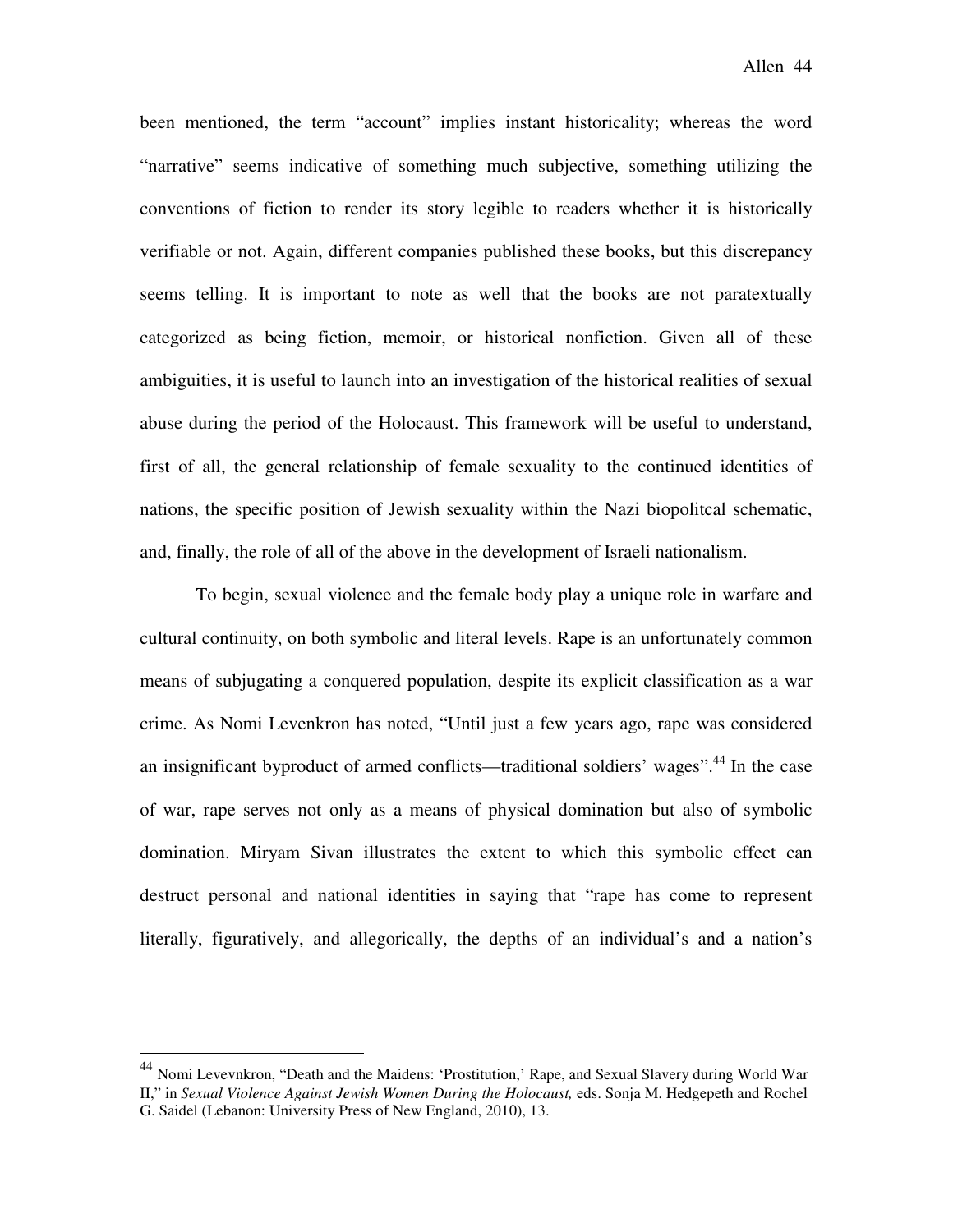been mentioned, the term "account" implies instant historicality; whereas the word "narrative" seems indicative of something much subjective, something utilizing the conventions of fiction to render its story legible to readers whether it is historically verifiable or not. Again, different companies published these books, but this discrepancy seems telling. It is important to note as well that the books are not paratextually categorized as being fiction, memoir, or historical nonfiction. Given all of these ambiguities, it is useful to launch into an investigation of the historical realities of sexual abuse during the period of the Holocaust. This framework will be useful to understand, first of all, the general relationship of female sexuality to the continued identities of nations, the specific position of Jewish sexuality within the Nazi biopolitcal schematic, and, finally, the role of all of the above in the development of Israeli nationalism.

To begin, sexual violence and the female body play a unique role in warfare and cultural continuity, on both symbolic and literal levels. Rape is an unfortunately common means of subjugating a conquered population, despite its explicit classification as a war crime. As Nomi Levenkron has noted, "Until just a few years ago, rape was considered an insignificant byproduct of armed conflicts—traditional soldiers' wages".[44] In the case of war, rape serves not only as a means of physical domination but also of symbolic domination. Miryam Sivan illustrates the extent to which this symbolic effect can destruct personal and national identities in saying that "rape has come to represent literally, figuratively, and allegorically, the depths of an individual's and a nation's

---

[44] Nomi Levevnkron, "Death and the Maidens: 'Prostitution,' Rape, and Sexual Slavery during World War II," in *Sexual Violence Against Jewish Women During the Holocaust,* eds. Sonja M. Hedgepeth and Rochel G. Saidel (Lebanon: University Press of New England, 2010), 13.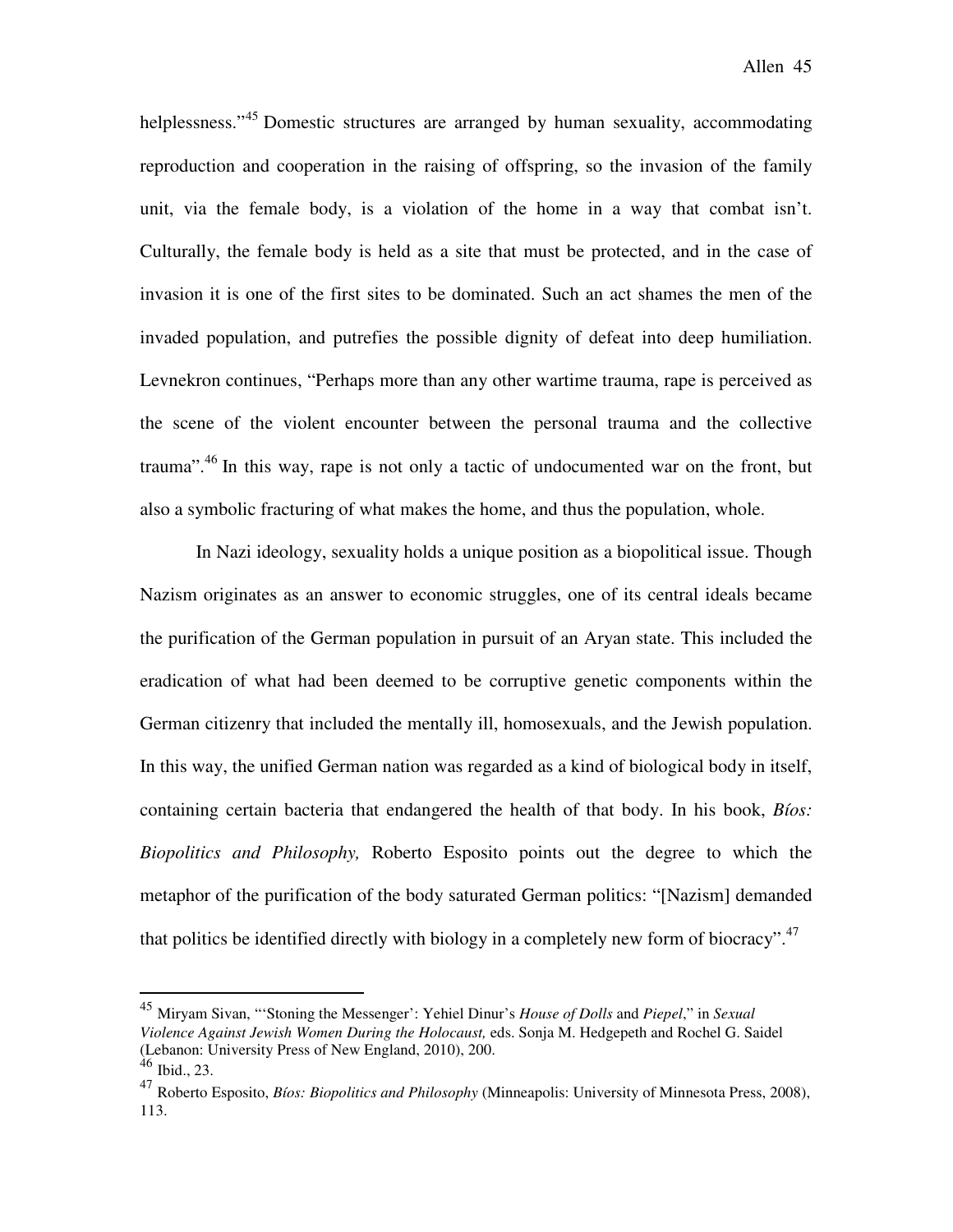helplessness."[45] Domestic structures are arranged by human sexuality, accommodating reproduction and cooperation in the raising of offspring, so the invasion of the family unit, via the female body, is a violation of the home in a way that combat isn't. Culturally, the female body is held as a site that must be protected, and in the case of invasion it is one of the first sites to be dominated. Such an act shames the men of the invaded population, and putrefies the possible dignity of defeat into deep humiliation. Levnekron continues, "Perhaps more than any other wartime trauma, rape is perceived as the scene of the violent encounter between the personal trauma and the collective trauma".[46] In this way, rape is not only a tactic of undocumented war on the front, but also a symbolic fracturing of what makes the home, and thus the population, whole.

In Nazi ideology, sexuality holds a unique position as a biopolitical issue. Though Nazism originates as an answer to economic struggles, one of its central ideals became the purification of the German population in pursuit of an Aryan state. This included the eradication of what had been deemed to be corruptive genetic components within the German citizenry that included the mentally ill, homosexuals, and the Jewish population. In this way, the unified German nation was regarded as a kind of biological body in itself, containing certain bacteria that endangered the health of that body. In his book, *Bíos: Biopolitics and Philosophy,* Roberto Esposito points out the degree to which the metaphor of the purification of the body saturated German politics: "[Nazism] demanded that politics be identified directly with biology in a completely new form of biocracy".[47]

---

[45] Miryam Sivan, "'Stoning the Messenger': Yehiel Dinur's *House of Dolls* and *Piepel*," in *Sexual Violence Against Jewish Women During the Holocaust,* eds. Sonja M. Hedgepeth and Rochel G. Saidel (Lebanon: University Press of New England, 2010), 200.

[46] Ibid., 23.

[47] Roberto Esposito, *Bíos: Biopolitics and Philosophy* (Minneapolis: University of Minnesota Press, 2008), 113.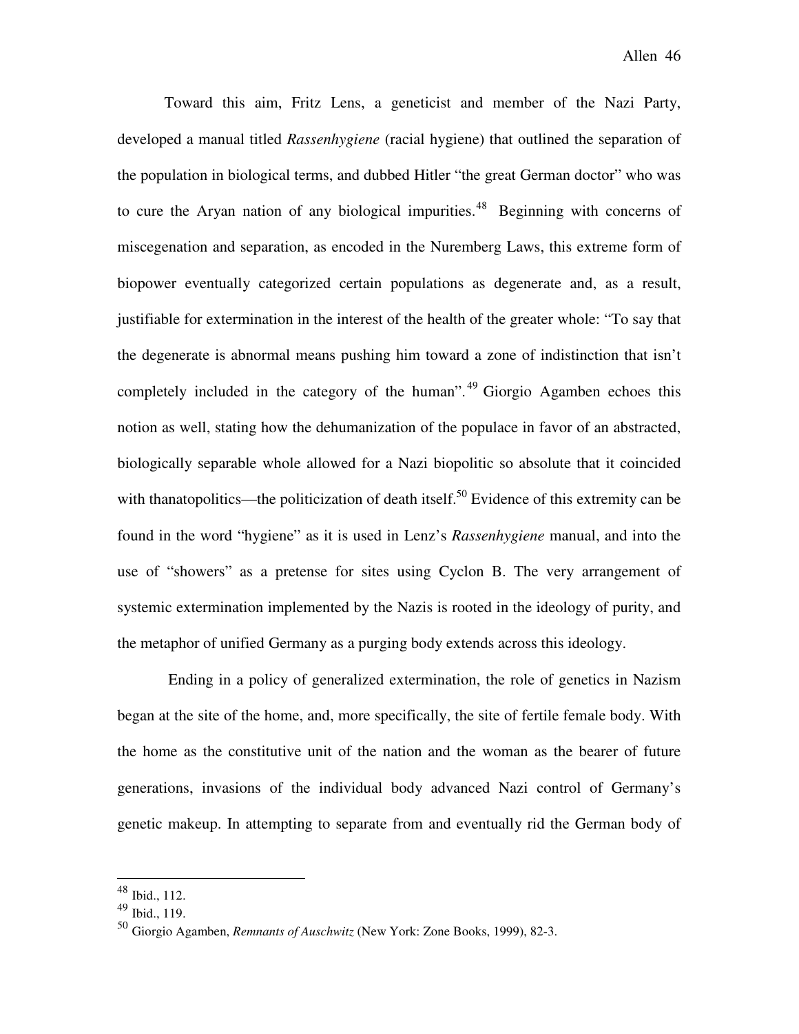Toward this aim, Fritz Lens, a geneticist and member of the Nazi Party, developed a manual titled *Rassenhygiene* (racial hygiene) that outlined the separation of the population in biological terms, and dubbed Hitler "the great German doctor" who was to cure the Aryan nation of any biological impurities.[48] Beginning with concerns of miscegenation and separation, as encoded in the Nuremberg Laws, this extreme form of biopower eventually categorized certain populations as degenerate and, as a result, justifiable for extermination in the interest of the health of the greater whole: "To say that the degenerate is abnormal means pushing him toward a zone of indistinction that isn't completely included in the category of the human".[49] Giorgio Agamben echoes this notion as well, stating how the dehumanization of the populace in favor of an abstracted, biologically separable whole allowed for a Nazi biopolitic so absolute that it coincided with thanatopolitics—the politicization of death itself.[50] Evidence of this extremity can be found in the word "hygiene" as it is used in Lenz's *Rassenhygiene* manual, and into the use of "showers" as a pretense for sites using Cyclon B. The very arrangement of systemic extermination implemented by the Nazis is rooted in the ideology of purity, and the metaphor of unified Germany as a purging body extends across this ideology.

Ending in a policy of generalized extermination, the role of genetics in Nazism began at the site of the home, and, more specifically, the site of fertile female body. With the home as the constitutive unit of the nation and the woman as the bearer of future generations, invasions of the individual body advanced Nazi control of Germany's genetic makeup. In attempting to separate from and eventually rid the German body of

---

[48] Ibid., 112.

[49] Ibid., 119.

[50] Giorgio Agamben, *Remnants of Auschwitz* (New York: Zone Books, 1999), 82-3.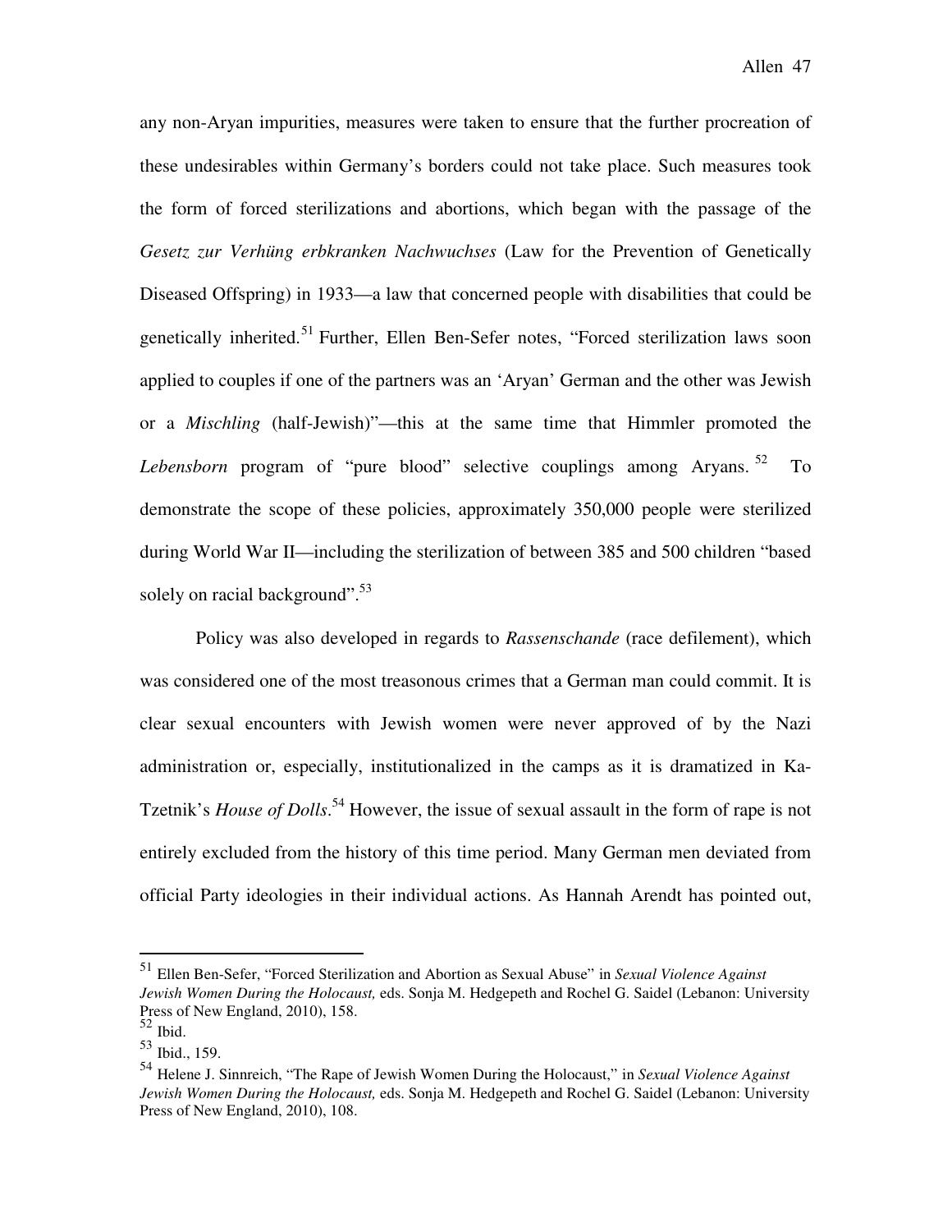any non-Aryan impurities, measures were taken to ensure that the further procreation of these undesirables within Germany's borders could not take place. Such measures took the form of forced sterilizations and abortions, which began with the passage of the *Gesetz zur Verhüng erbkranken Nachwuchses* (Law for the Prevention of Genetically Diseased Offspring) in 1933—a law that concerned people with disabilities that could be genetically inherited.[51] Further, Ellen Ben-Sefer notes, "Forced sterilization laws soon applied to couples if one of the partners was an 'Aryan' German and the other was Jewish or a *Mischling* (half-Jewish)"—this at the same time that Himmler promoted the *Lebensborn* program of "pure blood" selective couplings among Aryans.[52] To demonstrate the scope of these policies, approximately 350,000 people were sterilized during World War II—including the sterilization of between 385 and 500 children "based solely on racial background".[53]

Policy was also developed in regards to *Rassenschande* (race defilement), which was considered one of the most treasonous crimes that a German man could commit. It is clear sexual encounters with Jewish women were never approved of by the Nazi administration or, especially, institutionalized in the camps as it is dramatized in Ka-Tzetnik's *House of Dolls*.[54] However, the issue of sexual assault in the form of rape is not entirely excluded from the history of this time period. Many German men deviated from official Party ideologies in their individual actions. As Hannah Arendt has pointed out,

---

[51] Ellen Ben-Sefer, "Forced Sterilization and Abortion as Sexual Abuse" in *Sexual Violence Against Jewish Women During the Holocaust,* eds. Sonja M. Hedgepeth and Rochel G. Saidel (Lebanon: University Press of New England, 2010), 158.

[52] Ibid.

[53] Ibid., 159.

[54] Helene J. Sinnreich, "The Rape of Jewish Women During the Holocaust," in *Sexual Violence Against Jewish Women During the Holocaust,* eds. Sonja M. Hedgepeth and Rochel G. Saidel (Lebanon: University Press of New England, 2010), 108.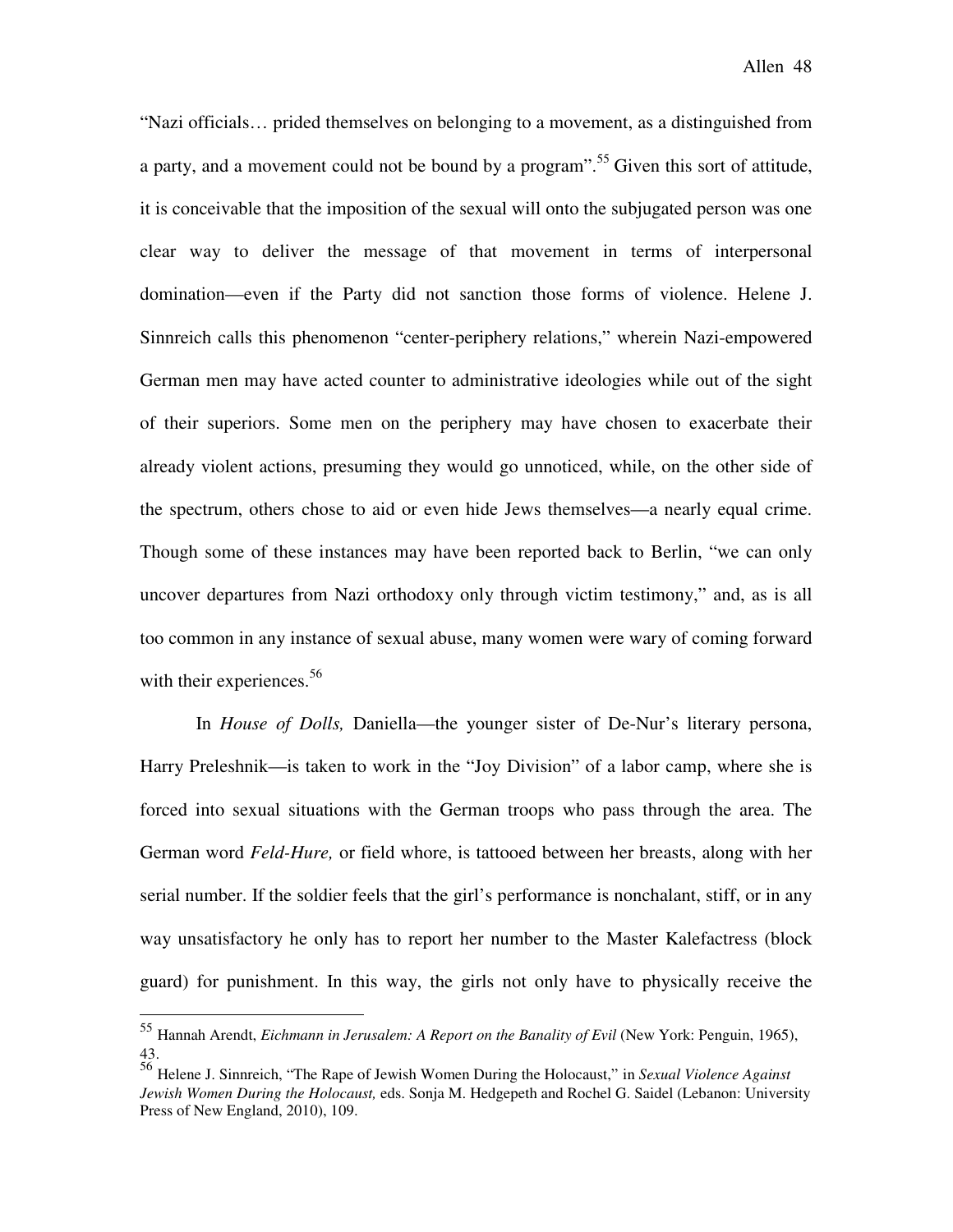"Nazi officials… prided themselves on belonging to a movement, as a distinguished from a party, and a movement could not be bound by a program".[55] Given this sort of attitude, it is conceivable that the imposition of the sexual will onto the subjugated person was one clear way to deliver the message of that movement in terms of interpersonal domination—even if the Party did not sanction those forms of violence. Helene J. Sinnreich calls this phenomenon "center-periphery relations," wherein Nazi-empowered German men may have acted counter to administrative ideologies while out of the sight of their superiors. Some men on the periphery may have chosen to exacerbate their already violent actions, presuming they would go unnoticed, while, on the other side of the spectrum, others chose to aid or even hide Jews themselves—a nearly equal crime. Though some of these instances may have been reported back to Berlin, "we can only uncover departures from Nazi orthodoxy only through victim testimony," and, as is all too common in any instance of sexual abuse, many women were wary of coming forward with their experiences.[56]

In *House of Dolls,* Daniella—the younger sister of De-Nur's literary persona, Harry Preleshnik—is taken to work in the "Joy Division" of a labor camp, where she is forced into sexual situations with the German troops who pass through the area. The German word *Feld-Hure,* or field whore, is tattooed between her breasts, along with her serial number. If the soldier feels that the girl's performance is nonchalant, stiff, or in any way unsatisfactory he only has to report her number to the Master Kalefactress (block guard) for punishment. In this way, the girls not only have to physically receive the

---

[55] Hannah Arendt, *Eichmann in Jerusalem: A Report on the Banality of Evil* (New York: Penguin, 1965), 43.

[56] Helene J. Sinnreich, "The Rape of Jewish Women During the Holocaust," in *Sexual Violence Against Jewish Women During the Holocaust,* eds. Sonja M. Hedgepeth and Rochel G. Saidel (Lebanon: University Press of New England, 2010), 109.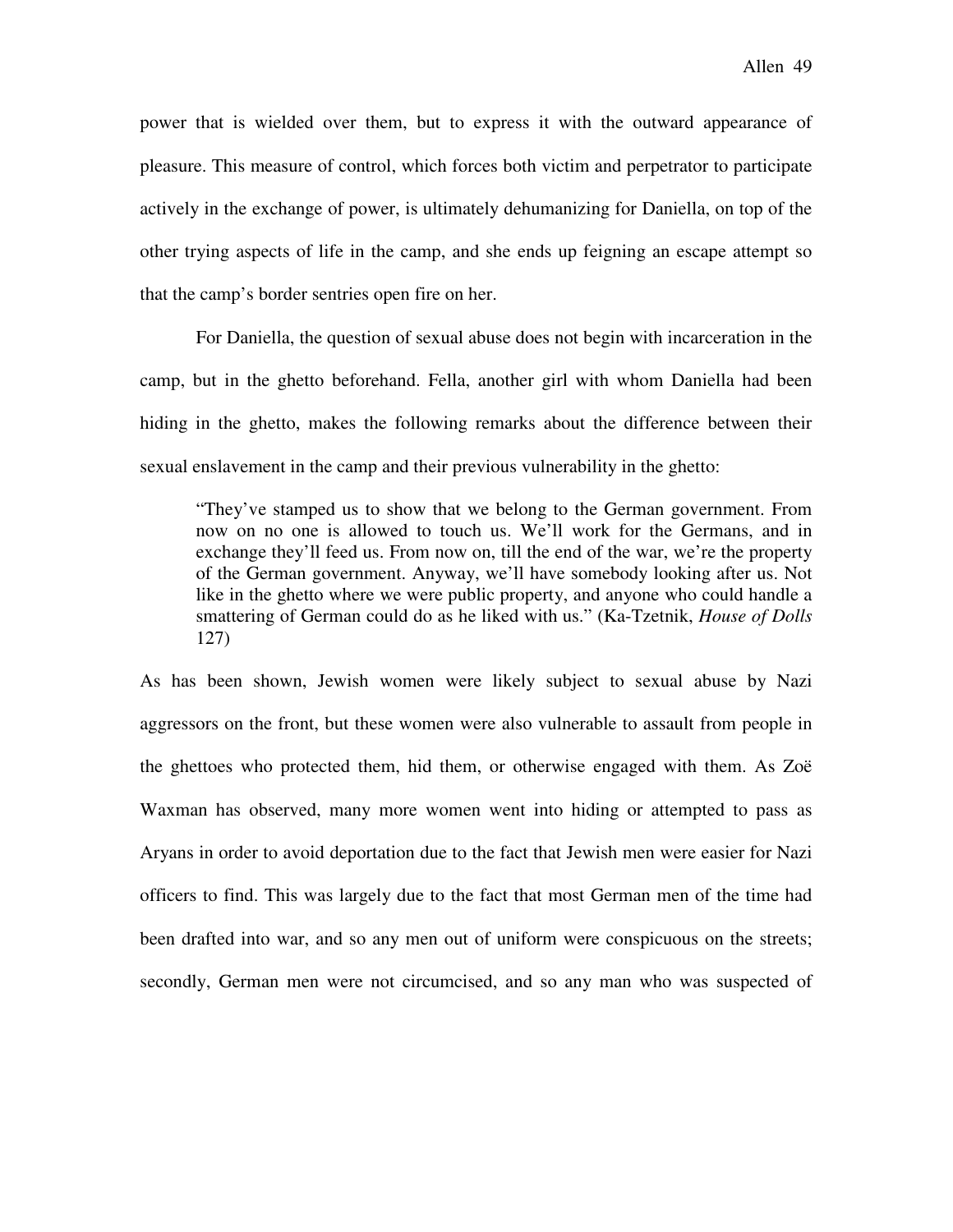power that is wielded over them, but to express it with the outward appearance of pleasure. This measure of control, which forces both victim and perpetrator to participate actively in the exchange of power, is ultimately dehumanizing for Daniella, on top of the other trying aspects of life in the camp, and she ends up feigning an escape attempt so that the camp's border sentries open fire on her.

For Daniella, the question of sexual abuse does not begin with incarceration in the camp, but in the ghetto beforehand. Fella, another girl with whom Daniella had been hiding in the ghetto, makes the following remarks about the difference between their sexual enslavement in the camp and their previous vulnerability in the ghetto:

> "They've stamped us to show that we belong to the German government. From now on no one is allowed to touch us. We'll work for the Germans, and in exchange they'll feed us. From now on, till the end of the war, we're the property of the German government. Anyway, we'll have somebody looking after us. Not like in the ghetto where we were public property, and anyone who could handle a smattering of German could do as he liked with us." (Ka-Tzetnik, *House of Dolls* 127)

As has been shown, Jewish women were likely subject to sexual abuse by Nazi aggressors on the front, but these women were also vulnerable to assault from people in the ghettoes who protected them, hid them, or otherwise engaged with them. As Zoë Waxman has observed, many more women went into hiding or attempted to pass as Aryans in order to avoid deportation due to the fact that Jewish men were easier for Nazi officers to find. This was largely due to the fact that most German men of the time had been drafted into war, and so any men out of uniform were conspicuous on the streets; secondly, German men were not circumcised, and so any man who was suspected of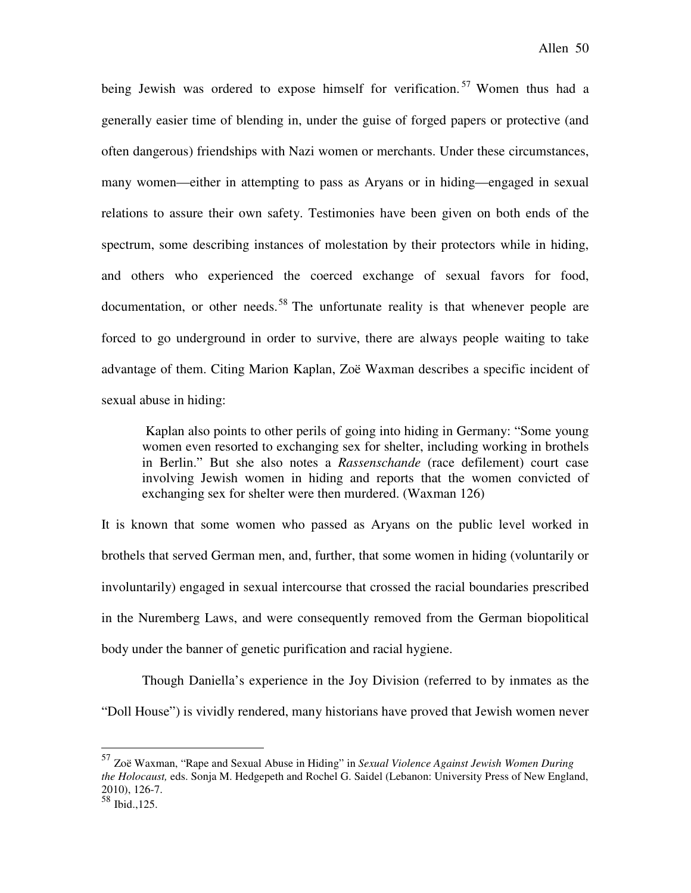being Jewish was ordered to expose himself for verification.[57] Women thus had a generally easier time of blending in, under the guise of forged papers or protective (and often dangerous) friendships with Nazi women or merchants. Under these circumstances, many women—either in attempting to pass as Aryans or in hiding—engaged in sexual relations to assure their own safety. Testimonies have been given on both ends of the spectrum, some describing instances of molestation by their protectors while in hiding, and others who experienced the coerced exchange of sexual favors for food, documentation, or other needs.[58] The unfortunate reality is that whenever people are forced to go underground in order to survive, there are always people waiting to take advantage of them. Citing Marion Kaplan, Zoë Waxman describes a specific incident of sexual abuse in hiding:

> Kaplan also points to other perils of going into hiding in Germany: "Some young women even resorted to exchanging sex for shelter, including working in brothels in Berlin." But she also notes a *Rassenschande* (race defilement) court case involving Jewish women in hiding and reports that the women convicted of exchanging sex for shelter were then murdered. (Waxman 126)

It is known that some women who passed as Aryans on the public level worked in brothels that served German men, and, further, that some women in hiding (voluntarily or involuntarily) engaged in sexual intercourse that crossed the racial boundaries prescribed in the Nuremberg Laws, and were consequently removed from the German biopolitical body under the banner of genetic purification and racial hygiene.

Though Daniella's experience in the Joy Division (referred to by inmates as the "Doll House") is vividly rendered, many historians have proved that Jewish women never

---

[57] Zoë Waxman, "Rape and Sexual Abuse in Hiding" in *Sexual Violence Against Jewish Women During the Holocaust,* eds. Sonja M. Hedgepeth and Rochel G. Saidel (Lebanon: University Press of New England, 2010), 126-7.

[58] Ibid.,125.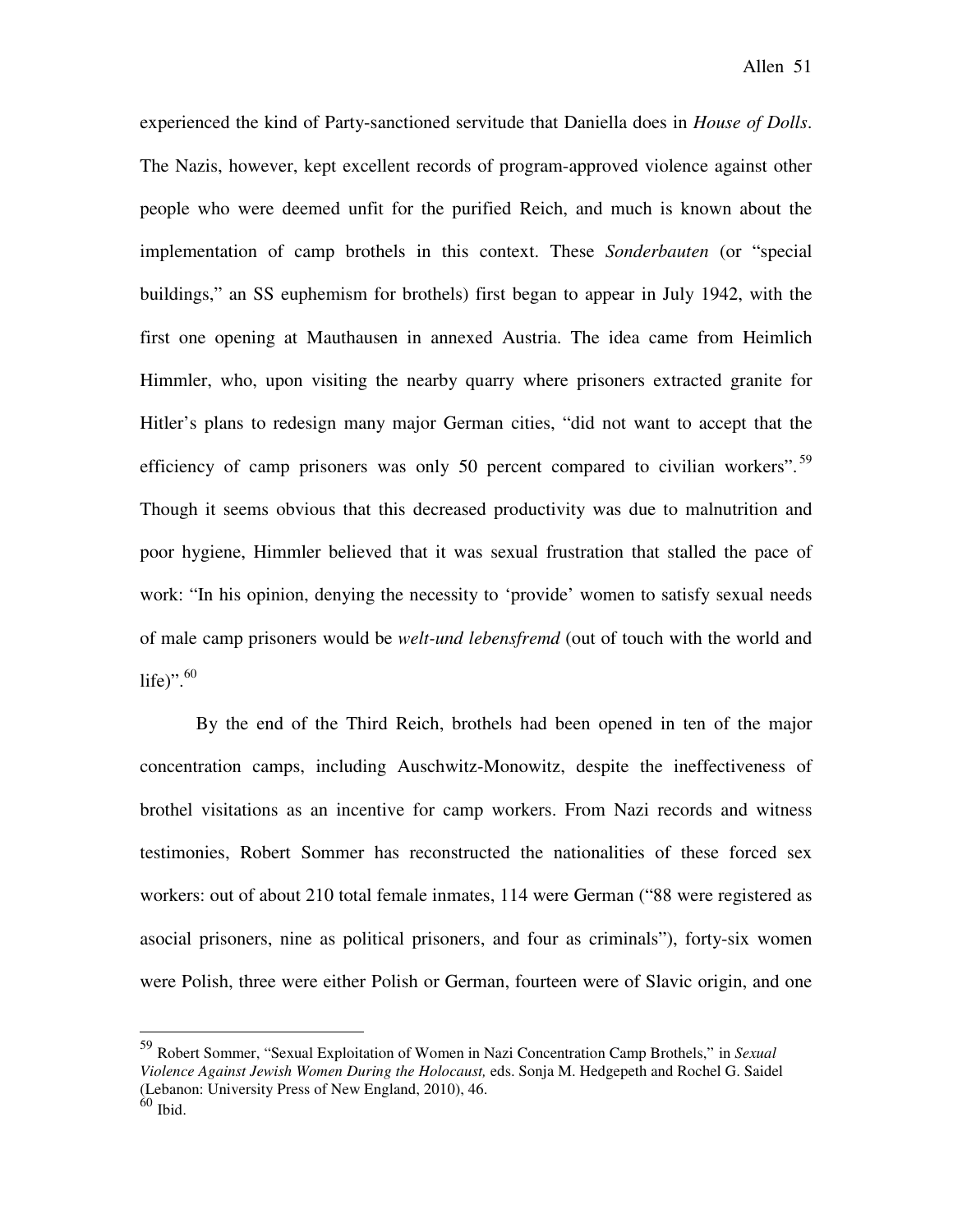experienced the kind of Party-sanctioned servitude that Daniella does in *House of Dolls*. The Nazis, however, kept excellent records of program-approved violence against other people who were deemed unfit for the purified Reich, and much is known about the implementation of camp brothels in this context. These *Sonderbauten* (or "special buildings," an SS euphemism for brothels) first began to appear in July 1942, with the first one opening at Mauthausen in annexed Austria. The idea came from Heimlich Himmler, who, upon visiting the nearby quarry where prisoners extracted granite for Hitler's plans to redesign many major German cities, "did not want to accept that the efficiency of camp prisoners was only 50 percent compared to civilian workers".[59] Though it seems obvious that this decreased productivity was due to malnutrition and poor hygiene, Himmler believed that it was sexual frustration that stalled the pace of work: "In his opinion, denying the necessity to 'provide' women to satisfy sexual needs of male camp prisoners would be *welt-und lebensfremd* (out of touch with the world and life)".[60]

By the end of the Third Reich, brothels had been opened in ten of the major concentration camps, including Auschwitz-Monowitz, despite the ineffectiveness of brothel visitations as an incentive for camp workers. From Nazi records and witness testimonies, Robert Sommer has reconstructed the nationalities of these forced sex workers: out of about 210 total female inmates, 114 were German ("88 were registered as asocial prisoners, nine as political prisoners, and four as criminals"), forty-six women were Polish, three were either Polish or German, fourteen were of Slavic origin, and one

---

[59] Robert Sommer, "Sexual Exploitation of Women in Nazi Concentration Camp Brothels," in *Sexual Violence Against Jewish Women During the Holocaust,* eds. Sonja M. Hedgepeth and Rochel G. Saidel (Lebanon: University Press of New England, 2010), 46.

[60] Ibid.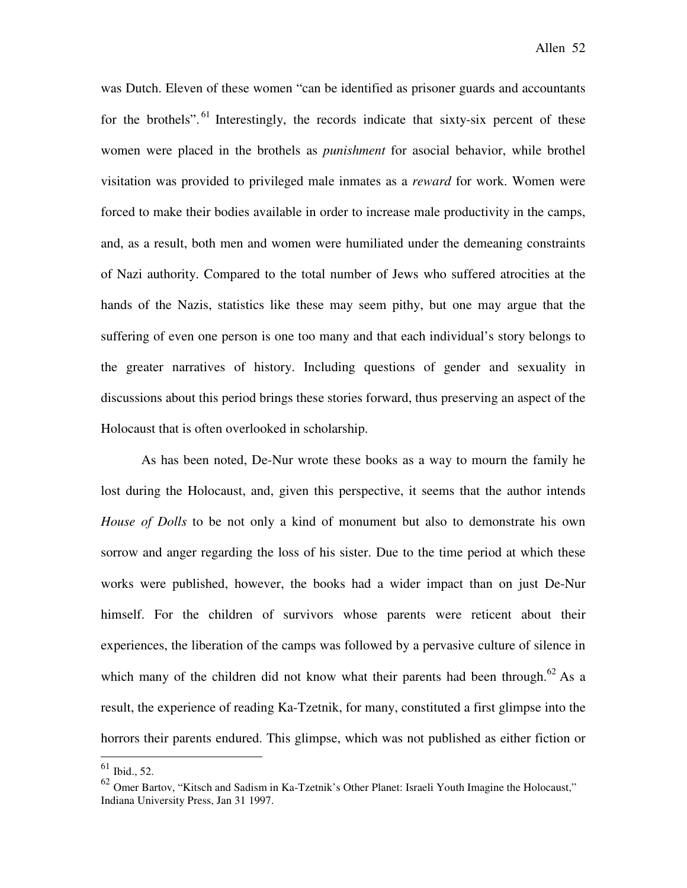was Dutch. Eleven of these women "can be identified as prisoner guards and accountants for the brothels".[61] Interestingly, the records indicate that sixty-six percent of these women were placed in the brothels as *punishment* for asocial behavior, while brothel visitation was provided to privileged male inmates as a *reward* for work. Women were forced to make their bodies available in order to increase male productivity in the camps, and, as a result, both men and women were humiliated under the demeaning constraints of Nazi authority. Compared to the total number of Jews who suffered atrocities at the hands of the Nazis, statistics like these may seem pithy, but one may argue that the suffering of even one person is one too many and that each individual's story belongs to the greater narratives of history. Including questions of gender and sexuality in discussions about this period brings these stories forward, thus preserving an aspect of the Holocaust that is often overlooked in scholarship.

As has been noted, De-Nur wrote these books as a way to mourn the family he lost during the Holocaust, and, given this perspective, it seems that the author intends *House of Dolls* to be not only a kind of monument but also to demonstrate his own sorrow and anger regarding the loss of his sister. Due to the time period at which these works were published, however, the books had a wider impact than on just De-Nur himself. For the children of survivors whose parents were reticent about their experiences, the liberation of the camps was followed by a pervasive culture of silence in which many of the children did not know what their parents had been through.[62] As a result, the experience of reading Ka-Tzetnik, for many, constituted a first glimpse into the horrors their parents endured. This glimpse, which was not published as either fiction or

---

[61] Ibid., 52.

[62] Omer Bartov, "Kitsch and Sadism in Ka-Tzetnik's Other Planet: Israeli Youth Imagine the Holocaust," Indiana University Press, Jan 31 1997.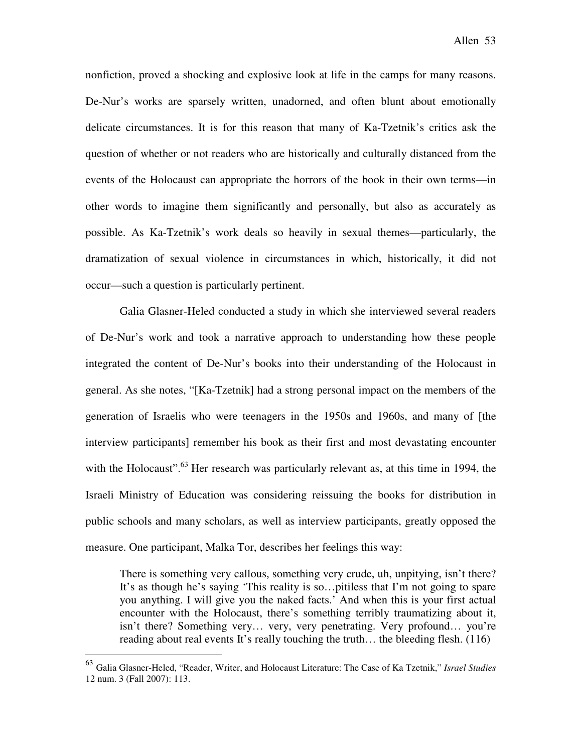nonfiction, proved a shocking and explosive look at life in the camps for many reasons. De-Nur's works are sparsely written, unadorned, and often blunt about emotionally delicate circumstances. It is for this reason that many of Ka-Tzetnik's critics ask the question of whether or not readers who are historically and culturally distanced from the events of the Holocaust can appropriate the horrors of the book in their own terms—in other words to imagine them significantly and personally, but also as accurately as possible. As Ka-Tzetnik's work deals so heavily in sexual themes—particularly, the dramatization of sexual violence in circumstances in which, historically, it did not occur—such a question is particularly pertinent.

Galia Glasner-Heled conducted a study in which she interviewed several readers of De-Nur's work and took a narrative approach to understanding how these people integrated the content of De-Nur's books into their understanding of the Holocaust in general. As she notes, "[Ka-Tzetnik] had a strong personal impact on the members of the generation of Israelis who were teenagers in the 1950s and 1960s, and many of [the interview participants] remember his book as their first and most devastating encounter with the Holocaust".[63] Her research was particularly relevant as, at this time in 1994, the Israeli Ministry of Education was considering reissuing the books for distribution in public schools and many scholars, as well as interview participants, greatly opposed the measure. One participant, Malka Tor, describes her feelings this way:

> There is something very callous, something very crude, uh, unpitying, isn't there? It's as though he's saying 'This reality is so…pitiless that I'm not going to spare you anything. I will give you the naked facts.' And when this is your first actual encounter with the Holocaust, there's something terribly traumatizing about it, isn't there? Something very… very, very penetrating. Very profound… you're reading about real events It's really touching the truth… the bleeding flesh. (116)

---

[63] Galia Glasner-Heled, "Reader, Writer, and Holocaust Literature: The Case of Ka Tzetnik," *Israel Studies* 12 num. 3 (Fall 2007): 113.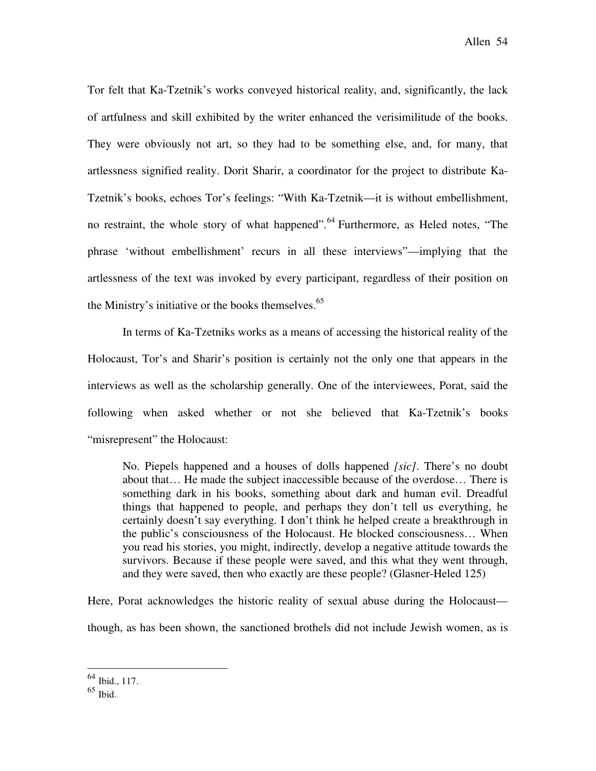Tor felt that Ka-Tzetnik's works conveyed historical reality, and, significantly, the lack of artfulness and skill exhibited by the writer enhanced the verisimilitude of the books. They were obviously not art, so they had to be something else, and, for many, that artlessness signified reality. Dorit Sharir, a coordinator for the project to distribute Ka-Tzetnik's books, echoes Tor's feelings: "With Ka-Tzetnik—it is without embellishment, no restraint, the whole story of what happened".[64] Furthermore, as Heled notes, "The phrase 'without embellishment' recurs in all these interviews"—implying that the artlessness of the text was invoked by every participant, regardless of their position on the Ministry's initiative or the books themselves.[65]

In terms of Ka-Tzetniks works as a means of accessing the historical reality of the Holocaust, Tor's and Sharir's position is certainly not the only one that appears in the interviews as well as the scholarship generally. One of the interviewees, Porat, said the following when asked whether or not she believed that Ka-Tzetnik's books "misrepresent" the Holocaust:

> No. Piepels happened and a houses of dolls happened *[sic]*. There's no doubt about that… He made the subject inaccessible because of the overdose… There is something dark in his books, something about dark and human evil. Dreadful things that happened to people, and perhaps they don't tell us everything, he certainly doesn't say everything. I don't think he helped create a breakthrough in the public's consciousness of the Holocaust. He blocked consciousness… When you read his stories, you might, indirectly, develop a negative attitude towards the survivors. Because if these people were saved, and this what they went through, and they were saved, then who exactly are these people? (Glasner-Heled 125)

Here, Porat acknowledges the historic reality of sexual abuse during the Holocaust—though, as has been shown, the sanctioned brothels did not include Jewish women, as is

---

[64] Ibid., 117.

[65] Ibid.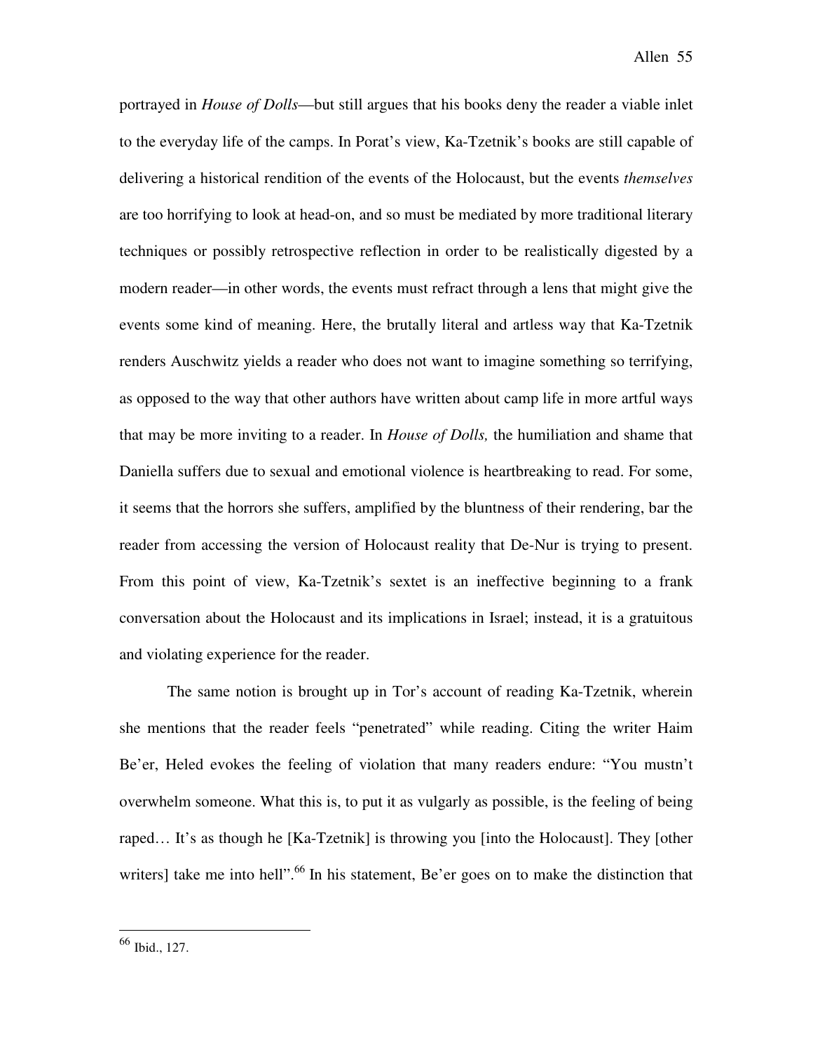portrayed in *House of Dolls*—but still argues that his books deny the reader a viable inlet to the everyday life of the camps. In Porat's view, Ka-Tzetnik's books are still capable of delivering a historical rendition of the events of the Holocaust, but the events *themselves* are too horrifying to look at head-on, and so must be mediated by more traditional literary techniques or possibly retrospective reflection in order to be realistically digested by a modern reader—in other words, the events must refract through a lens that might give the events some kind of meaning. Here, the brutally literal and artless way that Ka-Tzetnik renders Auschwitz yields a reader who does not want to imagine something so terrifying, as opposed to the way that other authors have written about camp life in more artful ways that may be more inviting to a reader. In *House of Dolls,* the humiliation and shame that Daniella suffers due to sexual and emotional violence is heartbreaking to read. For some, it seems that the horrors she suffers, amplified by the bluntness of their rendering, bar the reader from accessing the version of Holocaust reality that De-Nur is trying to present. From this point of view, Ka-Tzetnik's sextet is an ineffective beginning to a frank conversation about the Holocaust and its implications in Israel; instead, it is a gratuitous and violating experience for the reader.

The same notion is brought up in Tor's account of reading Ka-Tzetnik, wherein she mentions that the reader feels "penetrated" while reading. Citing the writer Haim Be'er, Heled evokes the feeling of violation that many readers endure: "You mustn't overwhelm someone. What this is, to put it as vulgarly as possible, is the feeling of being raped… It's as though he [Ka-Tzetnik] is throwing you [into the Holocaust]. They [other writers] take me into hell".[66] In his statement, Be'er goes on to make the distinction that

---

[66] Ibid., 127.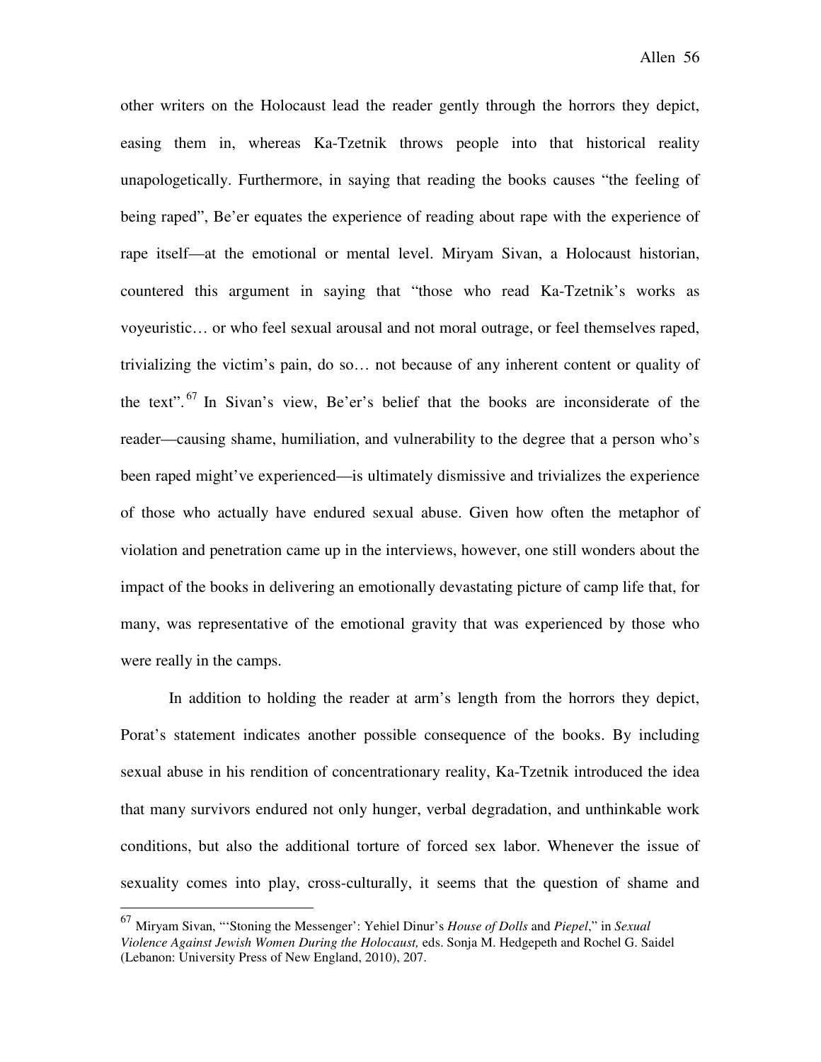other writers on the Holocaust lead the reader gently through the horrors they depict, easing them in, whereas Ka-Tzetnik throws people into that historical reality unapologetically. Furthermore, in saying that reading the books causes "the feeling of being raped", Be'er equates the experience of reading about rape with the experience of rape itself—at the emotional or mental level. Miryam Sivan, a Holocaust historian, countered this argument in saying that "those who read Ka-Tzetnik's works as voyeuristic… or who feel sexual arousal and not moral outrage, or feel themselves raped, trivializing the victim's pain, do so… not because of any inherent content or quality of the text".[67] In Sivan's view, Be'er's belief that the books are inconsiderate of the reader—causing shame, humiliation, and vulnerability to the degree that a person who's been raped might've experienced—is ultimately dismissive and trivializes the experience of those who actually have endured sexual abuse. Given how often the metaphor of violation and penetration came up in the interviews, however, one still wonders about the impact of the books in delivering an emotionally devastating picture of camp life that, for many, was representative of the emotional gravity that was experienced by those who were really in the camps.

In addition to holding the reader at arm's length from the horrors they depict, Porat's statement indicates another possible consequence of the books. By including sexual abuse in his rendition of concentrationary reality, Ka-Tzetnik introduced the idea that many survivors endured not only hunger, verbal degradation, and unthinkable work conditions, but also the additional torture of forced sex labor. Whenever the issue of sexuality comes into play, cross-culturally, it seems that the question of shame and

---

[67] Miryam Sivan, "'Stoning the Messenger': Yehiel Dinur's *House of Dolls* and *Piepel*," in *Sexual Violence Against Jewish Women During the Holocaust,* eds. Sonja M. Hedgepeth and Rochel G. Saidel (Lebanon: University Press of New England, 2010), 207.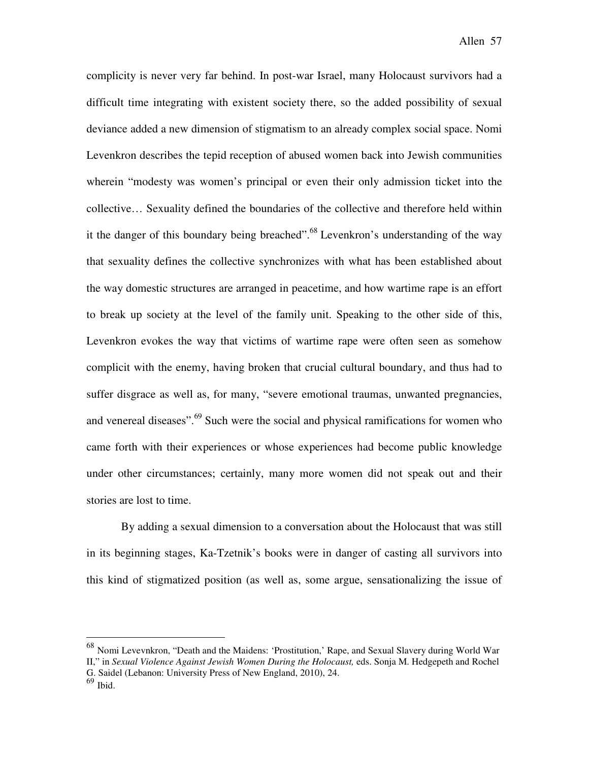complicity is never very far behind. In post-war Israel, many Holocaust survivors had a difficult time integrating with existent society there, so the added possibility of sexual deviance added a new dimension of stigmatism to an already complex social space. Nomi Levenkron describes the tepid reception of abused women back into Jewish communities wherein "modesty was women's principal or even their only admission ticket into the collective… Sexuality defined the boundaries of the collective and therefore held within it the danger of this boundary being breached".[68] Levenkron's understanding of the way that sexuality defines the collective synchronizes with what has been established about the way domestic structures are arranged in peacetime, and how wartime rape is an effort to break up society at the level of the family unit. Speaking to the other side of this, Levenkron evokes the way that victims of wartime rape were often seen as somehow complicit with the enemy, having broken that crucial cultural boundary, and thus had to suffer disgrace as well as, for many, "severe emotional traumas, unwanted pregnancies, and venereal diseases".[69] Such were the social and physical ramifications for women who came forth with their experiences or whose experiences had become public knowledge under other circumstances; certainly, many more women did not speak out and their stories are lost to time.

By adding a sexual dimension to a conversation about the Holocaust that was still in its beginning stages, Ka-Tzetnik's books were in danger of casting all survivors into this kind of stigmatized position (as well as, some argue, sensationalizing the issue of

---

[68] Nomi Levevnkron, "Death and the Maidens: 'Prostitution,' Rape, and Sexual Slavery during World War II," in *Sexual Violence Against Jewish Women During the Holocaust,* eds. Sonja M. Hedgepeth and Rochel G. Saidel (Lebanon: University Press of New England, 2010), 24.

[69] Ibid.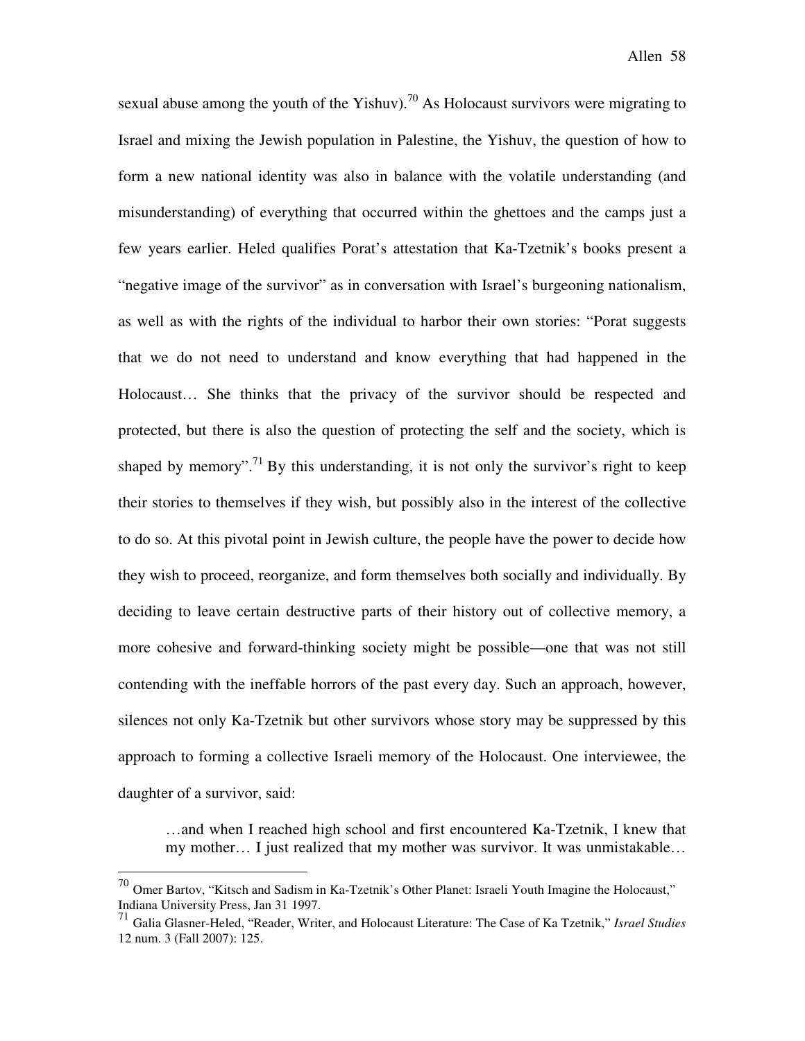sexual abuse among the youth of the Yishuv).[70] As Holocaust survivors were migrating to Israel and mixing the Jewish population in Palestine, the Yishuv, the question of how to form a new national identity was also in balance with the volatile understanding (and misunderstanding) of everything that occurred within the ghettoes and the camps just a few years earlier. Heled qualifies Porat's attestation that Ka-Tzetnik's books present a "negative image of the survivor" as in conversation with Israel's burgeoning nationalism, as well as with the rights of the individual to harbor their own stories: "Porat suggests that we do not need to understand and know everything that had happened in the Holocaust… She thinks that the privacy of the survivor should be respected and protected, but there is also the question of protecting the self and the society, which is shaped by memory".[71] By this understanding, it is not only the survivor's right to keep their stories to themselves if they wish, but possibly also in the interest of the collective to do so. At this pivotal point in Jewish culture, the people have the power to decide how they wish to proceed, reorganize, and form themselves both socially and individually. By deciding to leave certain destructive parts of their history out of collective memory, a more cohesive and forward-thinking society might be possible—one that was not still contending with the ineffable horrors of the past every day. Such an approach, however, silences not only Ka-Tzetnik but other survivors whose story may be suppressed by this approach to forming a collective Israeli memory of the Holocaust. One interviewee, the daughter of a survivor, said:

> …and when I reached high school and first encountered Ka-Tzetnik, I knew that my mother… I just realized that my mother was survivor. It was unmistakable…

---

[70] Omer Bartov, "Kitsch and Sadism in Ka-Tzetnik's Other Planet: Israeli Youth Imagine the Holocaust," Indiana University Press, Jan 31 1997.

[71] Galia Glasner-Heled, "Reader, Writer, and Holocaust Literature: The Case of Ka Tzetnik," *Israel Studies* 12 num. 3 (Fall 2007): 125.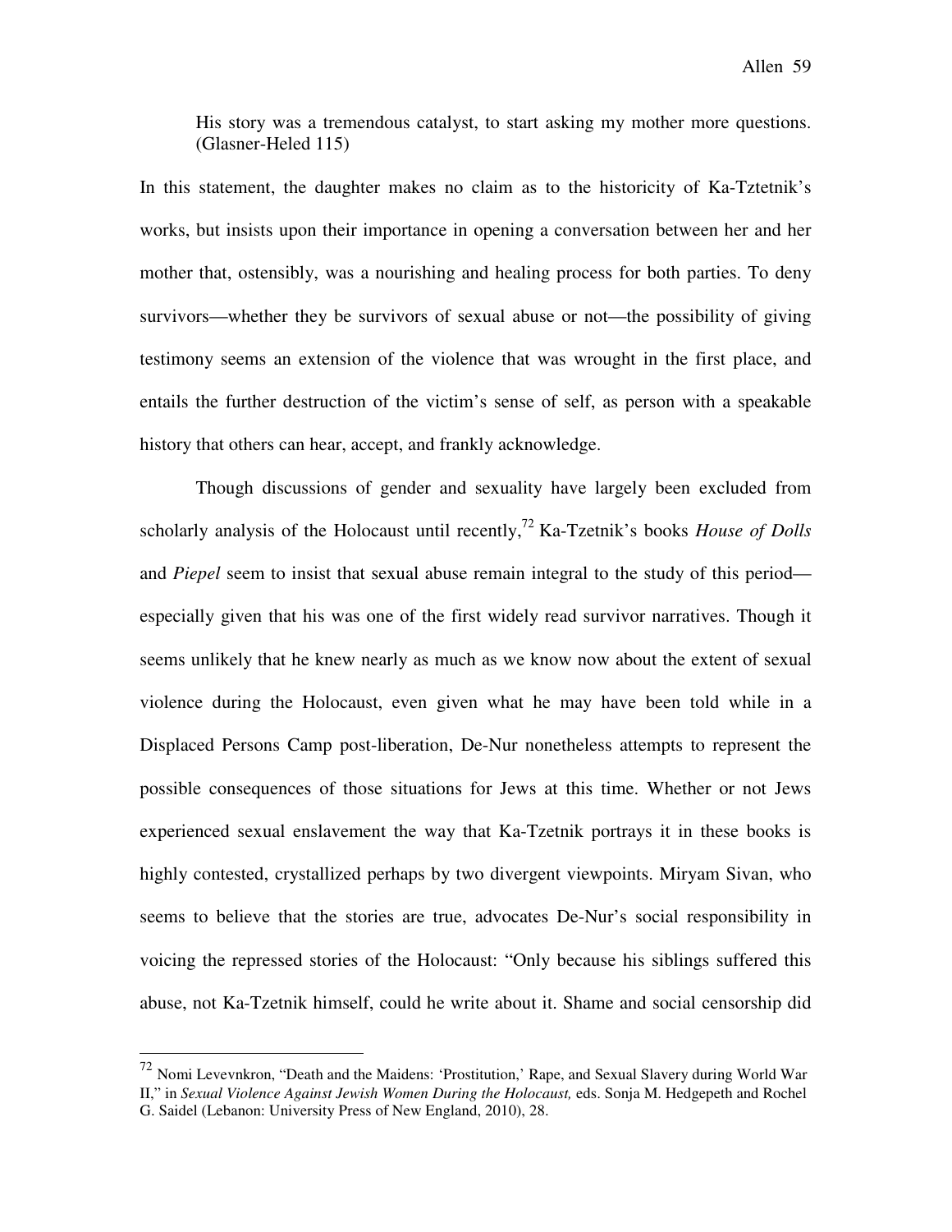> His story was a tremendous catalyst, to start asking my mother more questions. (Glasner-Heled 115)

In this statement, the daughter makes no claim as to the historicity of Ka-Tztetnik's works, but insists upon their importance in opening a conversation between her and her mother that, ostensibly, was a nourishing and healing process for both parties. To deny survivors—whether they be survivors of sexual abuse or not—the possibility of giving testimony seems an extension of the violence that was wrought in the first place, and entails the further destruction of the victim's sense of self, as person with a speakable history that others can hear, accept, and frankly acknowledge.

Though discussions of gender and sexuality have largely been excluded from scholarly analysis of the Holocaust until recently,[72] Ka-Tzetnik's books *House of Dolls* and *Piepel* seem to insist that sexual abuse remain integral to the study of this period—especially given that his was one of the first widely read survivor narratives. Though it seems unlikely that he knew nearly as much as we know now about the extent of sexual violence during the Holocaust, even given what he may have been told while in a Displaced Persons Camp post-liberation, De-Nur nonetheless attempts to represent the possible consequences of those situations for Jews at this time. Whether or not Jews experienced sexual enslavement the way that Ka-Tzetnik portrays it in these books is highly contested, crystallized perhaps by two divergent viewpoints. Miryam Sivan, who seems to believe that the stories are true, advocates De-Nur's social responsibility in voicing the repressed stories of the Holocaust: "Only because his siblings suffered this abuse, not Ka-Tzetnik himself, could he write about it. Shame and social censorship did

---

[72] Nomi Levevnkron, "Death and the Maidens: 'Prostitution,' Rape, and Sexual Slavery during World War II," in *Sexual Violence Against Jewish Women During the Holocaust,* eds. Sonja M. Hedgepeth and Rochel G. Saidel (Lebanon: University Press of New England, 2010), 28.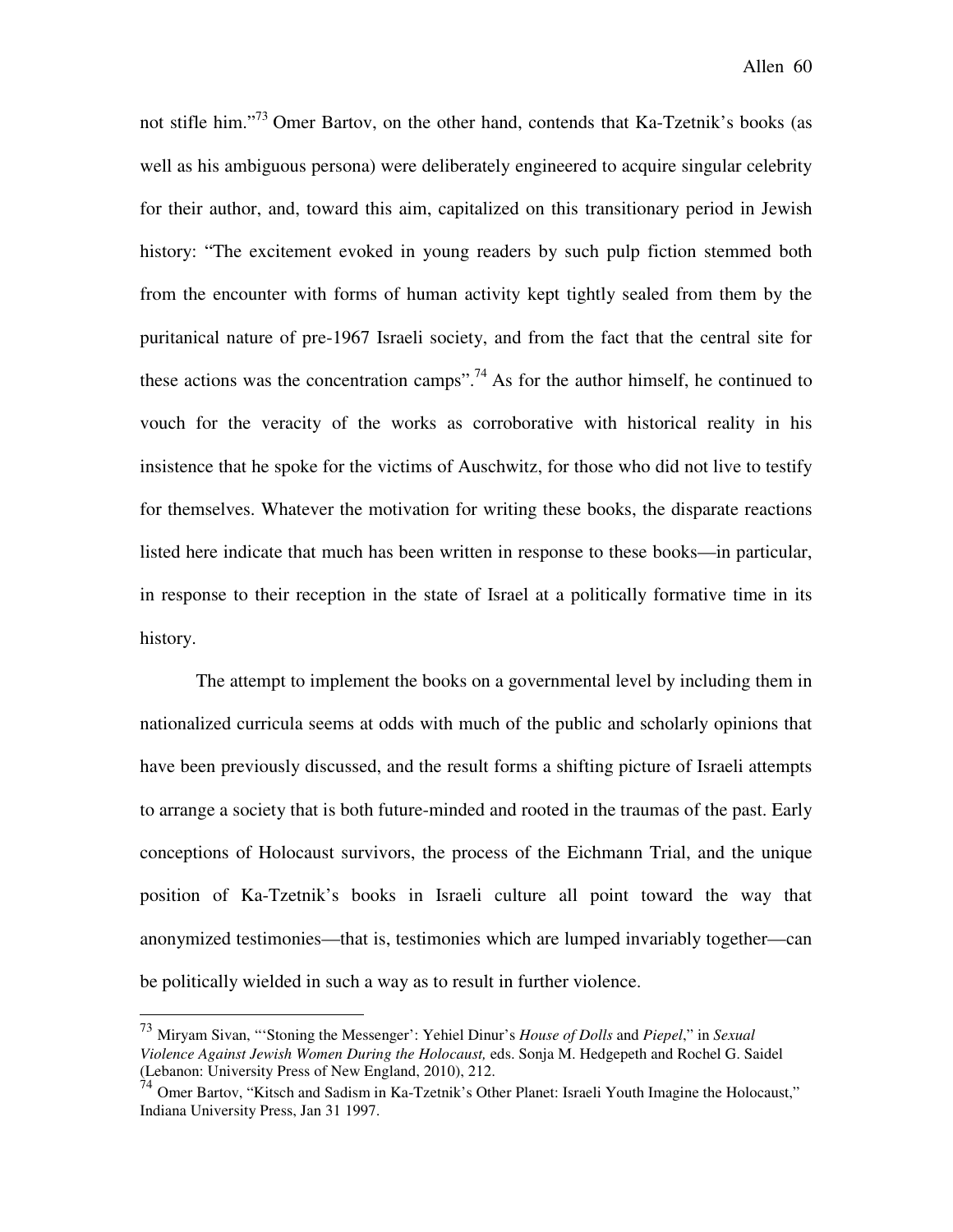not stifle him."[73] Omer Bartov, on the other hand, contends that Ka-Tzetnik's books (as well as his ambiguous persona) were deliberately engineered to acquire singular celebrity for their author, and, toward this aim, capitalized on this transitionary period in Jewish history: "The excitement evoked in young readers by such pulp fiction stemmed both from the encounter with forms of human activity kept tightly sealed from them by the puritanical nature of pre-1967 Israeli society, and from the fact that the central site for these actions was the concentration camps".[74] As for the author himself, he continued to vouch for the veracity of the works as corroborative with historical reality in his insistence that he spoke for the victims of Auschwitz, for those who did not live to testify for themselves. Whatever the motivation for writing these books, the disparate reactions listed here indicate that much has been written in response to these books—in particular, in response to their reception in the state of Israel at a politically formative time in its history.

The attempt to implement the books on a governmental level by including them in nationalized curricula seems at odds with much of the public and scholarly opinions that have been previously discussed, and the result forms a shifting picture of Israeli attempts to arrange a society that is both future-minded and rooted in the traumas of the past. Early conceptions of Holocaust survivors, the process of the Eichmann Trial, and the unique position of Ka-Tzetnik's books in Israeli culture all point toward the way that anonymized testimonies—that is, testimonies which are lumped invariably together—can be politically wielded in such a way as to result in further violence.

---

[73] Miryam Sivan, "'Stoning the Messenger': Yehiel Dinur's *House of Dolls* and *Piepel*," in *Sexual Violence Against Jewish Women During the Holocaust,* eds. Sonja M. Hedgepeth and Rochel G. Saidel (Lebanon: University Press of New England, 2010), 212.

[74] Omer Bartov, "Kitsch and Sadism in Ka-Tzetnik's Other Planet: Israeli Youth Imagine the Holocaust," Indiana University Press, Jan 31 1997.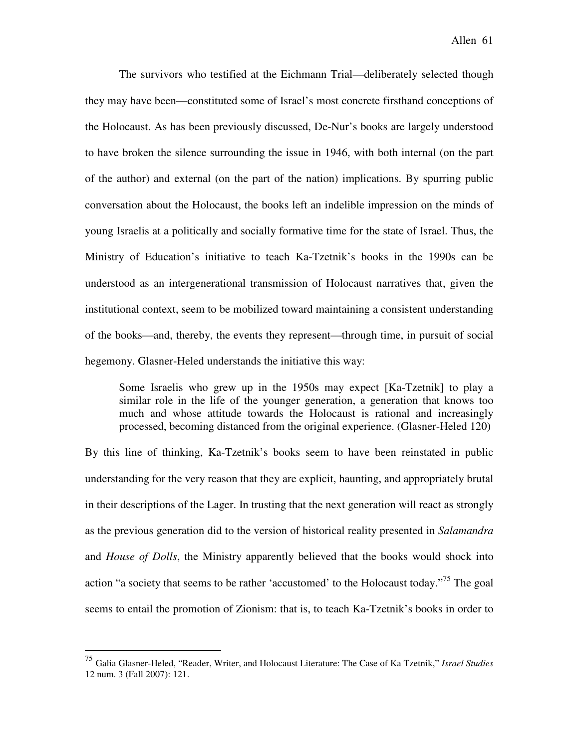The survivors who testified at the Eichmann Trial—deliberately selected though they may have been—constituted some of Israel's most concrete firsthand conceptions of the Holocaust. As has been previously discussed, De-Nur's books are largely understood to have broken the silence surrounding the issue in 1946, with both internal (on the part of the author) and external (on the part of the nation) implications. By spurring public conversation about the Holocaust, the books left an indelible impression on the minds of young Israelis at a politically and socially formative time for the state of Israel. Thus, the Ministry of Education's initiative to teach Ka-Tzetnik's books in the 1990s can be understood as an intergenerational transmission of Holocaust narratives that, given the institutional context, seem to be mobilized toward maintaining a consistent understanding of the books—and, thereby, the events they represent—through time, in pursuit of social hegemony. Glasner-Heled understands the initiative this way:

> Some Israelis who grew up in the 1950s may expect [Ka-Tzetnik] to play a similar role in the life of the younger generation, a generation that knows too much and whose attitude towards the Holocaust is rational and increasingly processed, becoming distanced from the original experience. (Glasner-Heled 120)

By this line of thinking, Ka-Tzetnik's books seem to have been reinstated in public understanding for the very reason that they are explicit, haunting, and appropriately brutal in their descriptions of the Lager. In trusting that the next generation will react as strongly as the previous generation did to the version of historical reality presented in *Salamandra* and *House of Dolls*, the Ministry apparently believed that the books would shock into action "a society that seems to be rather 'accustomed' to the Holocaust today."[75] The goal seems to entail the promotion of Zionism: that is, to teach Ka-Tzetnik's books in order to

---

[75] Galia Glasner-Heled, "Reader, Writer, and Holocaust Literature: The Case of Ka Tzetnik," *Israel Studies* 12 num. 3 (Fall 2007): 121.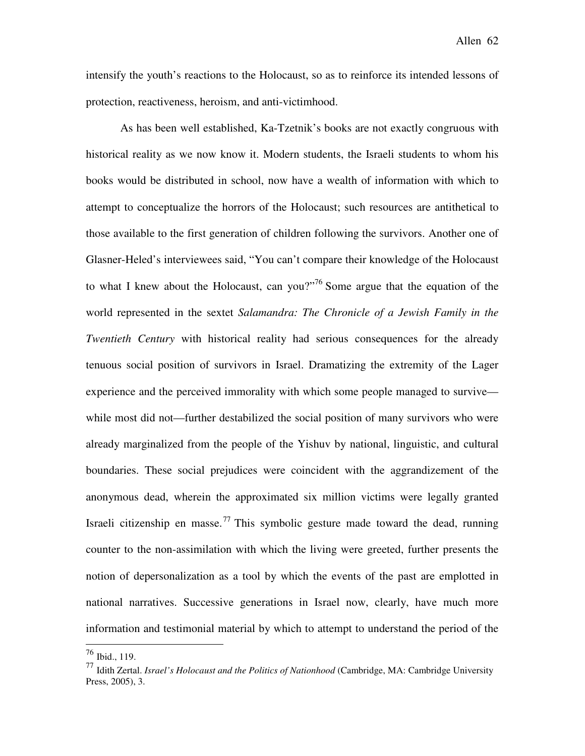intensify the youth's reactions to the Holocaust, so as to reinforce its intended lessons of protection, reactiveness, heroism, and anti-victimhood.

As has been well established, Ka-Tzetnik's books are not exactly congruous with historical reality as we now know it. Modern students, the Israeli students to whom his books would be distributed in school, now have a wealth of information with which to attempt to conceptualize the horrors of the Holocaust; such resources are antithetical to those available to the first generation of children following the survivors. Another one of Glasner-Heled's interviewees said, "You can't compare their knowledge of the Holocaust to what I knew about the Holocaust, can you?"[76] Some argue that the equation of the world represented in the sextet *Salamandra: The Chronicle of a Jewish Family in the Twentieth Century* with historical reality had serious consequences for the already tenuous social position of survivors in Israel. Dramatizing the extremity of the Lager experience and the perceived immorality with which some people managed to survive—while most did not—further destabilized the social position of many survivors who were already marginalized from the people of the Yishuv by national, linguistic, and cultural boundaries. These social prejudices were coincident with the aggrandizement of the anonymous dead, wherein the approximated six million victims were legally granted Israeli citizenship en masse.[77] This symbolic gesture made toward the dead, running counter to the non-assimilation with which the living were greeted, further presents the notion of depersonalization as a tool by which the events of the past are emplotted in national narratives. Successive generations in Israel now, clearly, have much more information and testimonial material by which to attempt to understand the period of the

---

[76] Ibid., 119.

[77] Idith Zertal. *Israel's Holocaust and the Politics of Nationhood* (Cambridge, MA: Cambridge University Press, 2005), 3.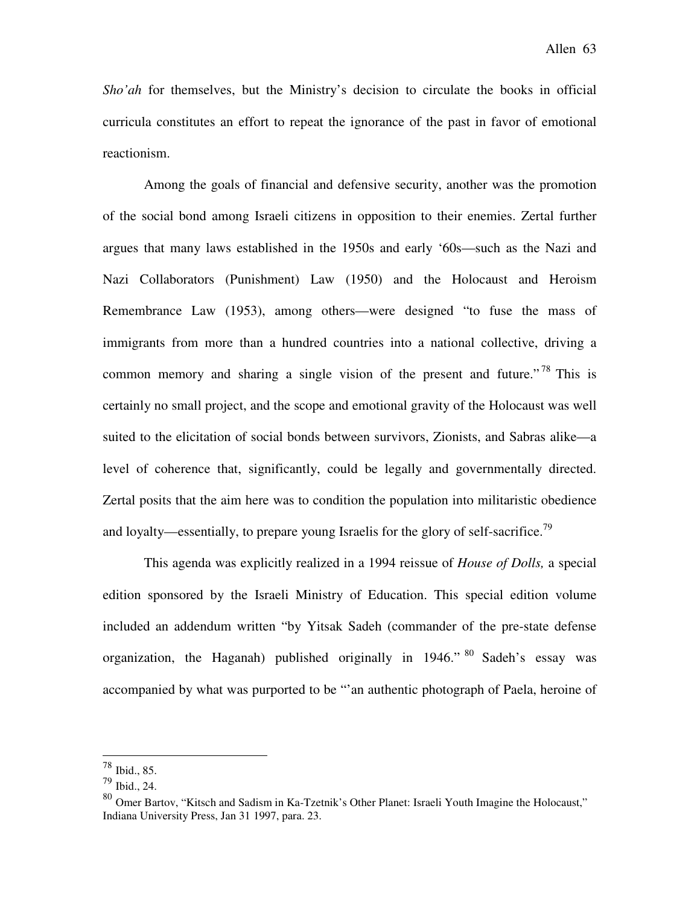*Sho'ah* for themselves, but the Ministry's decision to circulate the books in official curricula constitutes an effort to repeat the ignorance of the past in favor of emotional reactionism.

Among the goals of financial and defensive security, another was the promotion of the social bond among Israeli citizens in opposition to their enemies. Zertal further argues that many laws established in the 1950s and early '60s—such as the Nazi and Nazi Collaborators (Punishment) Law (1950) and the Holocaust and Heroism Remembrance Law (1953), among others—were designed "to fuse the mass of immigrants from more than a hundred countries into a national collective, driving a common memory and sharing a single vision of the present and future."[78] This is certainly no small project, and the scope and emotional gravity of the Holocaust was well suited to the elicitation of social bonds between survivors, Zionists, and Sabras alike—a level of coherence that, significantly, could be legally and governmentally directed. Zertal posits that the aim here was to condition the population into militaristic obedience and loyalty—essentially, to prepare young Israelis for the glory of self-sacrifice.[79]

This agenda was explicitly realized in a 1994 reissue of *House of Dolls,* a special edition sponsored by the Israeli Ministry of Education. This special edition volume included an addendum written "by Yitsak Sadeh (commander of the pre-state defense organization, the Haganah) published originally in 1946."[80] Sadeh's essay was accompanied by what was purported to be "'an authentic photograph of Paela, heroine of

---

[78] Ibid., 85.

[79] Ibid., 24.

[80] Omer Bartov, "Kitsch and Sadism in Ka-Tzetnik's Other Planet: Israeli Youth Imagine the Holocaust," Indiana University Press, Jan 31 1997, para. 23.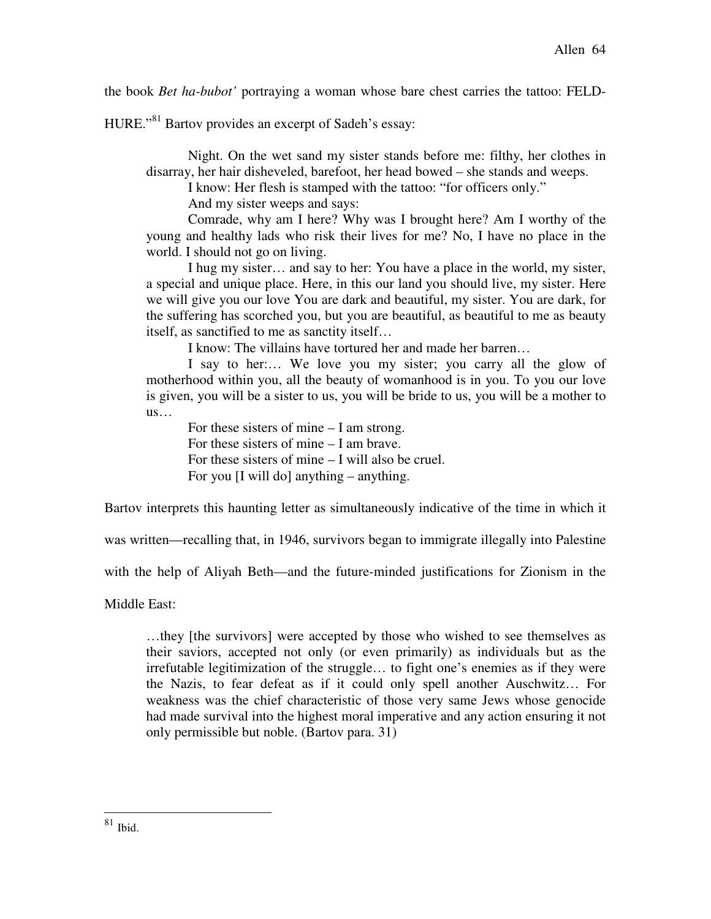the book *Bet ha-bubot'* portraying a woman whose bare chest carries the tattoo: FELD-HURE."[81] Bartov provides an excerpt of Sadeh's essay:

> Night. On the wet sand my sister stands before me: filthy, her clothes in disarray, her hair disheveled, barefoot, her head bowed – she stands and weeps.
>
> I know: Her flesh is stamped with the tattoo: "for officers only."
>
> And my sister weeps and says:
>
> Comrade, why am I here? Why was I brought here? Am I worthy of the young and healthy lads who risk their lives for me? No, I have no place in the world. I should not go on living.
>
> I hug my sister… and say to her: You have a place in the world, my sister, a special and unique place. Here, in this our land you should live, my sister. Here we will give you our love You are dark and beautiful, my sister. You are dark, for the suffering has scorched you, but you are beautiful, as beautiful to me as beauty itself, as sanctified to me as sanctity itself…
>
> I know: The villains have tortured her and made her barren…
>
> I say to her:… We love you my sister; you carry all the glow of motherhood within you, all the beauty of womanhood is in you. To you our love is given, you will be a sister to us, you will be bride to us, you will be a mother to us…
>
> For these sisters of mine – I am strong.
> For these sisters of mine – I am brave.
> For these sisters of mine – I will also be cruel.
> For you [I will do] anything – anything.

Bartov interprets this haunting letter as simultaneously indicative of the time in which it was written—recalling that, in 1946, survivors began to immigrate illegally into Palestine with the help of Aliyah Beth—and the future-minded justifications for Zionism in the Middle East:

> …they [the survivors] were accepted by those who wished to see themselves as their saviors, accepted not only (or even primarily) as individuals but as the irrefutable legitimization of the struggle… to fight one's enemies as if they were the Nazis, to fear defeat as if it could only spell another Auschwitz… For weakness was the chief characteristic of those very same Jews whose genocide had made survival into the highest moral imperative and any action ensuring it not only permissible but noble. (Bartov para. 31)

---

[81] Ibid.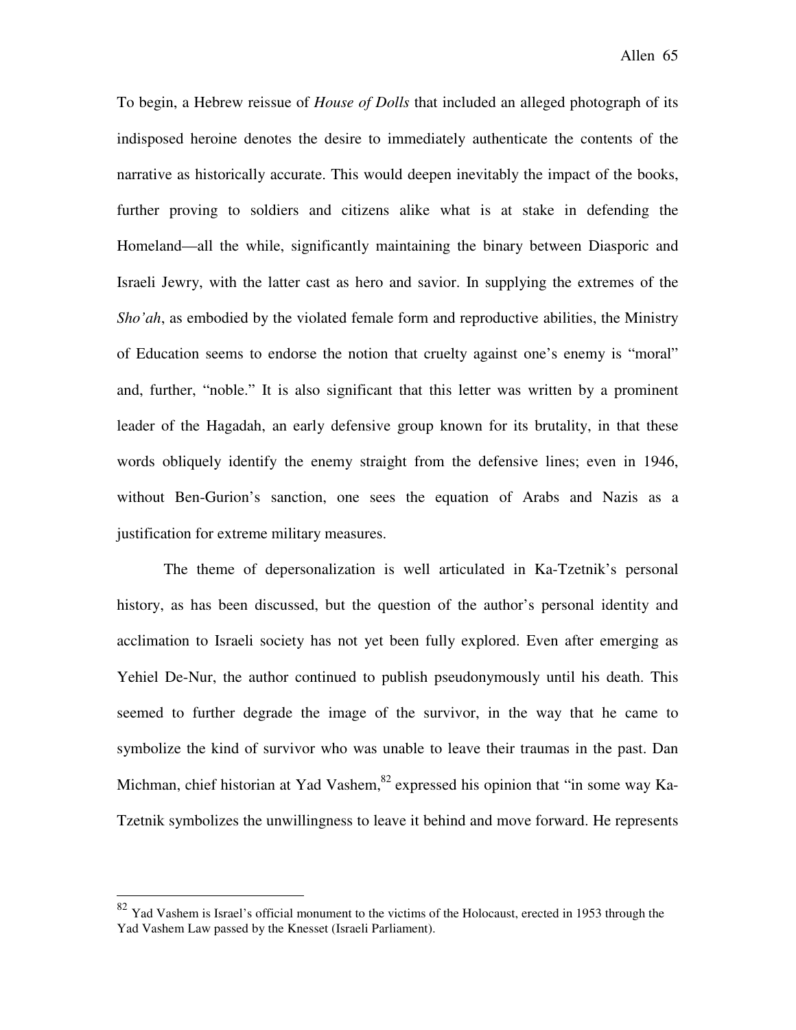To begin, a Hebrew reissue of *House of Dolls* that included an alleged photograph of its indisposed heroine denotes the desire to immediately authenticate the contents of the narrative as historically accurate. This would deepen inevitably the impact of the books, further proving to soldiers and citizens alike what is at stake in defending the Homeland—all the while, significantly maintaining the binary between Diasporic and Israeli Jewry, with the latter cast as hero and savior. In supplying the extremes of the *Sho'ah*, as embodied by the violated female form and reproductive abilities, the Ministry of Education seems to endorse the notion that cruelty against one's enemy is "moral" and, further, "noble." It is also significant that this letter was written by a prominent leader of the Hagadah, an early defensive group known for its brutality, in that these words obliquely identify the enemy straight from the defensive lines; even in 1946, without Ben-Gurion's sanction, one sees the equation of Arabs and Nazis as a justification for extreme military measures.

The theme of depersonalization is well articulated in Ka-Tzetnik's personal history, as has been discussed, but the question of the author's personal identity and acclimation to Israeli society has not yet been fully explored. Even after emerging as Yehiel De-Nur, the author continued to publish pseudonymously until his death. This seemed to further degrade the image of the survivor, in the way that he came to symbolize the kind of survivor who was unable to leave their traumas in the past. Dan Michman, chief historian at Yad Vashem,[82] expressed his opinion that "in some way Ka-Tzetnik symbolizes the unwillingness to leave it behind and move forward. He represents

---

[82] Yad Vashem is Israel's official monument to the victims of the Holocaust, erected in 1953 through the Yad Vashem Law passed by the Knesset (Israeli Parliament).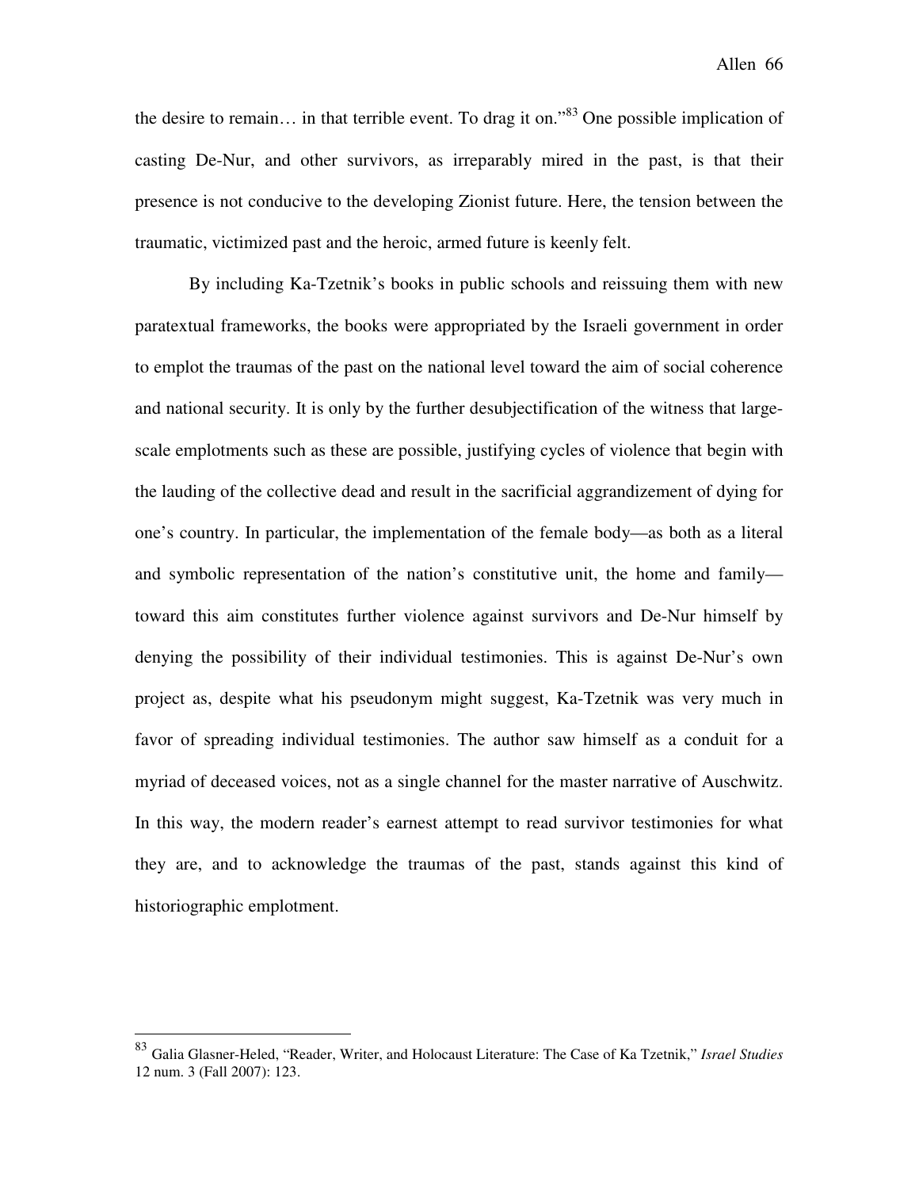the desire to remain… in that terrible event. To drag it on."[83] One possible implication of casting De-Nur, and other survivors, as irreparably mired in the past, is that their presence is not conducive to the developing Zionist future. Here, the tension between the traumatic, victimized past and the heroic, armed future is keenly felt.

By including Ka-Tzetnik's books in public schools and reissuing them with new paratextual frameworks, the books were appropriated by the Israeli government in order to emplot the traumas of the past on the national level toward the aim of social coherence and national security. It is only by the further desubjectification of the witness that large-scale emplotments such as these are possible, justifying cycles of violence that begin with the lauding of the collective dead and result in the sacrificial aggrandizement of dying for one's country. In particular, the implementation of the female body—as both as a literal and symbolic representation of the nation's constitutive unit, the home and family—toward this aim constitutes further violence against survivors and De-Nur himself by denying the possibility of their individual testimonies. This is against De-Nur's own project as, despite what his pseudonym might suggest, Ka-Tzetnik was very much in favor of spreading individual testimonies. The author saw himself as a conduit for a myriad of deceased voices, not as a single channel for the master narrative of Auschwitz. In this way, the modern reader's earnest attempt to read survivor testimonies for what they are, and to acknowledge the traumas of the past, stands against this kind of historiographic emplotment.

---

[83] Galia Glasner-Heled, "Reader, Writer, and Holocaust Literature: The Case of Ka Tzetnik," *Israel Studies* 12 num. 3 (Fall 2007): 123.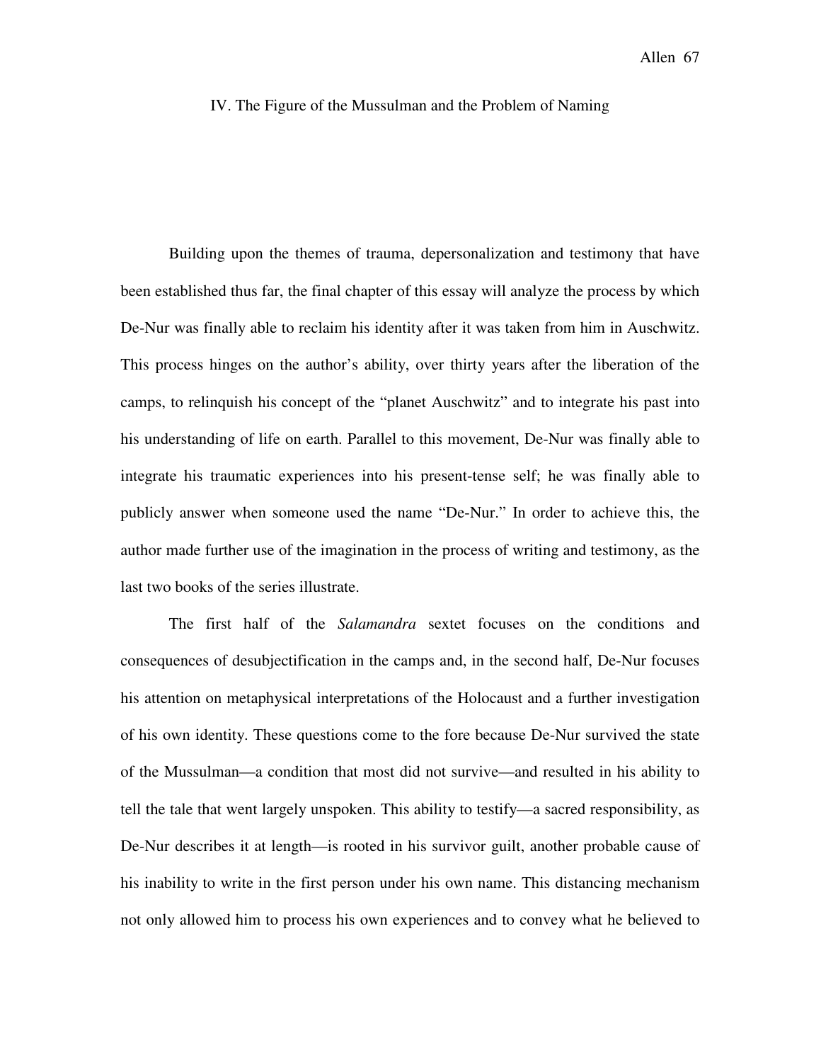## IV. The Figure of the Mussulman and the Problem of Naming

Building upon the themes of trauma, depersonalization and testimony that have been established thus far, the final chapter of this essay will analyze the process by which De-Nur was finally able to reclaim his identity after it was taken from him in Auschwitz. This process hinges on the author's ability, over thirty years after the liberation of the camps, to relinquish his concept of the "planet Auschwitz" and to integrate his past into his understanding of life on earth. Parallel to this movement, De-Nur was finally able to integrate his traumatic experiences into his present-tense self; he was finally able to publicly answer when someone used the name "De-Nur." In order to achieve this, the author made further use of the imagination in the process of writing and testimony, as the last two books of the series illustrate.

The first half of the *Salamandra* sextet focuses on the conditions and consequences of desubjectification in the camps and, in the second half, De-Nur focuses his attention on metaphysical interpretations of the Holocaust and a further investigation of his own identity. These questions come to the fore because De-Nur survived the state of the Mussulman—a condition that most did not survive—and resulted in his ability to tell the tale that went largely unspoken. This ability to testify—a sacred responsibility, as De-Nur describes it at length—is rooted in his survivor guilt, another probable cause of his inability to write in the first person under his own name. This distancing mechanism not only allowed him to process his own experiences and to convey what he believed to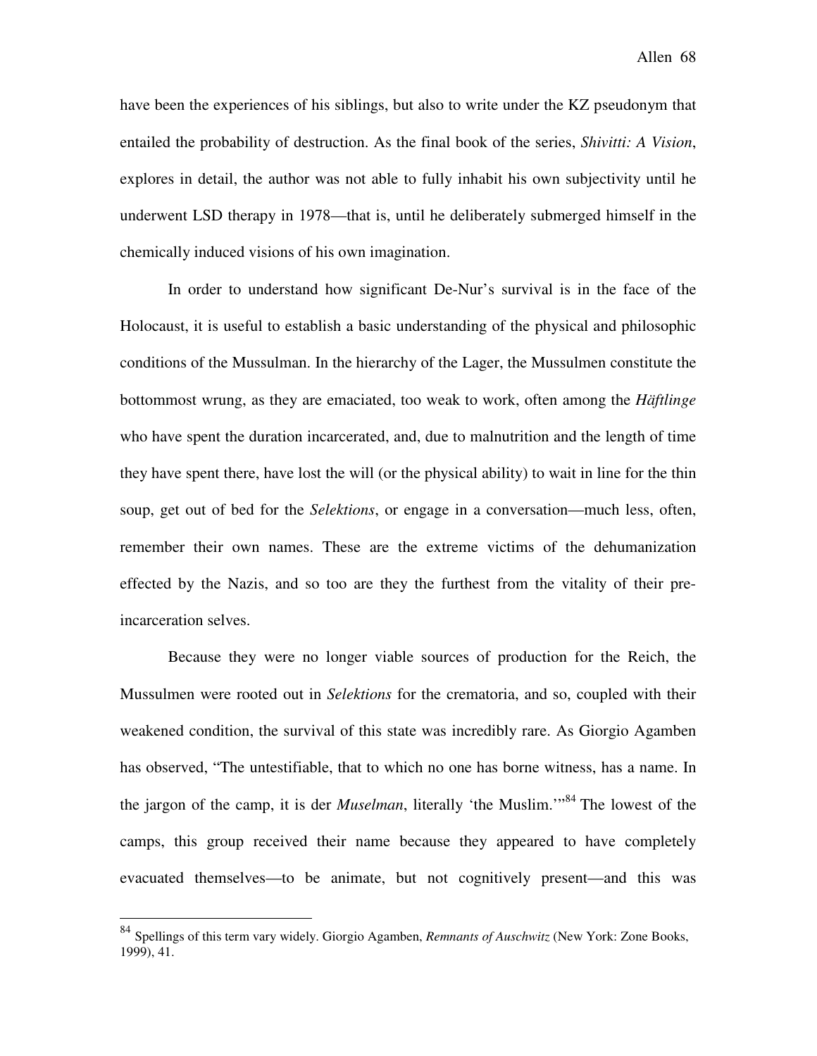have been the experiences of his siblings, but also to write under the KZ pseudonym that entailed the probability of destruction. As the final book of the series, *Shivitti: A Vision*, explores in detail, the author was not able to fully inhabit his own subjectivity until he underwent LSD therapy in 1978—that is, until he deliberately submerged himself in the chemically induced visions of his own imagination.

In order to understand how significant De-Nur's survival is in the face of the Holocaust, it is useful to establish a basic understanding of the physical and philosophic conditions of the Mussulman. In the hierarchy of the Lager, the Mussulmen constitute the bottommost wrung, as they are emaciated, too weak to work, often among the *Häftlinge* who have spent the duration incarcerated, and, due to malnutrition and the length of time they have spent there, have lost the will (or the physical ability) to wait in line for the thin soup, get out of bed for the *Selektions*, or engage in a conversation—much less, often, remember their own names. These are the extreme victims of the dehumanization effected by the Nazis, and so too are they the furthest from the vitality of their pre-incarceration selves.

Because they were no longer viable sources of production for the Reich, the Mussulmen were rooted out in *Selektions* for the crematoria, and so, coupled with their weakened condition, the survival of this state was incredibly rare. As Giorgio Agamben has observed, "The untestifiable, that to which no one has borne witness, has a name. In the jargon of the camp, it is der *Muselman*, literally 'the Muslim.'"[84] The lowest of the camps, this group received their name because they appeared to have completely evacuated themselves—to be animate, but not cognitively present—and this was

---

[84] Spellings of this term vary widely. Giorgio Agamben, *Remnants of Auschwitz* (New York: Zone Books, 1999), 41.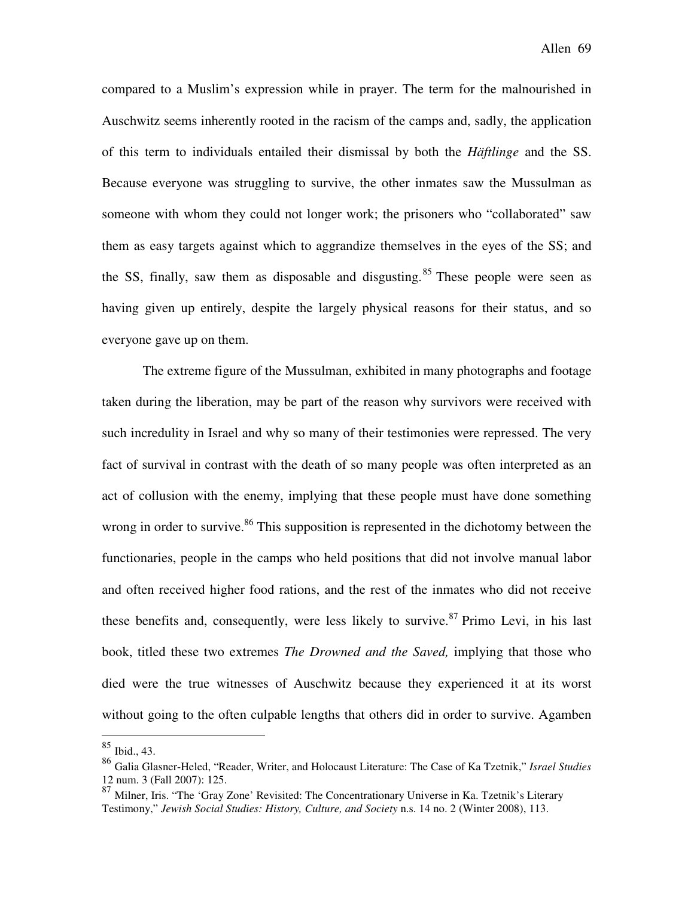compared to a Muslim's expression while in prayer. The term for the malnourished in Auschwitz seems inherently rooted in the racism of the camps and, sadly, the application of this term to individuals entailed their dismissal by both the *Häftlinge* and the SS. Because everyone was struggling to survive, the other inmates saw the Mussulman as someone with whom they could not longer work; the prisoners who "collaborated" saw them as easy targets against which to aggrandize themselves in the eyes of the SS; and the SS, finally, saw them as disposable and disgusting.[85] These people were seen as having given up entirely, despite the largely physical reasons for their status, and so everyone gave up on them.

The extreme figure of the Mussulman, exhibited in many photographs and footage taken during the liberation, may be part of the reason why survivors were received with such incredulity in Israel and why so many of their testimonies were repressed. The very fact of survival in contrast with the death of so many people was often interpreted as an act of collusion with the enemy, implying that these people must have done something wrong in order to survive.[86] This supposition is represented in the dichotomy between the functionaries, people in the camps who held positions that did not involve manual labor and often received higher food rations, and the rest of the inmates who did not receive these benefits and, consequently, were less likely to survive.[87] Primo Levi, in his last book, titled these two extremes *The Drowned and the Saved,* implying that those who died were the true witnesses of Auschwitz because they experienced it at its worst without going to the often culpable lengths that others did in order to survive. Agamben

---

[85] Ibid., 43.

[86] Galia Glasner-Heled, "Reader, Writer, and Holocaust Literature: The Case of Ka Tzetnik," *Israel Studies* 12 num. 3 (Fall 2007): 125.

[87] Milner, Iris. "The 'Gray Zone' Revisited: The Concentrationary Universe in Ka. Tzetnik's Literary Testimony," *Jewish Social Studies: History, Culture, and Society* n.s. 14 no. 2 (Winter 2008), 113.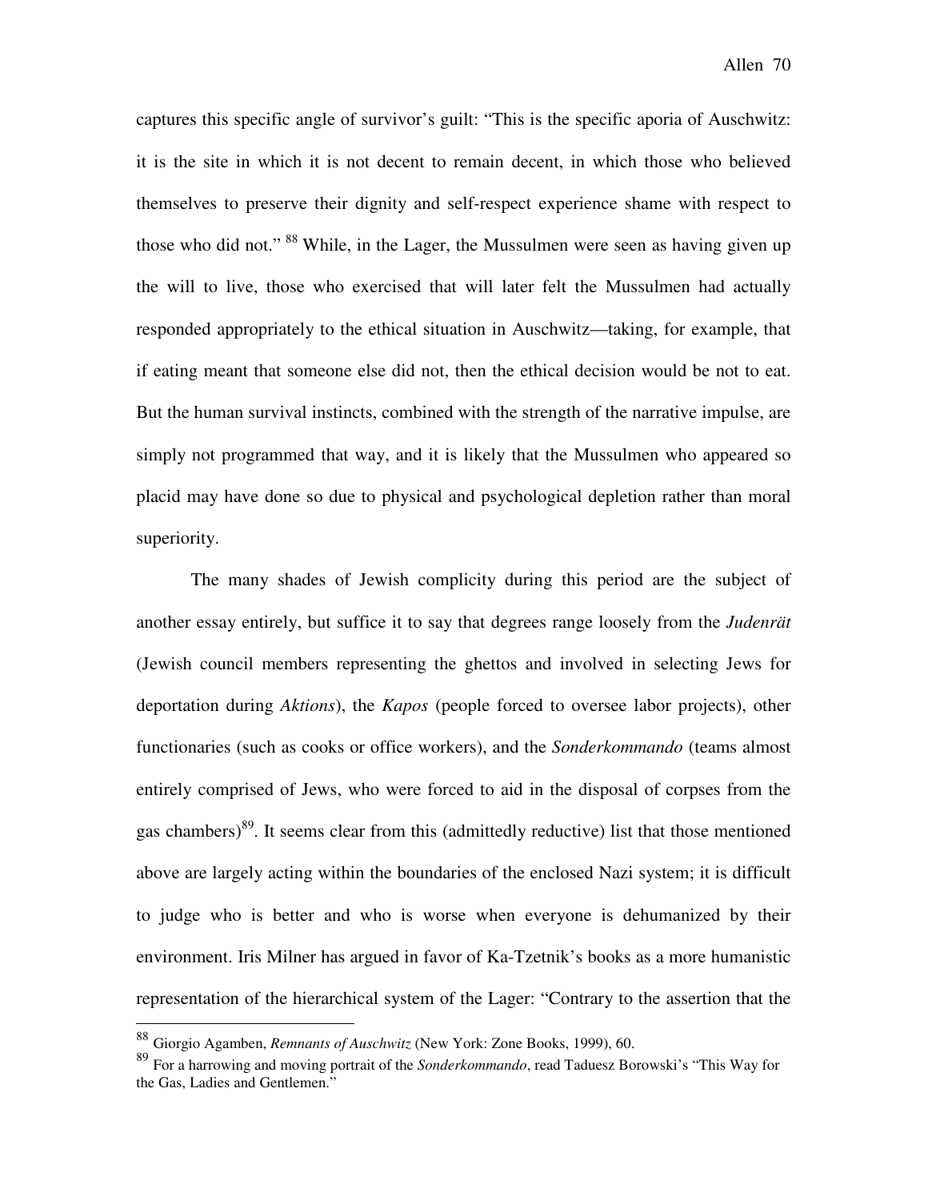captures this specific angle of survivor's guilt: "This is the specific aporia of Auschwitz: it is the site in which it is not decent to remain decent, in which those who believed themselves to preserve their dignity and self-respect experience shame with respect to those who did not." [88] While, in the Lager, the Mussulmen were seen as having given up the will to live, those who exercised that will later felt the Mussulmen had actually responded appropriately to the ethical situation in Auschwitz—taking, for example, that if eating meant that someone else did not, then the ethical decision would be not to eat. But the human survival instincts, combined with the strength of the narrative impulse, are simply not programmed that way, and it is likely that the Mussulmen who appeared so placid may have done so due to physical and psychological depletion rather than moral superiority.

The many shades of Jewish complicity during this period are the subject of another essay entirely, but suffice it to say that degrees range loosely from the *Judenrät* (Jewish council members representing the ghettos and involved in selecting Jews for deportation during *Aktions*), the *Kapos* (people forced to oversee labor projects), other functionaries (such as cooks or office workers), and the *Sonderkommando* (teams almost entirely comprised of Jews, who were forced to aid in the disposal of corpses from the gas chambers)[89]. It seems clear from this (admittedly reductive) list that those mentioned above are largely acting within the boundaries of the enclosed Nazi system; it is difficult to judge who is better and who is worse when everyone is dehumanized by their environment. Iris Milner has argued in favor of Ka-Tzetnik's books as a more humanistic representation of the hierarchical system of the Lager: "Contrary to the assertion that the

---

[88] Giorgio Agamben, *Remnants of Auschwitz* (New York: Zone Books, 1999), 60.

[89] For a harrowing and moving portrait of the *Sonderkommando*, read Taduesz Borowski's "This Way for the Gas, Ladies and Gentlemen."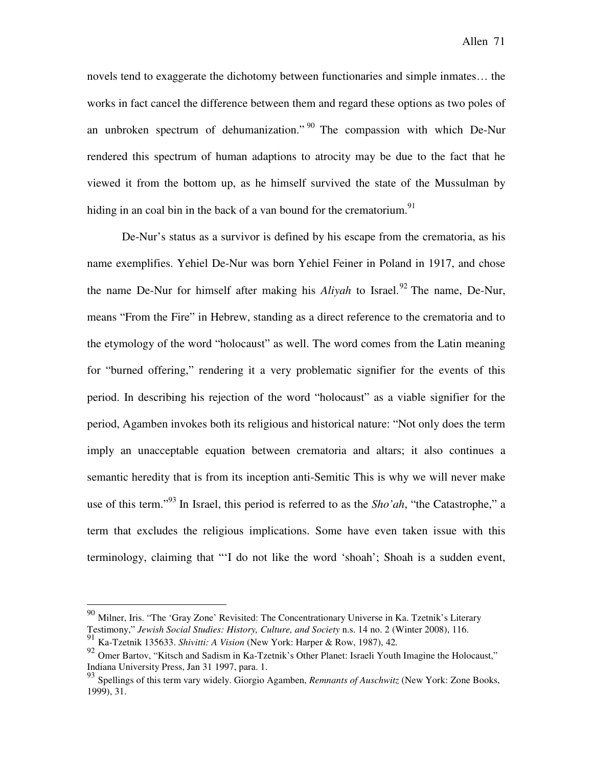novels tend to exaggerate the dichotomy between functionaries and simple inmates… the works in fact cancel the difference between them and regard these options as two poles of an unbroken spectrum of dehumanization."[90] The compassion with which De-Nur rendered this spectrum of human adaptions to atrocity may be due to the fact that he viewed it from the bottom up, as he himself survived the state of the Mussulman by hiding in an coal bin in the back of a van bound for the crematorium.[91]

De-Nur's status as a survivor is defined by his escape from the crematoria, as his name exemplifies. Yehiel De-Nur was born Yehiel Feiner in Poland in 1917, and chose the name De-Nur for himself after making his *Aliyah* to Israel.[92] The name, De-Nur, means "From the Fire" in Hebrew, standing as a direct reference to the crematoria and to the etymology of the word "holocaust" as well. The word comes from the Latin meaning for "burned offering," rendering it a very problematic signifier for the events of this period. In describing his rejection of the word "holocaust" as a viable signifier for the period, Agamben invokes both its religious and historical nature: "Not only does the term imply an unacceptable equation between crematoria and altars; it also continues a semantic heredity that is from its inception anti-Semitic This is why we will never make use of this term."[93] In Israel, this period is referred to as the *Sho'ah*, "the Catastrophe," a term that excludes the religious implications. Some have even taken issue with this terminology, claiming that "'I do not like the word 'shoah'; Shoah is a sudden event,

---

[90] Milner, Iris. "The 'Gray Zone' Revisited: The Concentrationary Universe in Ka. Tzetnik's Literary Testimony," *Jewish Social Studies: History, Culture, and Society* n.s. 14 no. 2 (Winter 2008), 116.

[91] Ka-Tzetnik 135633. *Shivitti: A Vision* (New York: Harper & Row, 1987), 42.

[92] Omer Bartov, "Kitsch and Sadism in Ka-Tzetnik's Other Planet: Israeli Youth Imagine the Holocaust," Indiana University Press, Jan 31 1997, para. 1.

[93] Spellings of this term vary widely. Giorgio Agamben, *Remnants of Auschwitz* (New York: Zone Books, 1999), 31.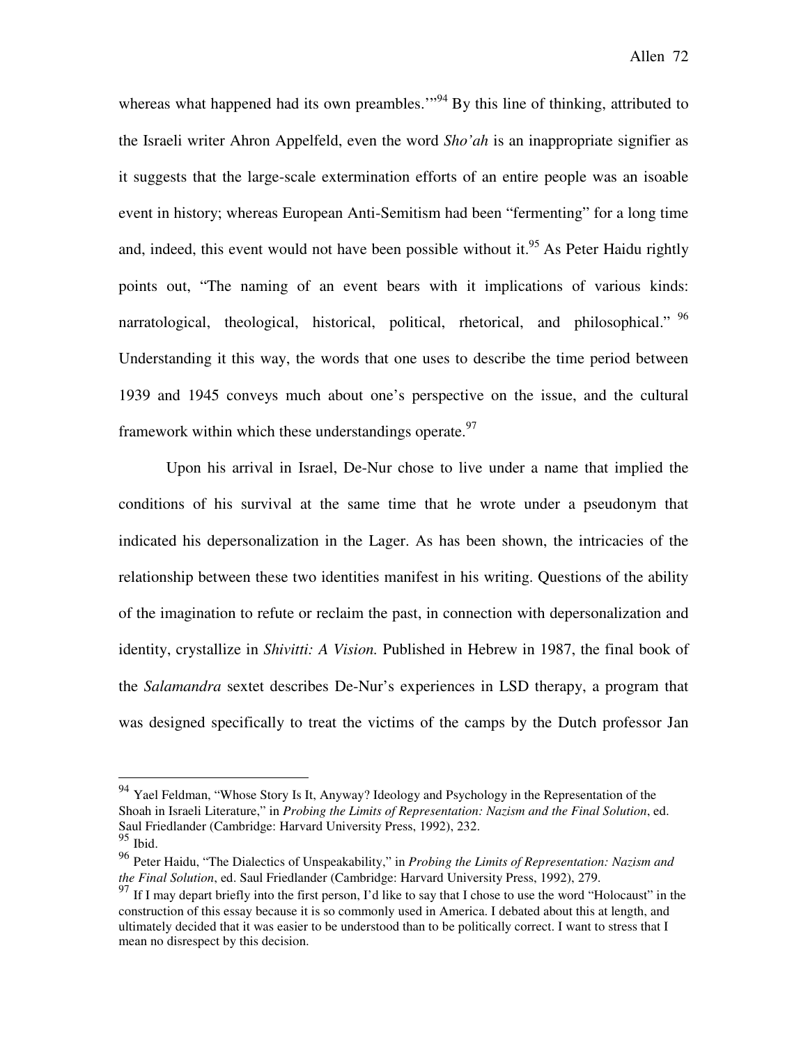whereas what happened had its own preambles.'"[94] By this line of thinking, attributed to the Israeli writer Ahron Appelfeld, even the word *Sho'ah* is an inappropriate signifier as it suggests that the large-scale extermination efforts of an entire people was an isoable event in history; whereas European Anti-Semitism had been "fermenting" for a long time and, indeed, this event would not have been possible without it.[95] As Peter Haidu rightly points out, "The naming of an event bears with it implications of various kinds: narratological, theological, historical, political, rhetorical, and philosophical." [96] Understanding it this way, the words that one uses to describe the time period between 1939 and 1945 conveys much about one's perspective on the issue, and the cultural framework within which these understandings operate.[97]

Upon his arrival in Israel, De-Nur chose to live under a name that implied the conditions of his survival at the same time that he wrote under a pseudonym that indicated his depersonalization in the Lager. As has been shown, the intricacies of the relationship between these two identities manifest in his writing. Questions of the ability of the imagination to refute or reclaim the past, in connection with depersonalization and identity, crystallize in *Shivitti: A Vision.* Published in Hebrew in 1987, the final book of the *Salamandra* sextet describes De-Nur's experiences in LSD therapy, a program that was designed specifically to treat the victims of the camps by the Dutch professor Jan

---

[94] Yael Feldman, "Whose Story Is It, Anyway? Ideology and Psychology in the Representation of the Shoah in Israeli Literature," in *Probing the Limits of Representation: Nazism and the Final Solution*, ed. Saul Friedlander (Cambridge: Harvard University Press, 1992), 232.

[95] Ibid.

[96] Peter Haidu, "The Dialectics of Unspeakability," in *Probing the Limits of Representation: Nazism and the Final Solution*, ed. Saul Friedlander (Cambridge: Harvard University Press, 1992), 279.

[97] If I may depart briefly into the first person, I'd like to say that I chose to use the word "Holocaust" in the construction of this essay because it is so commonly used in America. I debated about this at length, and ultimately decided that it was easier to be understood than to be politically correct. I want to stress that I mean no disrespect by this decision.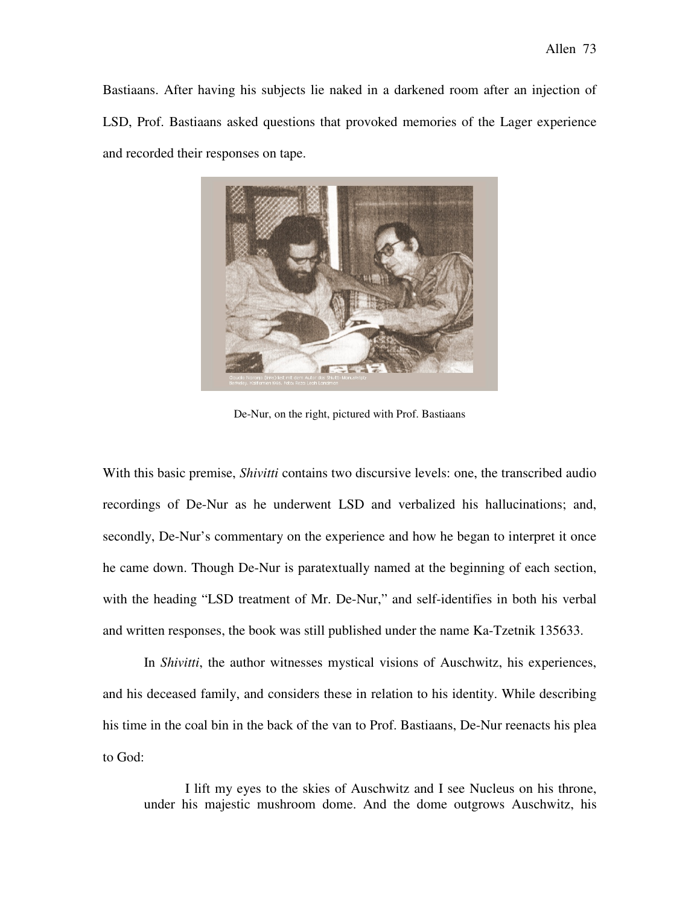Bastiaans. After having his subjects lie naked in a darkened room after an injection of LSD, Prof. Bastiaans asked questions that provoked memories of the Lager experience and recorded their responses on tape.

De-Nur, on the right, pictured with Prof. Bastiaans

With this basic premise, *Shivitti* contains two discursive levels: one, the transcribed audio recordings of De-Nur as he underwent LSD and verbalized his hallucinations; and, secondly, De-Nur's commentary on the experience and how he began to interpret it once he came down. Though De-Nur is paratextually named at the beginning of each section, with the heading "LSD treatment of Mr. De-Nur," and self-identifies in both his verbal and written responses, the book was still published under the name Ka-Tzetnik 135633.

In *Shivitti*, the author witnesses mystical visions of Auschwitz, his experiences, and his deceased family, and considers these in relation to his identity. While describing his time in the coal bin in the back of the van to Prof. Bastiaans, De-Nur reenacts his plea to God:

> I lift my eyes to the skies of Auschwitz and I see Nucleus on his throne, under his majestic mushroom dome. And the dome outgrows Auschwitz, his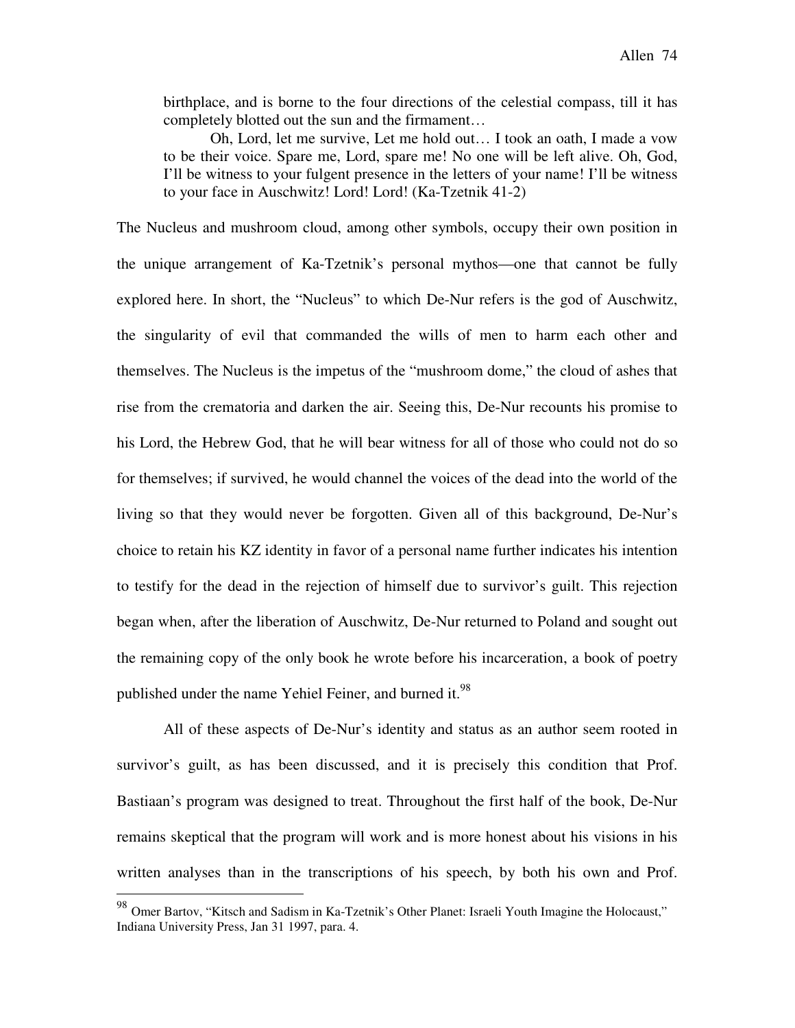> birthplace, and is borne to the four directions of the celestial compass, till it has completely blotted out the sun and the firmament…
>
> Oh, Lord, let me survive, Let me hold out… I took an oath, I made a vow to be their voice. Spare me, Lord, spare me! No one will be left alive. Oh, God, I'll be witness to your fulgent presence in the letters of your name! I'll be witness to your face in Auschwitz! Lord! Lord! (Ka-Tzetnik 41-2)

The Nucleus and mushroom cloud, among other symbols, occupy their own position in the unique arrangement of Ka-Tzetnik's personal mythos—one that cannot be fully explored here. In short, the "Nucleus" to which De-Nur refers is the god of Auschwitz, the singularity of evil that commanded the wills of men to harm each other and themselves. The Nucleus is the impetus of the "mushroom dome," the cloud of ashes that rise from the crematoria and darken the air. Seeing this, De-Nur recounts his promise to his Lord, the Hebrew God, that he will bear witness for all of those who could not do so for themselves; if survived, he would channel the voices of the dead into the world of the living so that they would never be forgotten. Given all of this background, De-Nur's choice to retain his KZ identity in favor of a personal name further indicates his intention to testify for the dead in the rejection of himself due to survivor's guilt. This rejection began when, after the liberation of Auschwitz, De-Nur returned to Poland and sought out the remaining copy of the only book he wrote before his incarceration, a book of poetry published under the name Yehiel Feiner, and burned it.[98]

All of these aspects of De-Nur's identity and status as an author seem rooted in survivor's guilt, as has been discussed, and it is precisely this condition that Prof. Bastiaan's program was designed to treat. Throughout the first half of the book, De-Nur remains skeptical that the program will work and is more honest about his visions in his written analyses than in the transcriptions of his speech, by both his own and Prof.

---

[98] Omer Bartov, "Kitsch and Sadism in Ka-Tzetnik's Other Planet: Israeli Youth Imagine the Holocaust," Indiana University Press, Jan 31 1997, para. 4.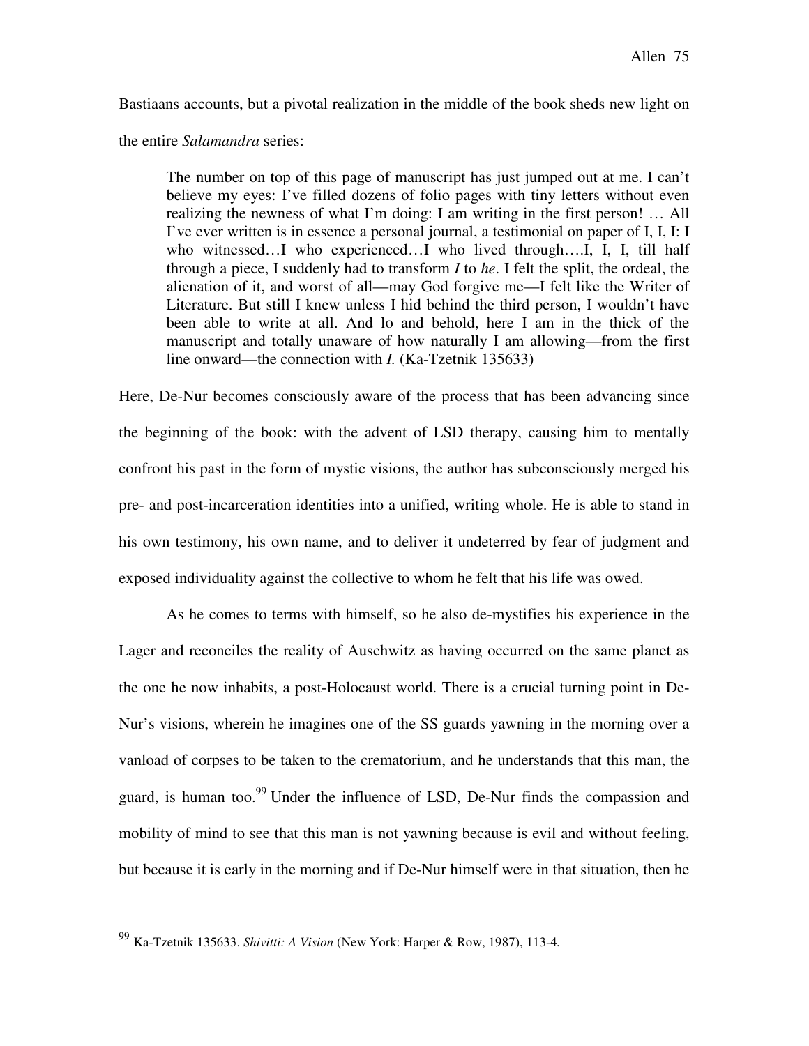Bastiaans accounts, but a pivotal realization in the middle of the book sheds new light on the entire *Salamandra* series:

> The number on top of this page of manuscript has just jumped out at me. I can't believe my eyes: I've filled dozens of folio pages with tiny letters without even realizing the newness of what I'm doing: I am writing in the first person! … All I've ever written is in essence a personal journal, a testimonial on paper of I, I, I: I who witnessed…I who experienced…I who lived through….I, I, I, till half through a piece, I suddenly had to transform *I* to *he*. I felt the split, the ordeal, the alienation of it, and worst of all—may God forgive me—I felt like the Writer of Literature. But still I knew unless I hid behind the third person, I wouldn't have been able to write at all. And lo and behold, here I am in the thick of the manuscript and totally unaware of how naturally I am allowing—from the first line onward—the connection with *I.* (Ka-Tzetnik 135633)

Here, De-Nur becomes consciously aware of the process that has been advancing since the beginning of the book: with the advent of LSD therapy, causing him to mentally confront his past in the form of mystic visions, the author has subconsciously merged his pre- and post-incarceration identities into a unified, writing whole. He is able to stand in his own testimony, his own name, and to deliver it undeterred by fear of judgment and exposed individuality against the collective to whom he felt that his life was owed.

As he comes to terms with himself, so he also de-mystifies his experience in the Lager and reconciles the reality of Auschwitz as having occurred on the same planet as the one he now inhabits, a post-Holocaust world. There is a crucial turning point in De-Nur's visions, wherein he imagines one of the SS guards yawning in the morning over a vanload of corpses to be taken to the crematorium, and he understands that this man, the guard, is human too.[99] Under the influence of LSD, De-Nur finds the compassion and mobility of mind to see that this man is not yawning because is evil and without feeling, but because it is early in the morning and if De-Nur himself were in that situation, then he

---

[99] Ka-Tzetnik 135633. *Shivitti: A Vision* (New York: Harper & Row, 1987), 113-4.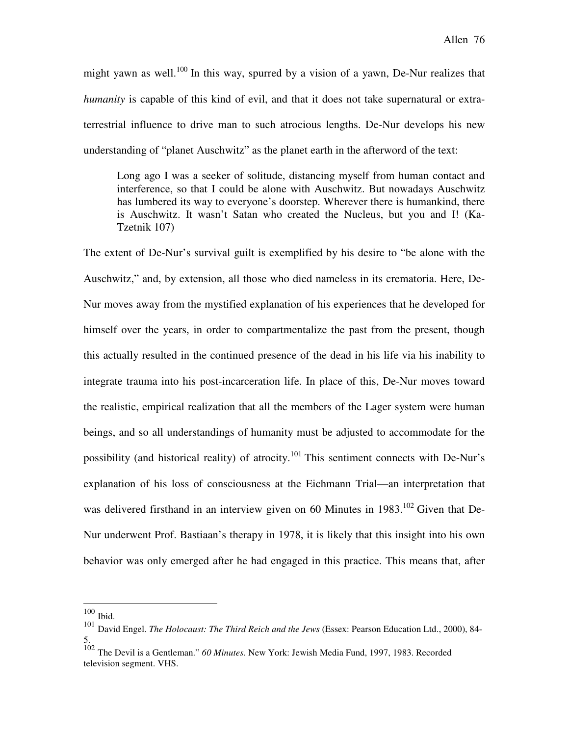might yawn as well.[100] In this way, spurred by a vision of a yawn, De-Nur realizes that *humanity* is capable of this kind of evil, and that it does not take supernatural or extra-terrestrial influence to drive man to such atrocious lengths. De-Nur develops his new understanding of "planet Auschwitz" as the planet earth in the afterword of the text:

> Long ago I was a seeker of solitude, distancing myself from human contact and interference, so that I could be alone with Auschwitz. But nowadays Auschwitz has lumbered its way to everyone's doorstep. Wherever there is humankind, there is Auschwitz. It wasn't Satan who created the Nucleus, but you and I! (Ka-Tzetnik 107)

The extent of De-Nur's survival guilt is exemplified by his desire to "be alone with the Auschwitz," and, by extension, all those who died nameless in its crematoria. Here, De-Nur moves away from the mystified explanation of his experiences that he developed for himself over the years, in order to compartmentalize the past from the present, though this actually resulted in the continued presence of the dead in his life via his inability to integrate trauma into his post-incarceration life. In place of this, De-Nur moves toward the realistic, empirical realization that all the members of the Lager system were human beings, and so all understandings of humanity must be adjusted to accommodate for the possibility (and historical reality) of atrocity.[101] This sentiment connects with De-Nur's explanation of his loss of consciousness at the Eichmann Trial—an interpretation that was delivered firsthand in an interview given on 60 Minutes in 1983.[102] Given that De-Nur underwent Prof. Bastiaan's therapy in 1978, it is likely that this insight into his own behavior was only emerged after he had engaged in this practice. This means that, after

---

[100] Ibid.

[101] David Engel. *The Holocaust: The Third Reich and the Jews* (Essex: Pearson Education Ltd., 2000), 84-5.

[102] The Devil is a Gentleman." *60 Minutes.* New York: Jewish Media Fund, 1997, 1983. Recorded television segment. VHS.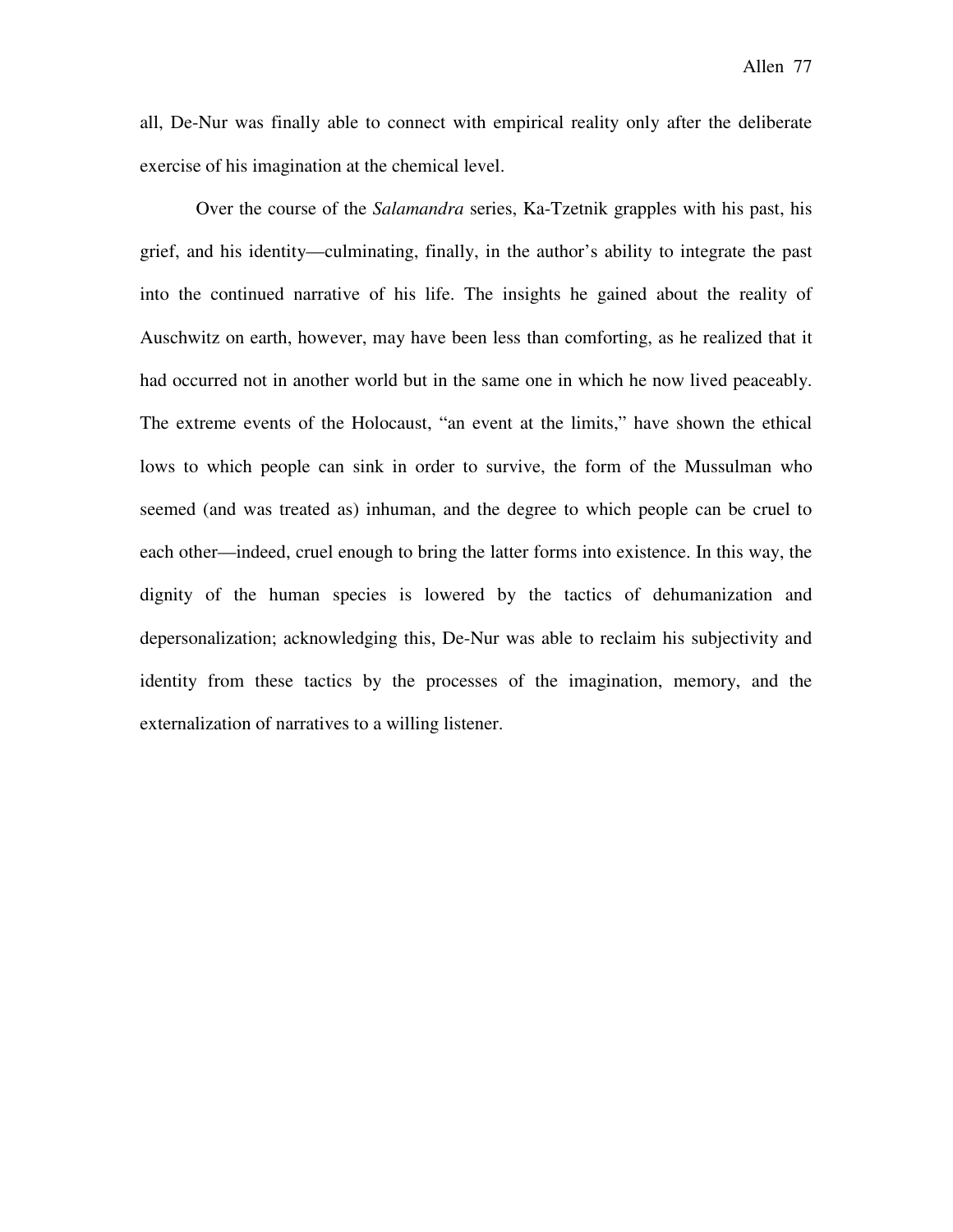all, De-Nur was finally able to connect with empirical reality only after the deliberate exercise of his imagination at the chemical level.

Over the course of the *Salamandra* series, Ka-Tzetnik grapples with his past, his grief, and his identity—culminating, finally, in the author's ability to integrate the past into the continued narrative of his life. The insights he gained about the reality of Auschwitz on earth, however, may have been less than comforting, as he realized that it had occurred not in another world but in the same one in which he now lived peaceably. The extreme events of the Holocaust, "an event at the limits," have shown the ethical lows to which people can sink in order to survive, the form of the Mussulman who seemed (and was treated as) inhuman, and the degree to which people can be cruel to each other—indeed, cruel enough to bring the latter forms into existence. In this way, the dignity of the human species is lowered by the tactics of dehumanization and depersonalization; acknowledging this, De-Nur was able to reclaim his subjectivity and identity from these tactics by the processes of the imagination, memory, and the externalization of narratives to a willing listener.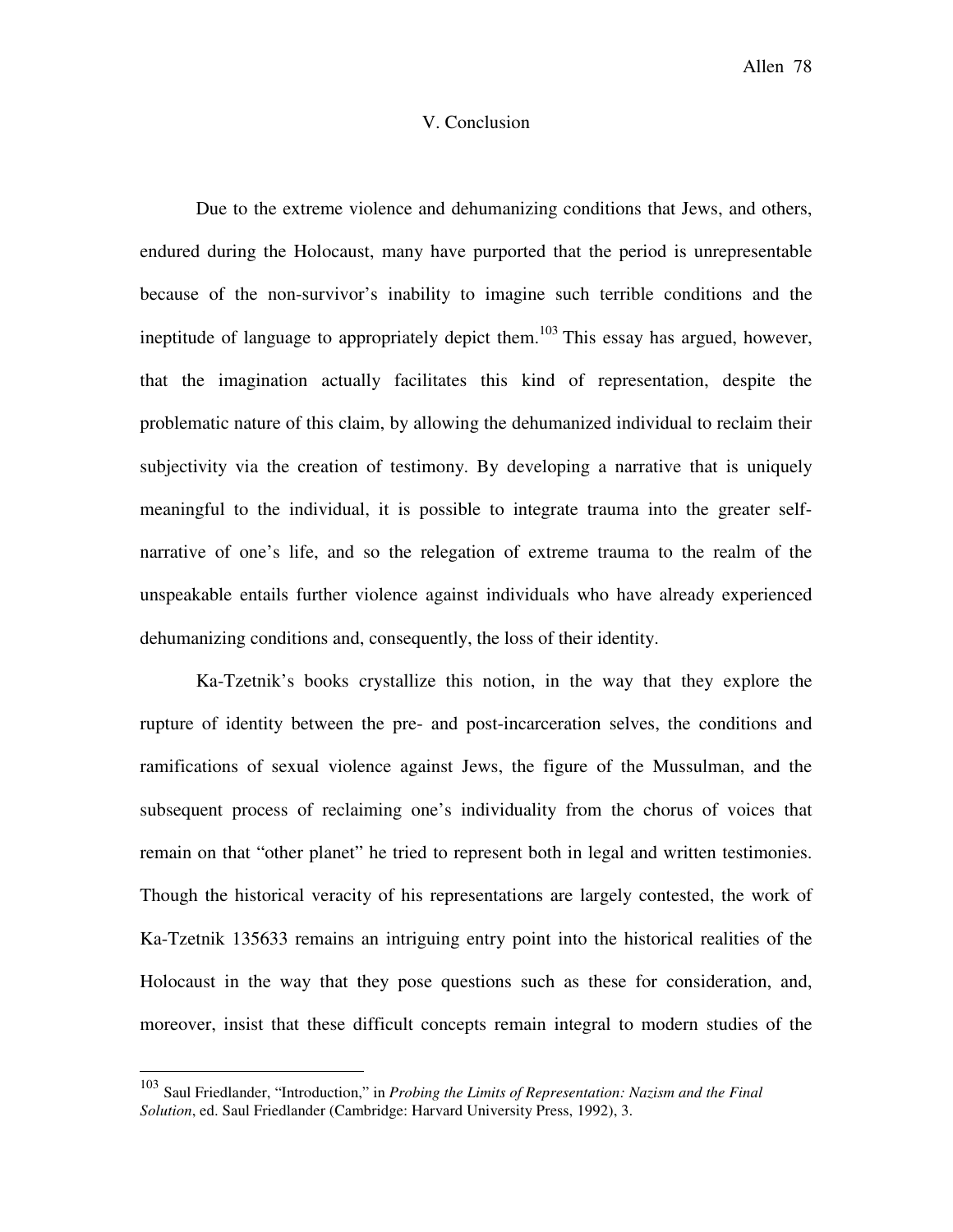## V. Conclusion

Due to the extreme violence and dehumanizing conditions that Jews, and others, endured during the Holocaust, many have purported that the period is unrepresentable because of the non-survivor's inability to imagine such terrible conditions and the ineptitude of language to appropriately depict them.[103] This essay has argued, however, that the imagination actually facilitates this kind of representation, despite the problematic nature of this claim, by allowing the dehumanized individual to reclaim their subjectivity via the creation of testimony. By developing a narrative that is uniquely meaningful to the individual, it is possible to integrate trauma into the greater self-narrative of one's life, and so the relegation of extreme trauma to the realm of the unspeakable entails further violence against individuals who have already experienced dehumanizing conditions and, consequently, the loss of their identity.

Ka-Tzetnik's books crystallize this notion, in the way that they explore the rupture of identity between the pre- and post-incarceration selves, the conditions and ramifications of sexual violence against Jews, the figure of the Mussulman, and the subsequent process of reclaiming one's individuality from the chorus of voices that remain on that "other planet" he tried to represent both in legal and written testimonies. Though the historical veracity of his representations are largely contested, the work of Ka-Tzetnik 135633 remains an intriguing entry point into the historical realities of the Holocaust in the way that they pose questions such as these for consideration, and, moreover, insist that these difficult concepts remain integral to modern studies of the

---

[103] Saul Friedlander, "Introduction," in *Probing the Limits of Representation: Nazism and the Final Solution*, ed. Saul Friedlander (Cambridge: Harvard University Press, 1992), 3.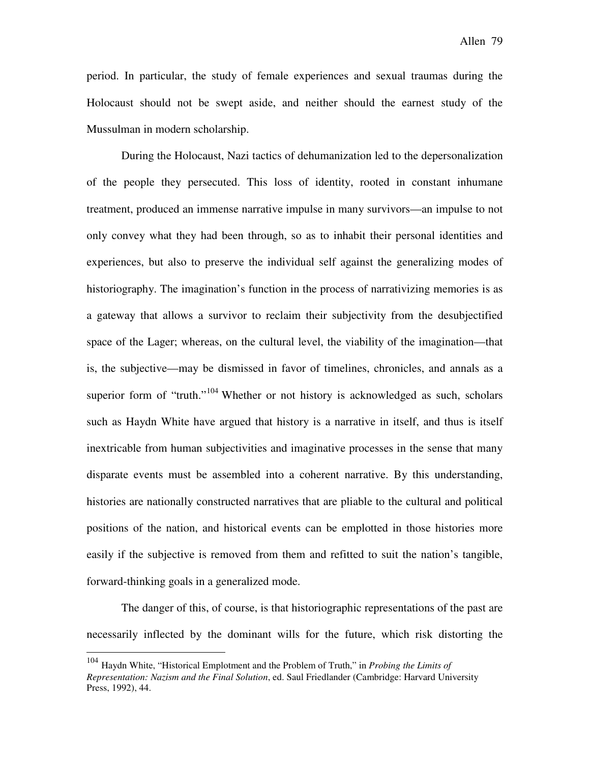period. In particular, the study of female experiences and sexual traumas during the Holocaust should not be swept aside, and neither should the earnest study of the Mussulman in modern scholarship.

During the Holocaust, Nazi tactics of dehumanization led to the depersonalization of the people they persecuted. This loss of identity, rooted in constant inhumane treatment, produced an immense narrative impulse in many survivors—an impulse to not only convey what they had been through, so as to inhabit their personal identities and experiences, but also to preserve the individual self against the generalizing modes of historiography. The imagination's function in the process of narrativizing memories is as a gateway that allows a survivor to reclaim their subjectivity from the desubjectified space of the Lager; whereas, on the cultural level, the viability of the imagination—that is, the subjective—may be dismissed in favor of timelines, chronicles, and annals as a superior form of "truth."[104] Whether or not history is acknowledged as such, scholars such as Haydn White have argued that history is a narrative in itself, and thus is itself inextricable from human subjectivities and imaginative processes in the sense that many disparate events must be assembled into a coherent narrative. By this understanding, histories are nationally constructed narratives that are pliable to the cultural and political positions of the nation, and historical events can be emplotted in those histories more easily if the subjective is removed from them and refitted to suit the nation's tangible, forward-thinking goals in a generalized mode.

The danger of this, of course, is that historiographic representations of the past are necessarily inflected by the dominant wills for the future, which risk distorting the

---

[104] Haydn White, "Historical Emplotment and the Problem of Truth," in *Probing the Limits of Representation: Nazism and the Final Solution*, ed. Saul Friedlander (Cambridge: Harvard University Press, 1992), 44.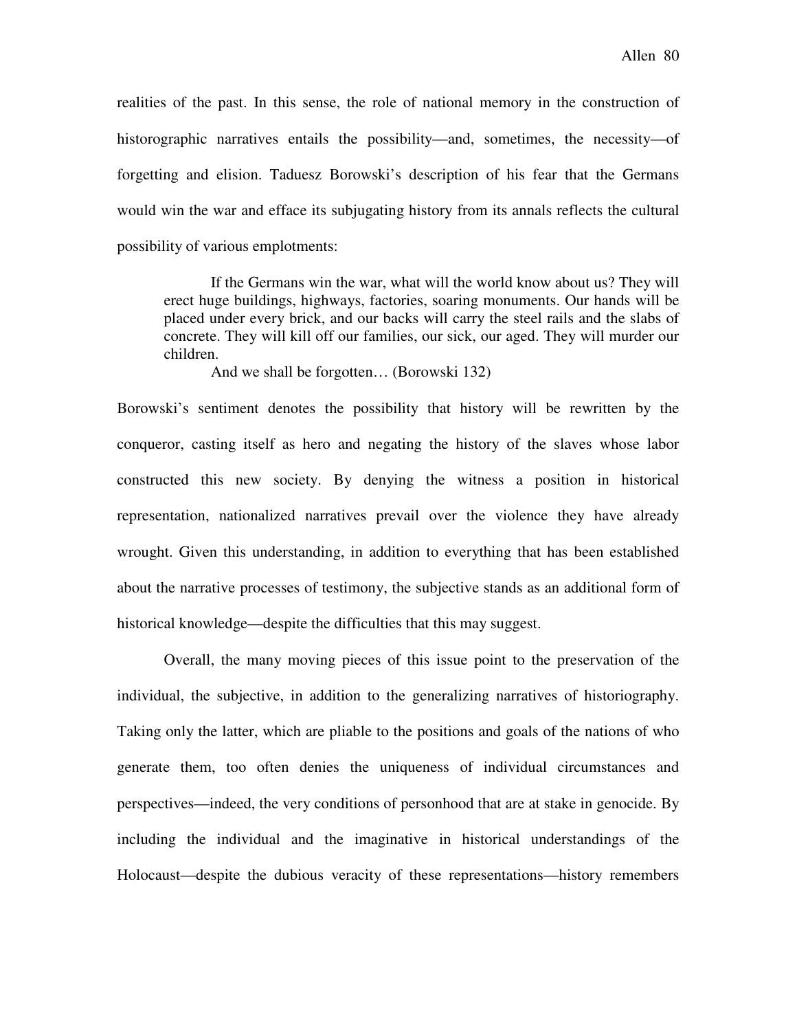realities of the past. In this sense, the role of national memory in the construction of historographic narratives entails the possibility—and, sometimes, the necessity—of forgetting and elision. Taduesz Borowski's description of his fear that the Germans would win the war and efface its subjugating history from its annals reflects the cultural possibility of various emplotments:

> If the Germans win the war, what will the world know about us? They will erect huge buildings, highways, factories, soaring monuments. Our hands will be placed under every brick, and our backs will carry the steel rails and the slabs of concrete. They will kill off our families, our sick, our aged. They will murder our children.
>
> And we shall be forgotten… (Borowski 132)

Borowski's sentiment denotes the possibility that history will be rewritten by the conqueror, casting itself as hero and negating the history of the slaves whose labor constructed this new society. By denying the witness a position in historical representation, nationalized narratives prevail over the violence they have already wrought. Given this understanding, in addition to everything that has been established about the narrative processes of testimony, the subjective stands as an additional form of historical knowledge—despite the difficulties that this may suggest.

Overall, the many moving pieces of this issue point to the preservation of the individual, the subjective, in addition to the generalizing narratives of historiography. Taking only the latter, which are pliable to the positions and goals of the nations of who generate them, too often denies the uniqueness of individual circumstances and perspectives—indeed, the very conditions of personhood that are at stake in genocide. By including the individual and the imaginative in historical understandings of the Holocaust—despite the dubious veracity of these representations—history remembers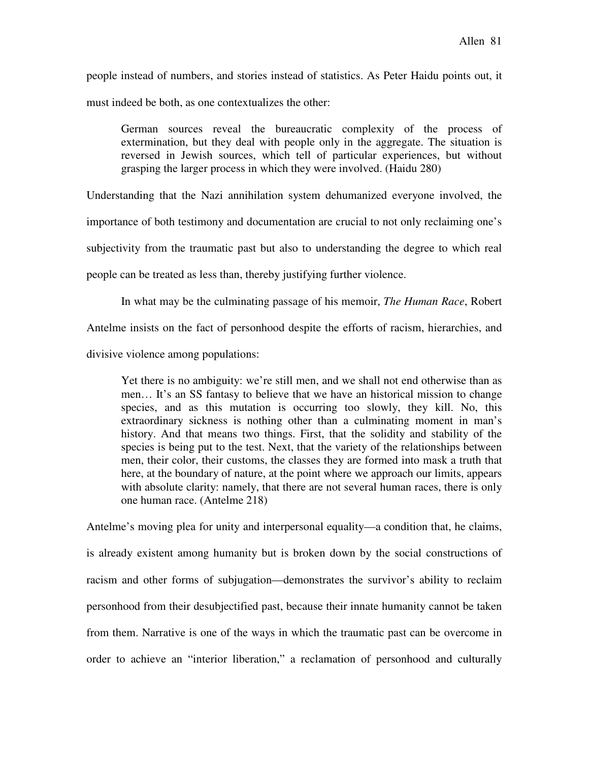people instead of numbers, and stories instead of statistics. As Peter Haidu points out, it must indeed be both, as one contextualizes the other:

> German sources reveal the bureaucratic complexity of the process of extermination, but they deal with people only in the aggregate. The situation is reversed in Jewish sources, which tell of particular experiences, but without grasping the larger process in which they were involved. (Haidu 280)

Understanding that the Nazi annihilation system dehumanized everyone involved, the importance of both testimony and documentation are crucial to not only reclaiming one's subjectivity from the traumatic past but also to understanding the degree to which real people can be treated as less than, thereby justifying further violence.

In what may be the culminating passage of his memoir, *The Human Race*, Robert Antelme insists on the fact of personhood despite the efforts of racism, hierarchies, and divisive violence among populations:

> Yet there is no ambiguity: we're still men, and we shall not end otherwise than as men… It's an SS fantasy to believe that we have an historical mission to change species, and as this mutation is occurring too slowly, they kill. No, this extraordinary sickness is nothing other than a culminating moment in man's history. And that means two things. First, that the solidity and stability of the species is being put to the test. Next, that the variety of the relationships between men, their color, their customs, the classes they are formed into mask a truth that here, at the boundary of nature, at the point where we approach our limits, appears with absolute clarity: namely, that there are not several human races, there is only one human race. (Antelme 218)

Antelme's moving plea for unity and interpersonal equality—a condition that, he claims, is already existent among humanity but is broken down by the social constructions of racism and other forms of subjugation—demonstrates the survivor's ability to reclaim personhood from their desubjectified past, because their innate humanity cannot be taken from them. Narrative is one of the ways in which the traumatic past can be overcome in order to achieve an "interior liberation," a reclamation of personhood and culturally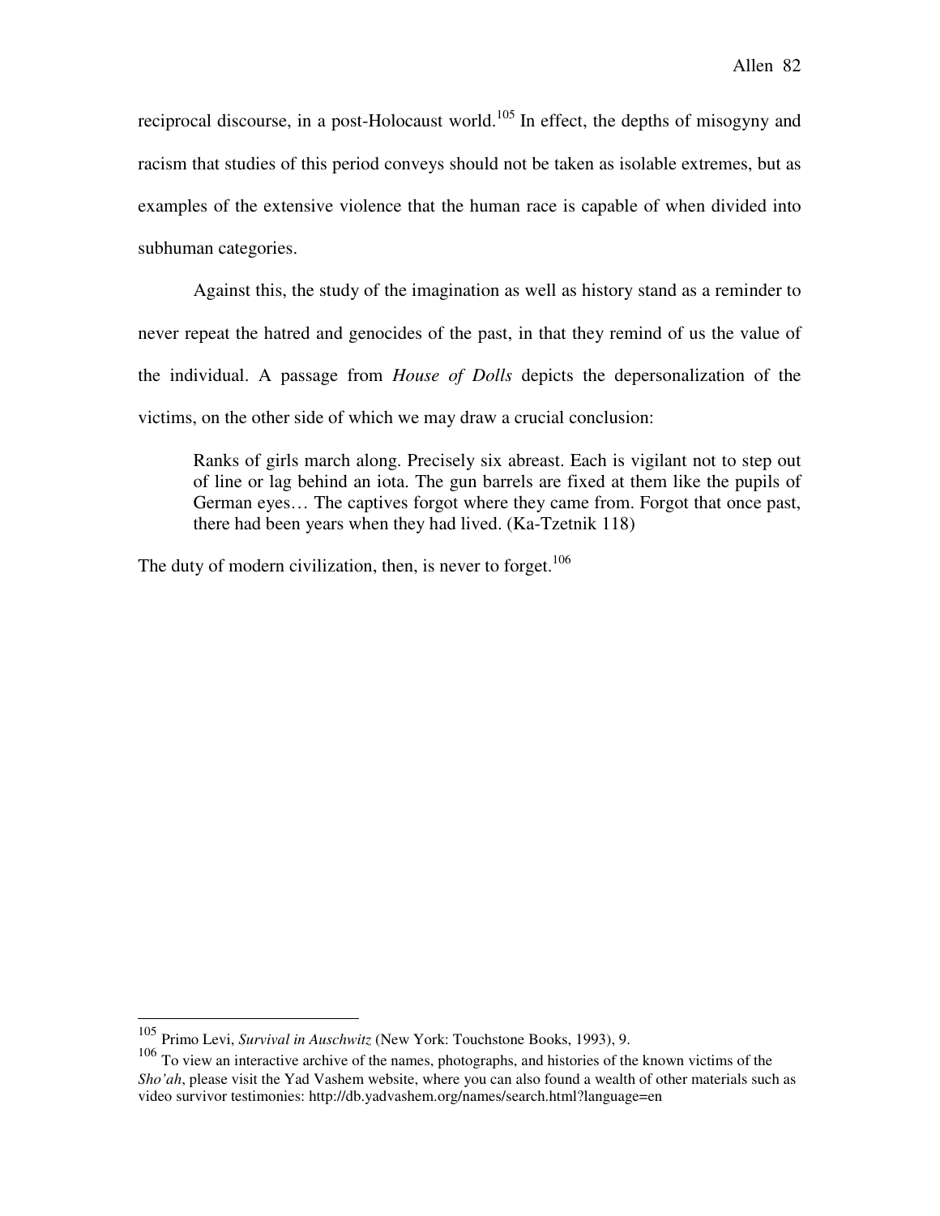reciprocal discourse, in a post-Holocaust world.[105] In effect, the depths of misogyny and racism that studies of this period conveys should not be taken as isolable extremes, but as examples of the extensive violence that the human race is capable of when divided into subhuman categories.

Against this, the study of the imagination as well as history stand as a reminder to never repeat the hatred and genocides of the past, in that they remind of us the value of the individual. A passage from *House of Dolls* depicts the depersonalization of the victims, on the other side of which we may draw a crucial conclusion:

> Ranks of girls march along. Precisely six abreast. Each is vigilant not to step out of line or lag behind an iota. The gun barrels are fixed at them like the pupils of German eyes… The captives forgot where they came from. Forgot that once past, there had been years when they had lived. (Ka-Tzetnik 118)

The duty of modern civilization, then, is never to forget.[106]

---

[105] Primo Levi, *Survival in Auschwitz* (New York: Touchstone Books, 1993), 9.

[106] To view an interactive archive of the names, photographs, and histories of the known victims of the *Sho'ah*, please visit the Yad Vashem website, where you can also found a wealth of other materials such as video survivor testimonies: http://db.yadvashem.org/names/search.html?language=en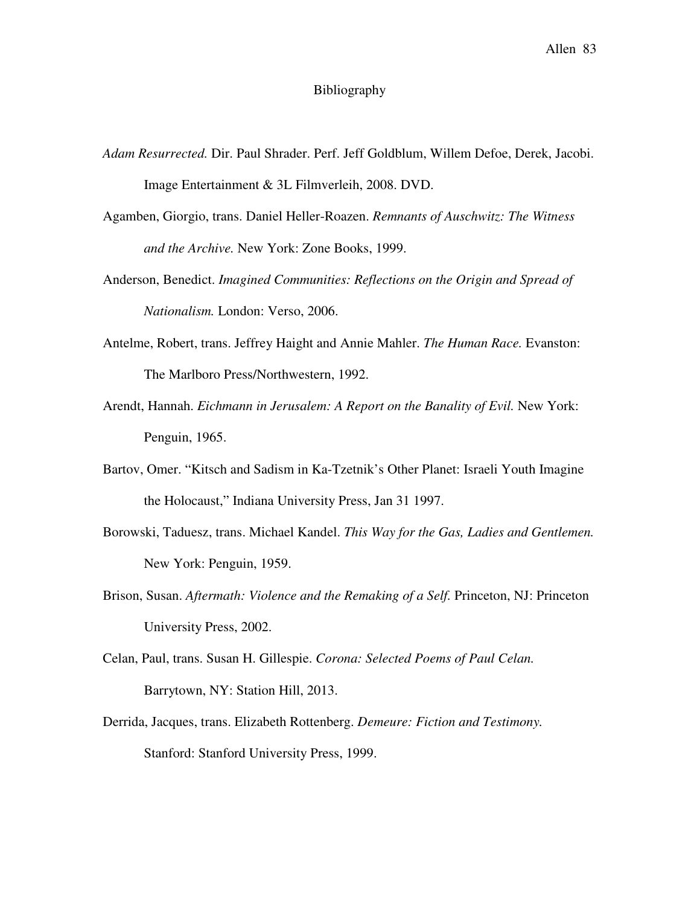# Bibliography

*Adam Resurrected.* Dir. Paul Shrader. Perf. Jeff Goldblum, Willem Defoe, Derek, Jacobi. Image Entertainment & 3L Filmverleih, 2008. DVD.

Agamben, Giorgio, trans. Daniel Heller-Roazen. *Remnants of Auschwitz: The Witness and the Archive.* New York: Zone Books, 1999.

Anderson, Benedict. *Imagined Communities: Reflections on the Origin and Spread of Nationalism.* London: Verso, 2006.

Antelme, Robert, trans. Jeffrey Haight and Annie Mahler. *The Human Race.* Evanston: The Marlboro Press/Northwestern, 1992.

Arendt, Hannah. *Eichmann in Jerusalem: A Report on the Banality of Evil.* New York: Penguin, 1965.

Bartov, Omer. "Kitsch and Sadism in Ka-Tzetnik's Other Planet: Israeli Youth Imagine the Holocaust," Indiana University Press, Jan 31 1997.

Borowski, Taduesz, trans. Michael Kandel. *This Way for the Gas, Ladies and Gentlemen.* New York: Penguin, 1959.

Brison, Susan. *Aftermath: Violence and the Remaking of a Self.* Princeton, NJ: Princeton University Press, 2002.

Celan, Paul, trans. Susan H. Gillespie. *Corona: Selected Poems of Paul Celan.* Barrytown, NY: Station Hill, 2013.

Derrida, Jacques, trans. Elizabeth Rottenberg. *Demeure: Fiction and Testimony.* Stanford: Stanford University Press, 1999.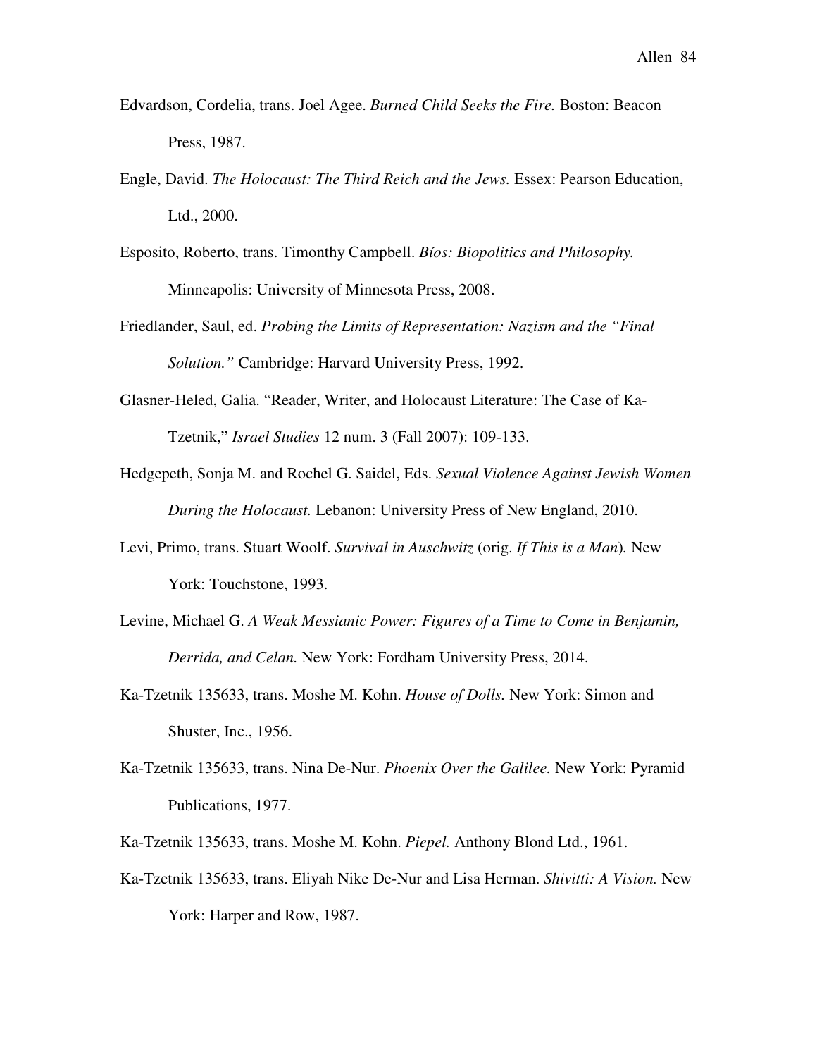Edvardson, Cordelia, trans. Joel Agee. *Burned Child Seeks the Fire.* Boston: Beacon Press, 1987.

Engle, David. *The Holocaust: The Third Reich and the Jews.* Essex: Pearson Education, Ltd., 2000.

Esposito, Roberto, trans. Timonthy Campbell. *Bíos: Biopolitics and Philosophy.* Minneapolis: University of Minnesota Press, 2008.

Friedlander, Saul, ed. *Probing the Limits of Representation: Nazism and the "Final Solution."* Cambridge: Harvard University Press, 1992.

Glasner-Heled, Galia. "Reader, Writer, and Holocaust Literature: The Case of Ka-Tzetnik," *Israel Studies* 12 num. 3 (Fall 2007): 109-133.

Hedgepeth, Sonja M. and Rochel G. Saidel, Eds. *Sexual Violence Against Jewish Women During the Holocaust.* Lebanon: University Press of New England, 2010.

Levi, Primo, trans. Stuart Woolf. *Survival in Auschwitz* (orig. *If This is a Man*)*.* New York: Touchstone, 1993.

Levine, Michael G. *A Weak Messianic Power: Figures of a Time to Come in Benjamin, Derrida, and Celan.* New York: Fordham University Press, 2014.

Ka-Tzetnik 135633, trans. Moshe M. Kohn. *House of Dolls.* New York: Simon and Shuster, Inc., 1956.

Ka-Tzetnik 135633, trans. Nina De-Nur. *Phoenix Over the Galilee.* New York: Pyramid Publications, 1977.

Ka-Tzetnik 135633, trans. Moshe M. Kohn. *Piepel.* Anthony Blond Ltd., 1961.

Ka-Tzetnik 135633, trans. Eliyah Nike De-Nur and Lisa Herman. *Shivitti: A Vision.* New York: Harper and Row, 1987.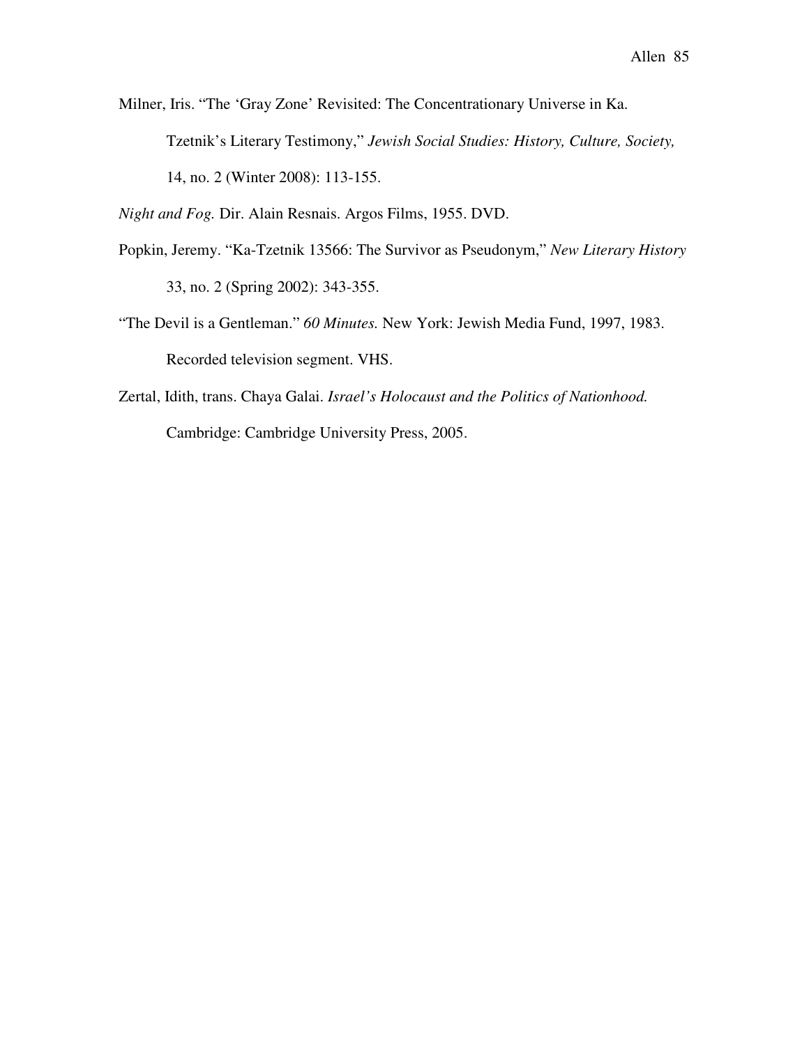Milner, Iris. "The 'Gray Zone' Revisited: The Concentrationary Universe in Ka. Tzetnik's Literary Testimony," *Jewish Social Studies: History, Culture, Society,* 14, no. 2 (Winter 2008): 113-155.

*Night and Fog.* Dir. Alain Resnais. Argos Films, 1955. DVD.

Popkin, Jeremy. "Ka-Tzetnik 13566: The Survivor as Pseudonym," *New Literary History* 33, no. 2 (Spring 2002): 343-355.

"The Devil is a Gentleman." *60 Minutes.* New York: Jewish Media Fund, 1997, 1983. Recorded television segment. VHS.

Zertal, Idith, trans. Chaya Galai. *Israel's Holocaust and the Politics of Nationhood.* Cambridge: Cambridge University Press, 2005.